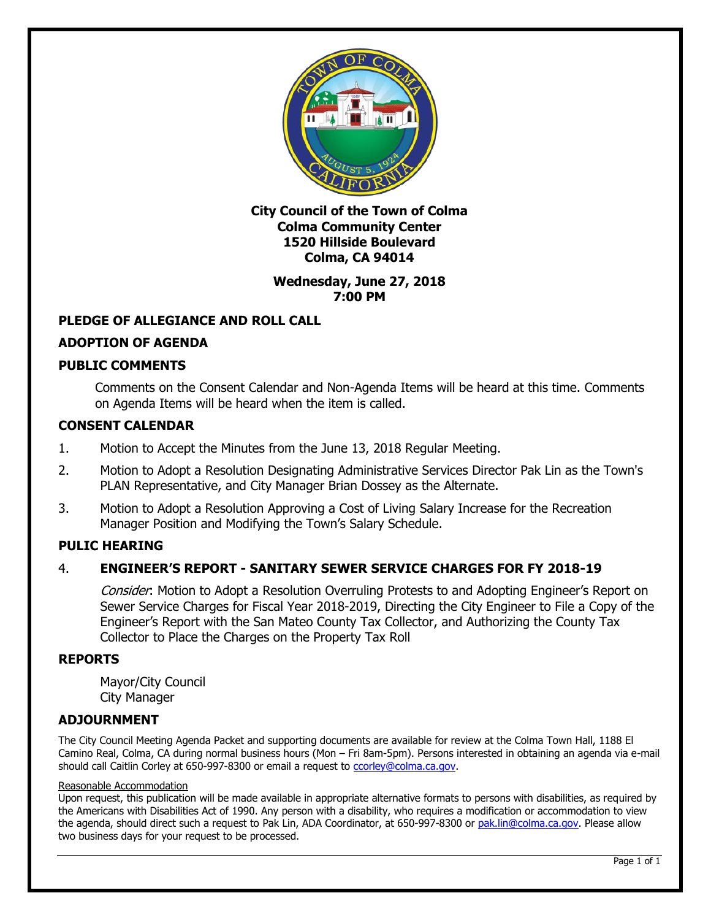**City Council of the Town of Colma**
**Colma Community Center**
**1520 Hillside Boulevard**
**Colma, CA 94014**

**Wednesday, June 27, 2018**
**7:00 PM**

## PLEDGE OF ALLEGIANCE AND ROLL CALL

## ADOPTION OF AGENDA

## PUBLIC COMMENTS

Comments on the Consent Calendar and Non-Agenda Items will be heard at this time. Comments on Agenda Items will be heard when the item is called.

## CONSENT CALENDAR

1. Motion to Accept the Minutes from the June 13, 2018 Regular Meeting.
2. Motion to Adopt a Resolution Designating Administrative Services Director Pak Lin as the Town's PLAN Representative, and City Manager Brian Dossey as the Alternate.
3. Motion to Adopt a Resolution Approving a Cost of Living Salary Increase for the Recreation Manager Position and Modifying the Town's Salary Schedule.

## PULIC HEARING

4. **ENGINEER'S REPORT - SANITARY SEWER SERVICE CHARGES FOR FY 2018-19**

   *Consider*: Motion to Adopt a Resolution Overruling Protests to and Adopting Engineer's Report on Sewer Service Charges for Fiscal Year 2018-2019, Directing the City Engineer to File a Copy of the Engineer's Report with the San Mateo County Tax Collector, and Authorizing the County Tax Collector to Place the Charges on the Property Tax Roll

## REPORTS

Mayor/City Council
City Manager

## ADJOURNMENT

The City Council Meeting Agenda Packet and supporting documents are available for review at the Colma Town Hall, 1188 El Camino Real, Colma, CA during normal business hours (Mon – Fri 8am-5pm). Persons interested in obtaining an agenda via e-mail should call Caitlin Corley at 650-997-8300 or email a request to ccorley@colma.ca.gov.

Reasonable Accommodation
Upon request, this publication will be made available in appropriate alternative formats to persons with disabilities, as required by the Americans with Disabilities Act of 1990. Any person with a disability, who requires a modification or accommodation to view the agenda, should direct such a request to Pak Lin, ADA Coordinator, at 650-997-8300 or pak.lin@colma.ca.gov. Please allow two business days for your request to be processed.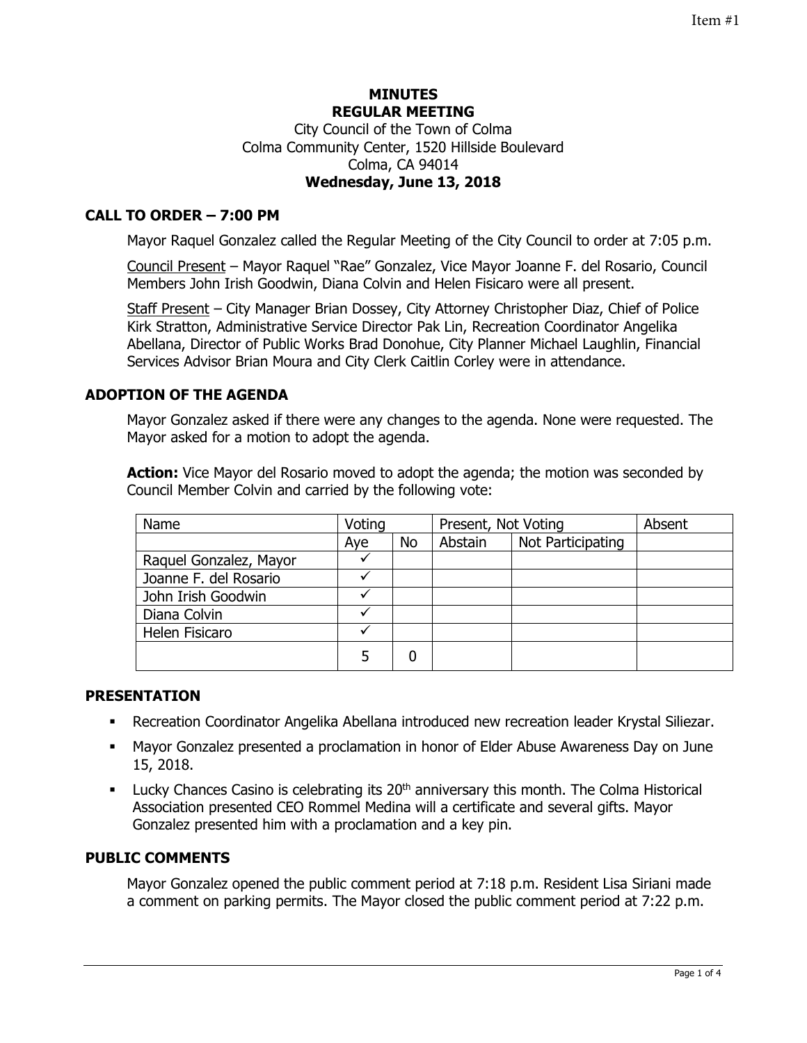Item #1

# MINUTES
## REGULAR MEETING

City Council of the Town of Colma
Colma Community Center, 1520 Hillside Boulevard
Colma, CA 94014
**Wednesday, June 13, 2018**

## CALL TO ORDER – 7:00 PM

Mayor Raquel Gonzalez called the Regular Meeting of the City Council to order at 7:05 p.m.

Council Present – Mayor Raquel "Rae" Gonzalez, Vice Mayor Joanne F. del Rosario, Council Members John Irish Goodwin, Diana Colvin and Helen Fisicaro were all present.

Staff Present – City Manager Brian Dossey, City Attorney Christopher Diaz, Chief of Police Kirk Stratton, Administrative Service Director Pak Lin, Recreation Coordinator Angelika Abellana, Director of Public Works Brad Donohue, City Planner Michael Laughlin, Financial Services Advisor Brian Moura and City Clerk Caitlin Corley were in attendance.

## ADOPTION OF THE AGENDA

Mayor Gonzalez asked if there were any changes to the agenda. None were requested. The Mayor asked for a motion to adopt the agenda.

**Action:** Vice Mayor del Rosario moved to adopt the agenda; the motion was seconded by Council Member Colvin and carried by the following vote:

| Name | Voting | | Present, Not Voting | | Absent |
|---|---|---|---|---|---|
| | Aye | No | Abstain | Not Participating | |
| Raquel Gonzalez, Mayor | ✓ | | | | |
| Joanne F. del Rosario | ✓ | | | | |
| John Irish Goodwin | ✓ | | | | |
| Diana Colvin | ✓ | | | | |
| Helen Fisicaro | ✓ | | | | |
| | 5 | 0 | | | |

## PRESENTATION

- Recreation Coordinator Angelika Abellana introduced new recreation leader Krystal Siliezar.
- Mayor Gonzalez presented a proclamation in honor of Elder Abuse Awareness Day on June 15, 2018.
- Lucky Chances Casino is celebrating its 20th anniversary this month. The Colma Historical Association presented CEO Rommel Medina will a certificate and several gifts. Mayor Gonzalez presented him with a proclamation and a key pin.

## PUBLIC COMMENTS

Mayor Gonzalez opened the public comment period at 7:18 p.m. Resident Lisa Siriani made a comment on parking permits. The Mayor closed the public comment period at 7:22 p.m.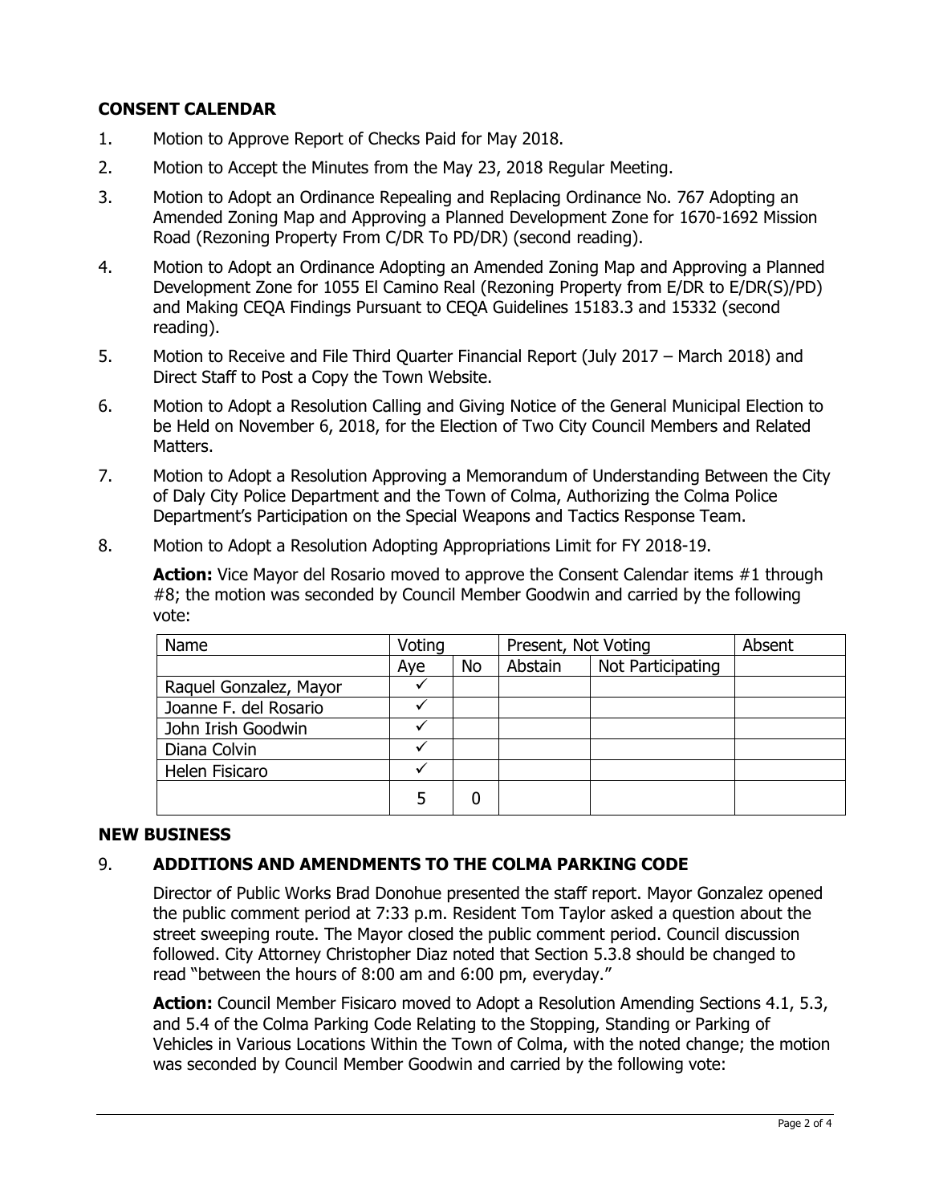## CONSENT CALENDAR

1. Motion to Approve Report of Checks Paid for May 2018.
2. Motion to Accept the Minutes from the May 23, 2018 Regular Meeting.
3. Motion to Adopt an Ordinance Repealing and Replacing Ordinance No. 767 Adopting an Amended Zoning Map and Approving a Planned Development Zone for 1670-1692 Mission Road (Rezoning Property From C/DR To PD/DR) (second reading).
4. Motion to Adopt an Ordinance Adopting an Amended Zoning Map and Approving a Planned Development Zone for 1055 El Camino Real (Rezoning Property from E/DR to E/DR(S)/PD) and Making CEQA Findings Pursuant to CEQA Guidelines 15183.3 and 15332 (second reading).
5. Motion to Receive and File Third Quarter Financial Report (July 2017 – March 2018) and Direct Staff to Post a Copy the Town Website.
6. Motion to Adopt a Resolution Calling and Giving Notice of the General Municipal Election to be Held on November 6, 2018, for the Election of Two City Council Members and Related Matters.
7. Motion to Adopt a Resolution Approving a Memorandum of Understanding Between the City of Daly City Police Department and the Town of Colma, Authorizing the Colma Police Department's Participation on the Special Weapons and Tactics Response Team.
8. Motion to Adopt a Resolution Adopting Appropriations Limit for FY 2018-19.

   **Action:** Vice Mayor del Rosario moved to approve the Consent Calendar items #1 through #8; the motion was seconded by Council Member Goodwin and carried by the following vote:

| Name | Voting | | Present, Not Voting | | Absent |
|---|---|---|---|---|---|
| | Aye | No | Abstain | Not Participating | |
| Raquel Gonzalez, Mayor | ✓ | | | | |
| Joanne F. del Rosario | ✓ | | | | |
| John Irish Goodwin | ✓ | | | | |
| Diana Colvin | ✓ | | | | |
| Helen Fisicaro | ✓ | | | | |
| | 5 | 0 | | | |

## NEW BUSINESS

### 9. ADDITIONS AND AMENDMENTS TO THE COLMA PARKING CODE

Director of Public Works Brad Donohue presented the staff report. Mayor Gonzalez opened the public comment period at 7:33 p.m. Resident Tom Taylor asked a question about the street sweeping route. The Mayor closed the public comment period. Council discussion followed. City Attorney Christopher Diaz noted that Section 5.3.8 should be changed to read "between the hours of 8:00 am and 6:00 pm, everyday."

**Action:** Council Member Fisicaro moved to Adopt a Resolution Amending Sections 4.1, 5.3, and 5.4 of the Colma Parking Code Relating to the Stopping, Standing or Parking of Vehicles in Various Locations Within the Town of Colma, with the noted change; the motion was seconded by Council Member Goodwin and carried by the following vote: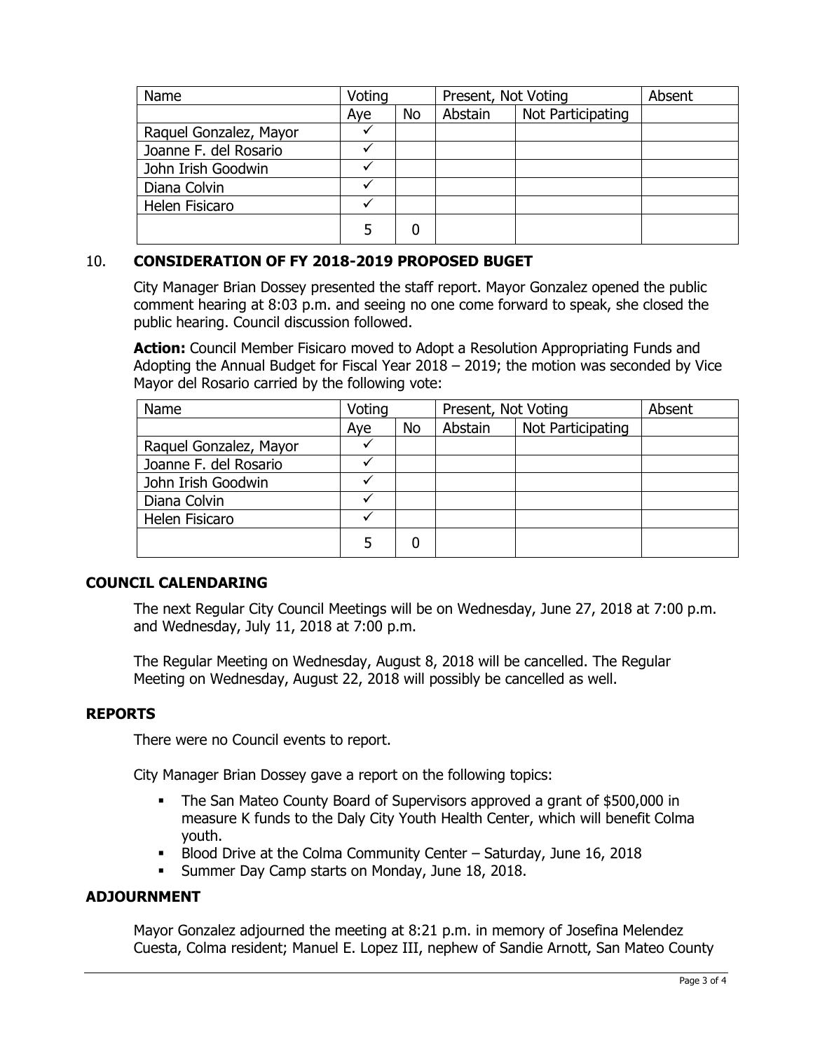| Name | Voting | | Present, Not Voting | | Absent |
|---|---|---|---|---|---|
| | Aye | No | Abstain | Not Participating | |
| Raquel Gonzalez, Mayor | ✓ | | | | |
| Joanne F. del Rosario | ✓ | | | | |
| John Irish Goodwin | ✓ | | | | |
| Diana Colvin | ✓ | | | | |
| Helen Fisicaro | ✓ | | | | |
| | 5 | 0 | | | |

## 10. CONSIDERATION OF FY 2018-2019 PROPOSED BUGET

City Manager Brian Dossey presented the staff report. Mayor Gonzalez opened the public comment hearing at 8:03 p.m. and seeing no one come forward to speak, she closed the public hearing. Council discussion followed.

**Action:** Council Member Fisicaro moved to Adopt a Resolution Appropriating Funds and Adopting the Annual Budget for Fiscal Year 2018 – 2019; the motion was seconded by Vice Mayor del Rosario carried by the following vote:

| Name | Voting | | Present, Not Voting | | Absent |
|---|---|---|---|---|---|
| | Aye | No | Abstain | Not Participating | |
| Raquel Gonzalez, Mayor | ✓ | | | | |
| Joanne F. del Rosario | ✓ | | | | |
| John Irish Goodwin | ✓ | | | | |
| Diana Colvin | ✓ | | | | |
| Helen Fisicaro | ✓ | | | | |
| | 5 | 0 | | | |

## COUNCIL CALENDARING

The next Regular City Council Meetings will be on Wednesday, June 27, 2018 at 7:00 p.m. and Wednesday, July 11, 2018 at 7:00 p.m.

The Regular Meeting on Wednesday, August 8, 2018 will be cancelled. The Regular Meeting on Wednesday, August 22, 2018 will possibly be cancelled as well.

## REPORTS

There were no Council events to report.

City Manager Brian Dossey gave a report on the following topics:

- The San Mateo County Board of Supervisors approved a grant of $500,000 in measure K funds to the Daly City Youth Health Center, which will benefit Colma youth.
- Blood Drive at the Colma Community Center – Saturday, June 16, 2018
- Summer Day Camp starts on Monday, June 18, 2018.

## ADJOURNMENT

Mayor Gonzalez adjourned the meeting at 8:21 p.m. in memory of Josefina Melendez Cuesta, Colma resident; Manuel E. Lopez III, nephew of Sandie Arnott, San Mateo County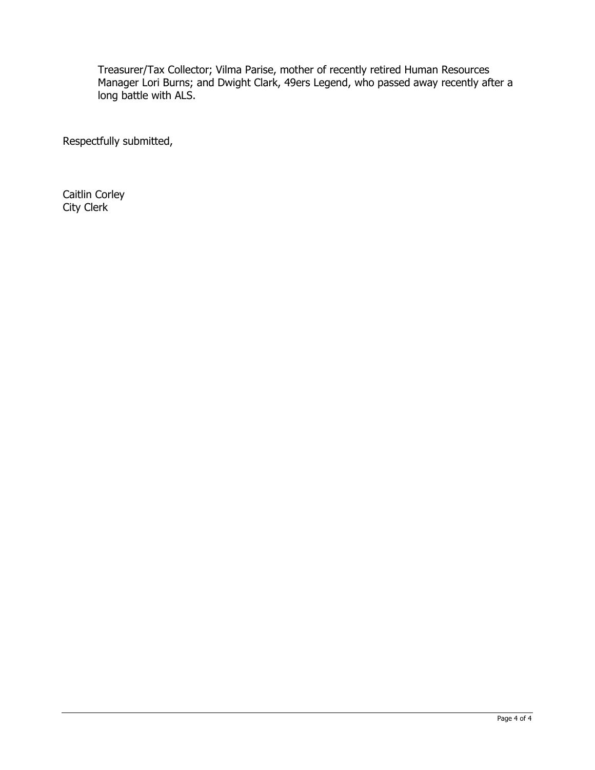Treasurer/Tax Collector; Vilma Parise, mother of recently retired Human Resources Manager Lori Burns; and Dwight Clark, 49ers Legend, who passed away recently after a long battle with ALS.

Respectfully submitted,

Caitlin Corley  
City Clerk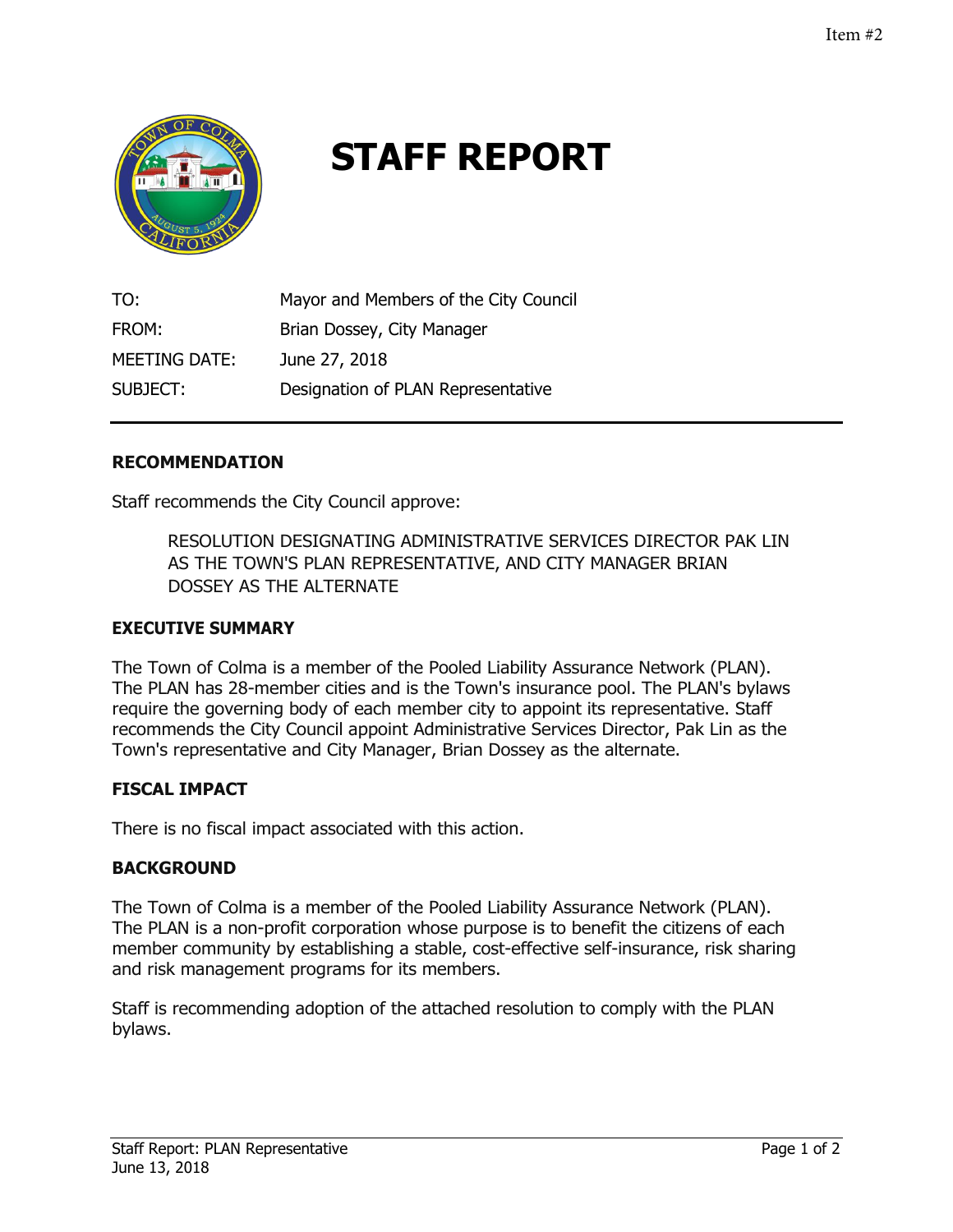Item #2

# STAFF REPORT

TO: Mayor and Members of the City Council

FROM: Brian Dossey, City Manager

MEETING DATE: June 27, 2018

SUBJECT: Designation of PLAN Representative

---

## RECOMMENDATION

Staff recommends the City Council approve:

> RESOLUTION DESIGNATING ADMINISTRATIVE SERVICES DIRECTOR PAK LIN AS THE TOWN'S PLAN REPRESENTATIVE, AND CITY MANAGER BRIAN DOSSEY AS THE ALTERNATE

## EXECUTIVE SUMMARY

The Town of Colma is a member of the Pooled Liability Assurance Network (PLAN). The PLAN has 28-member cities and is the Town's insurance pool. The PLAN's bylaws require the governing body of each member city to appoint its representative. Staff recommends the City Council appoint Administrative Services Director, Pak Lin as the Town's representative and City Manager, Brian Dossey as the alternate.

## FISCAL IMPACT

There is no fiscal impact associated with this action.

## BACKGROUND

The Town of Colma is a member of the Pooled Liability Assurance Network (PLAN). The PLAN is a non-profit corporation whose purpose is to benefit the citizens of each member community by establishing a stable, cost-effective self-insurance, risk sharing and risk management programs for its members.

Staff is recommending adoption of the attached resolution to comply with the PLAN bylaws.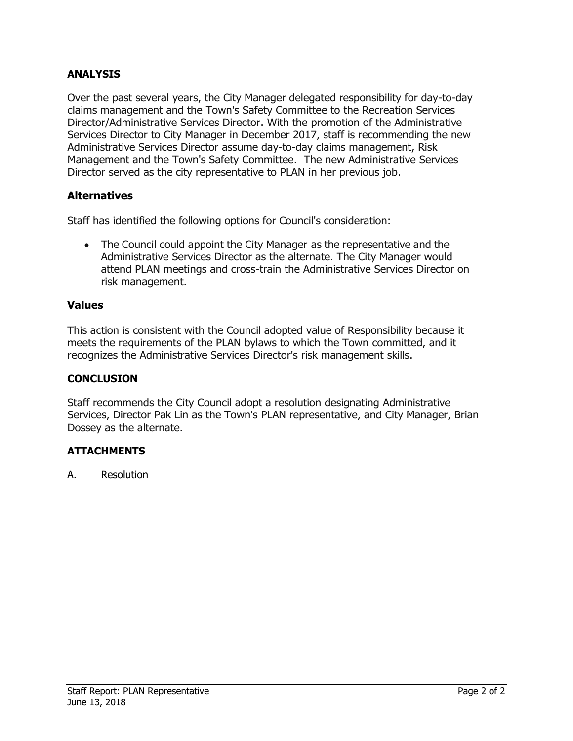## ANALYSIS

Over the past several years, the City Manager delegated responsibility for day-to-day claims management and the Town's Safety Committee to the Recreation Services Director/Administrative Services Director. With the promotion of the Administrative Services Director to City Manager in December 2017, staff is recommending the new Administrative Services Director assume day-to-day claims management, Risk Management and the Town's Safety Committee. The new Administrative Services Director served as the city representative to PLAN in her previous job.

### Alternatives

Staff has identified the following options for Council's consideration:

- The Council could appoint the City Manager as the representative and the Administrative Services Director as the alternate. The City Manager would attend PLAN meetings and cross-train the Administrative Services Director on risk management.

### Values

This action is consistent with the Council adopted value of Responsibility because it meets the requirements of the PLAN bylaws to which the Town committed, and it recognizes the Administrative Services Director's risk management skills.

## CONCLUSION

Staff recommends the City Council adopt a resolution designating Administrative Services, Director Pak Lin as the Town's PLAN representative, and City Manager, Brian Dossey as the alternate.

## ATTACHMENTS

A. Resolution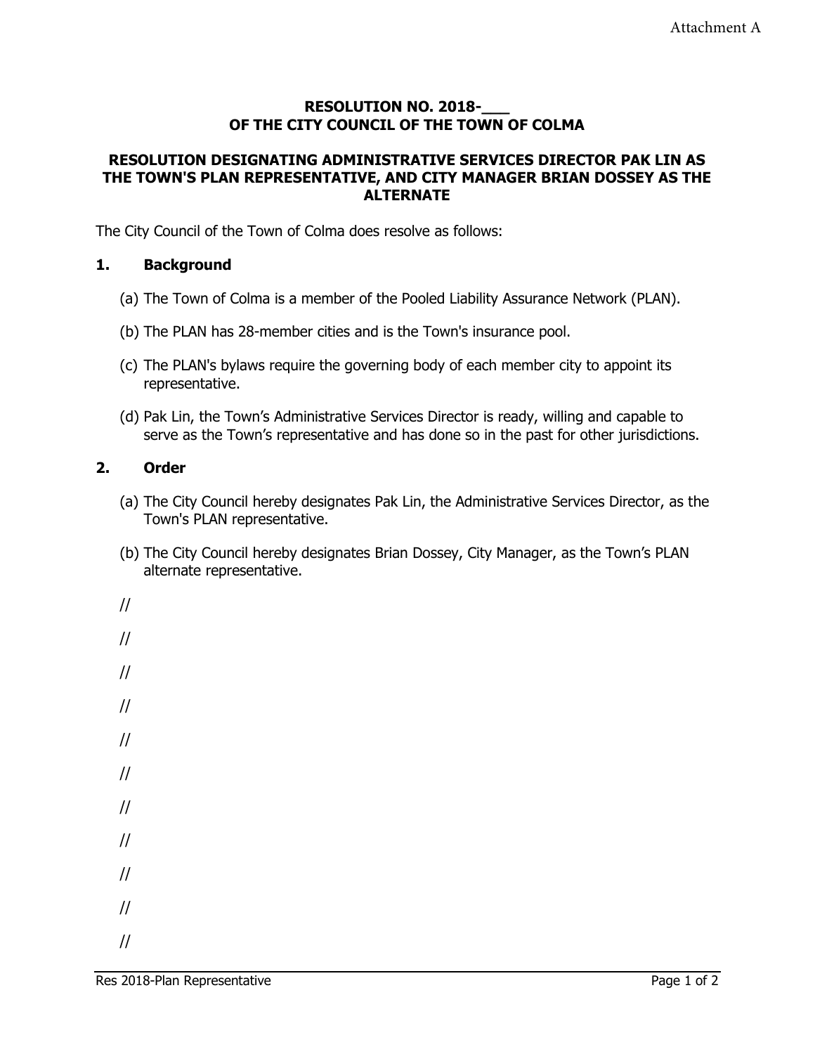Attachment A

**RESOLUTION NO. 2018-___**
**OF THE CITY COUNCIL OF THE TOWN OF COLMA**

**RESOLUTION DESIGNATING ADMINISTRATIVE SERVICES DIRECTOR PAK LIN AS THE TOWN'S PLAN REPRESENTATIVE, AND CITY MANAGER BRIAN DOSSEY AS THE ALTERNATE**

The City Council of the Town of Colma does resolve as follows:

**1. Background**

(a) The Town of Colma is a member of the Pooled Liability Assurance Network (PLAN).

(b) The PLAN has 28-member cities and is the Town's insurance pool.

(c) The PLAN's bylaws require the governing body of each member city to appoint its representative.

(d) Pak Lin, the Town's Administrative Services Director is ready, willing and capable to serve as the Town's representative and has done so in the past for other jurisdictions.

**2. Order**

(a) The City Council hereby designates Pak Lin, the Administrative Services Director, as the Town's PLAN representative.

(b) The City Council hereby designates Brian Dossey, City Manager, as the Town's PLAN alternate representative.

//

//

//

//

//

//

//

//

//

//

//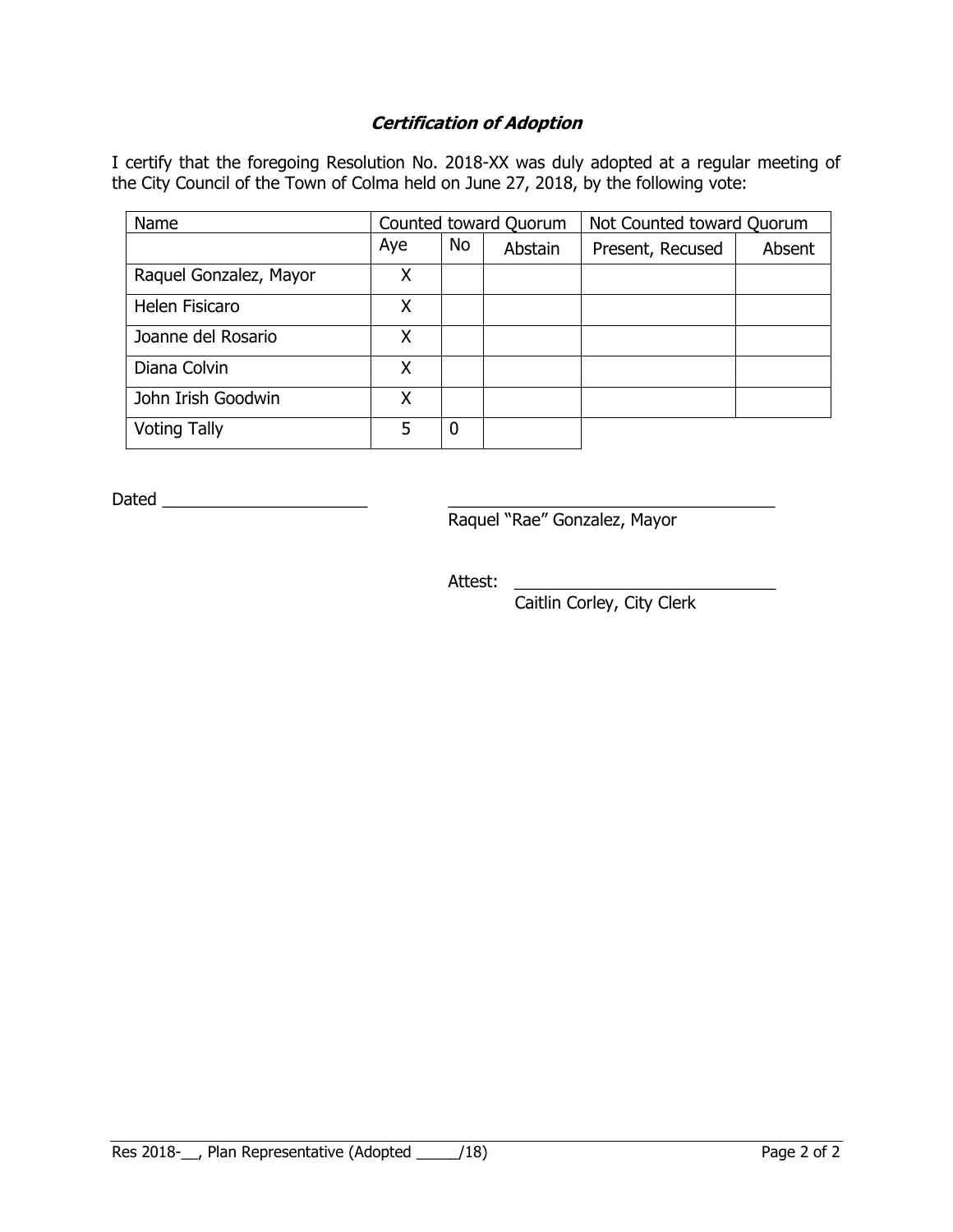### ***Certification of Adoption***

I certify that the foregoing Resolution No. 2018-XX was duly adopted at a regular meeting of the City Council of the Town of Colma held on June 27, 2018, by the following vote:

| Name | Counted toward Quorum | | | Not Counted toward Quorum | |
|---|---|---|---|---|---|
| | Aye | No | Abstain | Present, Recused | Absent |
| Raquel Gonzalez, Mayor | X | | | | |
| Helen Fisicaro | X | | | | |
| Joanne del Rosario | X | | | | |
| Diana Colvin | X | | | | |
| John Irish Goodwin | X | | | | |
| Voting Tally | 5 | 0 | | | |

Dated ______________________

____________________________________
Raquel “Rae” Gonzalez, Mayor

Attest: ____________________________
Caitlin Corley, City Clerk

Res 2018-__, Plan Representative (Adopted _____/18)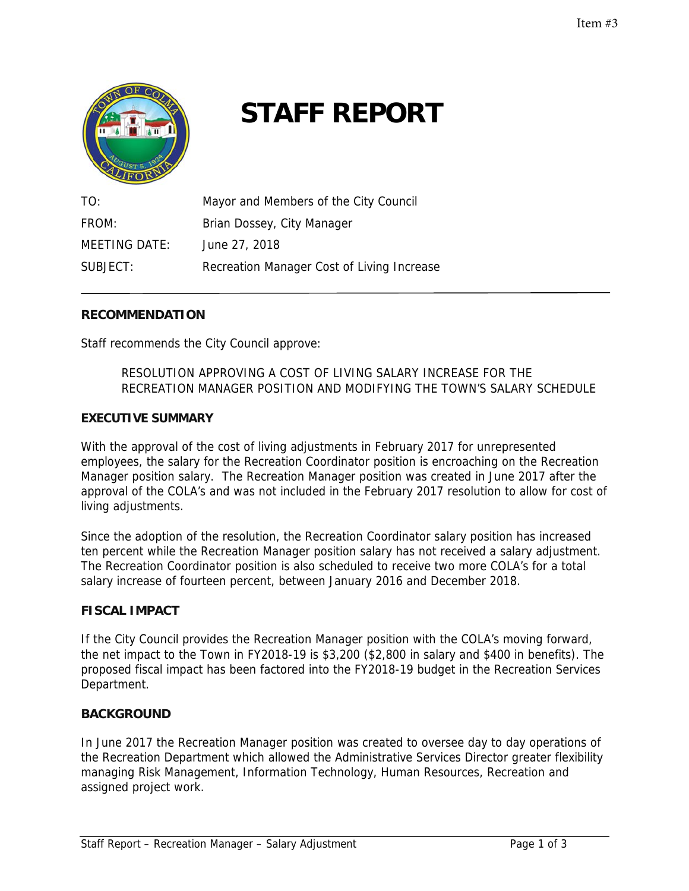Item #3

# STAFF REPORT

TO: Mayor and Members of the City Council

FROM: Brian Dossey, City Manager

MEETING DATE: June 27, 2018

SUBJECT: Recreation Manager Cost of Living Increase

---

**RECOMMENDATION**

Staff recommends the City Council approve:

> RESOLUTION APPROVING A COST OF LIVING SALARY INCREASE FOR THE RECREATION MANAGER POSITION AND MODIFYING THE TOWN'S SALARY SCHEDULE

**EXECUTIVE SUMMARY**

With the approval of the cost of living adjustments in February 2017 for unrepresented employees, the salary for the Recreation Coordinator position is encroaching on the Recreation Manager position salary. The Recreation Manager position was created in June 2017 after the approval of the COLA's and was not included in the February 2017 resolution to allow for cost of living adjustments.

Since the adoption of the resolution, the Recreation Coordinator salary position has increased ten percent while the Recreation Manager position salary has not received a salary adjustment. The Recreation Coordinator position is also scheduled to receive two more COLA's for a total salary increase of fourteen percent, between January 2016 and December 2018.

**FISCAL IMPACT**

If the City Council provides the Recreation Manager position with the COLA's moving forward, the net impact to the Town in FY2018-19 is $3,200 ($2,800 in salary and $400 in benefits). The proposed fiscal impact has been factored into the FY2018-19 budget in the Recreation Services Department.

**BACKGROUND**

In June 2017 the Recreation Manager position was created to oversee day to day operations of the Recreation Department which allowed the Administrative Services Director greater flexibility managing Risk Management, Information Technology, Human Resources, Recreation and assigned project work.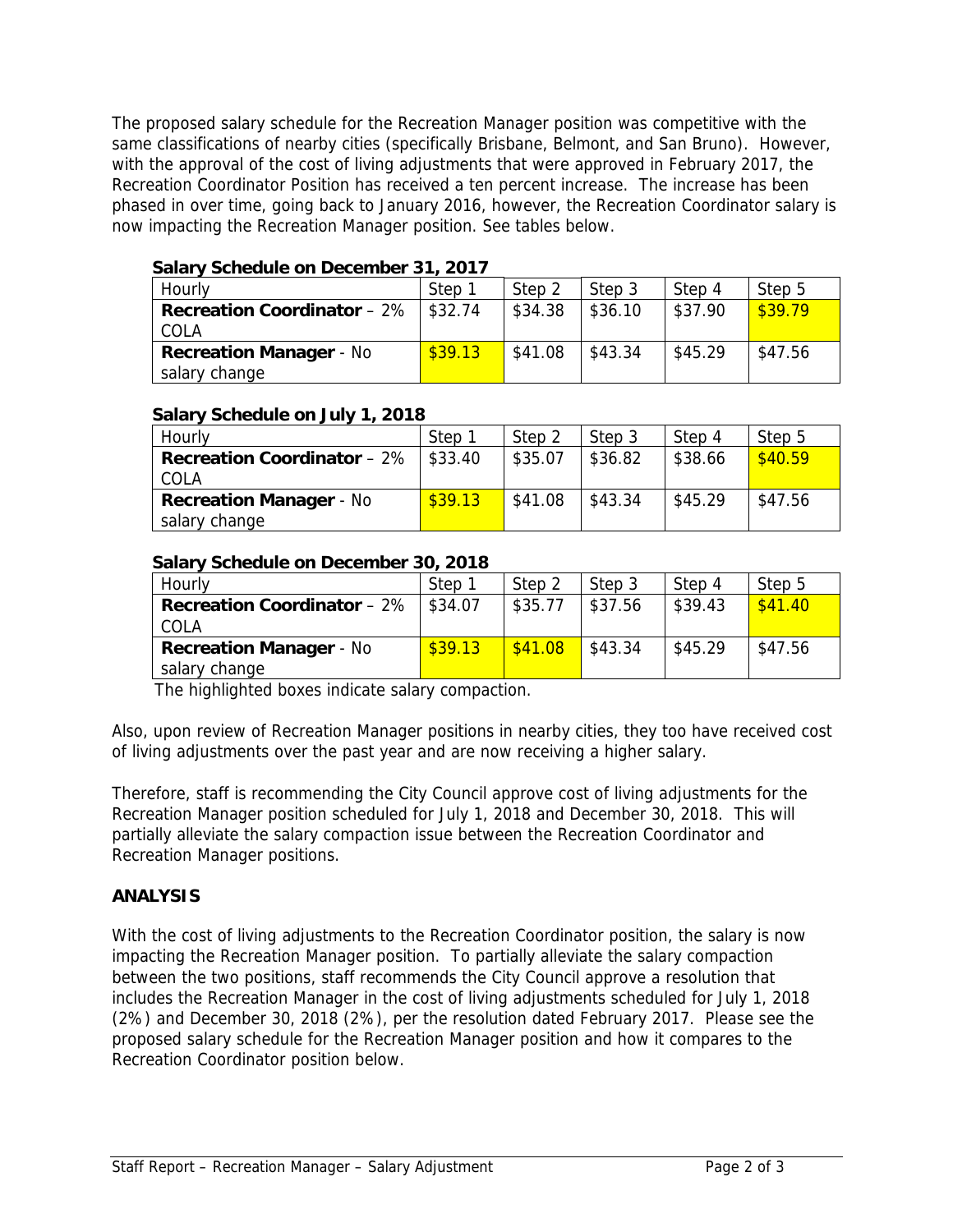The proposed salary schedule for the Recreation Manager position was competitive with the same classifications of nearby cities (specifically Brisbane, Belmont, and San Bruno). However, with the approval of the cost of living adjustments that were approved in February 2017, the Recreation Coordinator Position has received a ten percent increase. The increase has been phased in over time, going back to January 2016, however, the Recreation Coordinator salary is now impacting the Recreation Manager position. See tables below.

**Salary Schedule on December 31, 2017**

| Hourly | Step 1 | Step 2 | Step 3 | Step 4 | Step 5 |
|---|---|---|---|---|---|
| **Recreation Coordinator** – 2% COLA | $32.74 | $34.38 | $36.10 | $37.90 | $39.79 |
| **Recreation Manager** - No salary change | $39.13 | $41.08 | $43.34 | $45.29 | $47.56 |

**Salary Schedule on July 1, 2018**

| Hourly | Step 1 | Step 2 | Step 3 | Step 4 | Step 5 |
|---|---|---|---|---|---|
| **Recreation Coordinator** – 2% COLA | $33.40 | $35.07 | $36.82 | $38.66 | $40.59 |
| **Recreation Manager** - No salary change | $39.13 | $41.08 | $43.34 | $45.29 | $47.56 |

**Salary Schedule on December 30, 2018**

| Hourly | Step 1 | Step 2 | Step 3 | Step 4 | Step 5 |
|---|---|---|---|---|---|
| **Recreation Coordinator** – 2% COLA | $34.07 | $35.77 | $37.56 | $39.43 | $41.40 |
| **Recreation Manager** - No salary change | $39.13 | $41.08 | $43.34 | $45.29 | $47.56 |

The highlighted boxes indicate salary compaction.

Also, upon review of Recreation Manager positions in nearby cities, they too have received cost of living adjustments over the past year and are now receiving a higher salary.

Therefore, staff is recommending the City Council approve cost of living adjustments for the Recreation Manager position scheduled for July 1, 2018 and December 30, 2018. This will partially alleviate the salary compaction issue between the Recreation Coordinator and Recreation Manager positions.

## ANALYSIS

With the cost of living adjustments to the Recreation Coordinator position, the salary is now impacting the Recreation Manager position. To partially alleviate the salary compaction between the two positions, staff recommends the City Council approve a resolution that includes the Recreation Manager in the cost of living adjustments scheduled for July 1, 2018 (2%) and December 30, 2018 (2%), per the resolution dated February 2017. Please see the proposed salary schedule for the Recreation Manager position and how it compares to the Recreation Coordinator position below.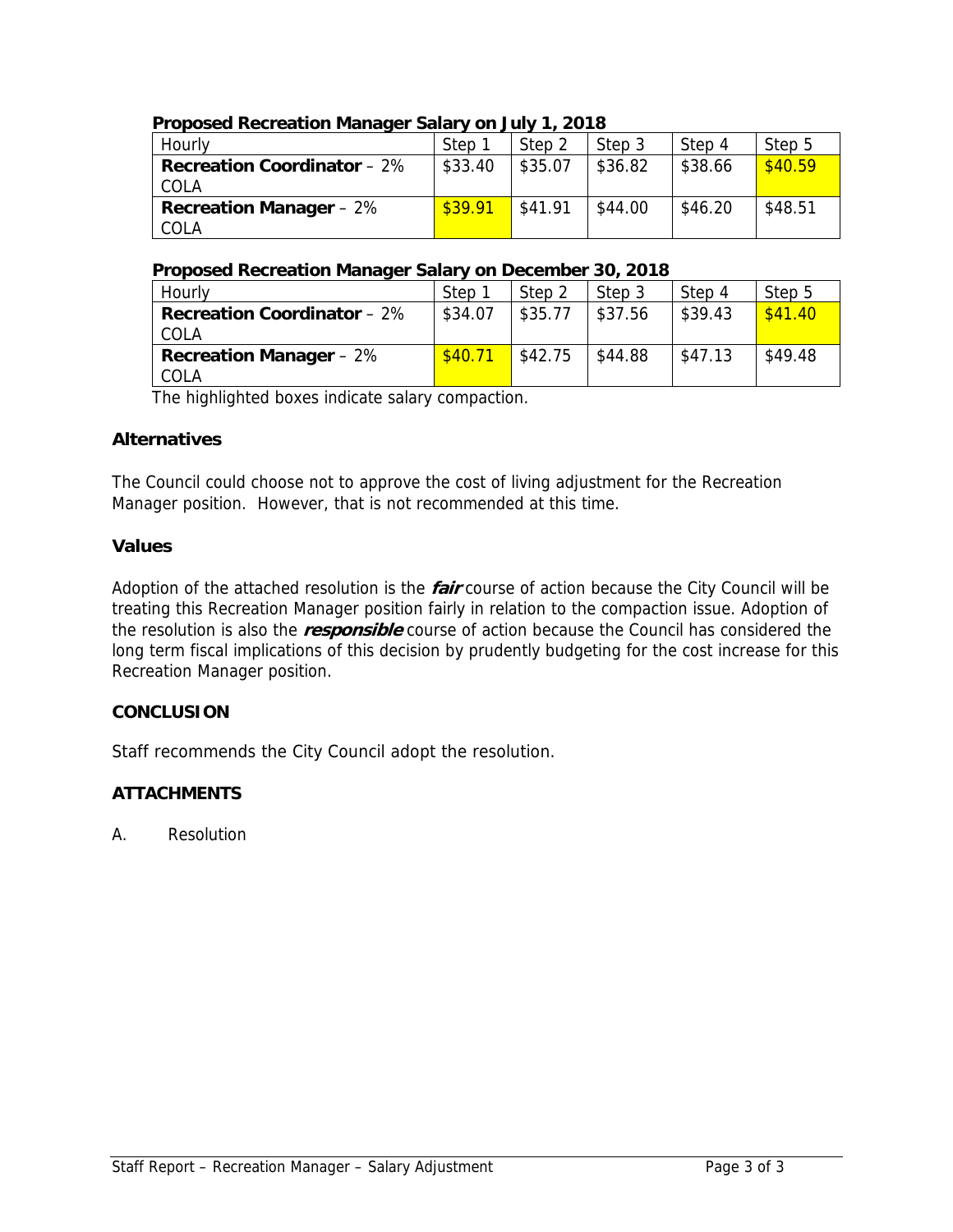**Proposed Recreation Manager Salary on July 1, 2018**

| Hourly | Step 1 | Step 2 | Step 3 | Step 4 | Step 5 |
|---|---|---|---|---|---|
| **Recreation Coordinator** – 2% COLA | $33.40 | $35.07 | $36.82 | $38.66 | $40.59 |
| **Recreation Manager** – 2% COLA | $39.91 | $41.91 | $44.00 | $46.20 | $48.51 |

**Proposed Recreation Manager Salary on December 30, 2018**

| Hourly | Step 1 | Step 2 | Step 3 | Step 4 | Step 5 |
|---|---|---|---|---|---|
| **Recreation Coordinator** – 2% COLA | $34.07 | $35.77 | $37.56 | $39.43 | $41.40 |
| **Recreation Manager** – 2% COLA | $40.71 | $42.75 | $44.88 | $47.13 | $49.48 |

The highlighted boxes indicate salary compaction.

### Alternatives

The Council could choose not to approve the cost of living adjustment for the Recreation Manager position. However, that is not recommended at this time.

### Values

Adoption of the attached resolution is the ***fair*** course of action because the City Council will be treating this Recreation Manager position fairly in relation to the compaction issue. Adoption of the resolution is also the ***responsible*** course of action because the Council has considered the long term fiscal implications of this decision by prudently budgeting for the cost increase for this Recreation Manager position.

### CONCLUSION

Staff recommends the City Council adopt the resolution.

### ATTACHMENTS

A. Resolution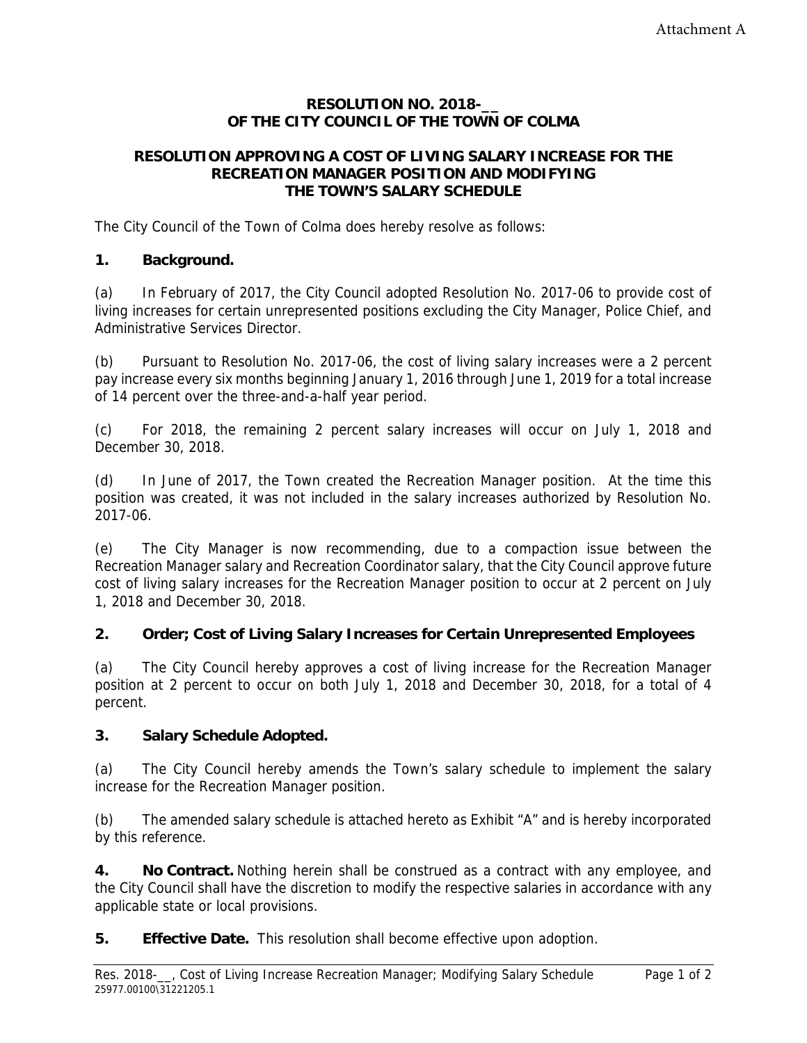Attachment A

**RESOLUTION NO. 2018-__**
**OF THE CITY COUNCIL OF THE TOWN OF COLMA**

**RESOLUTION APPROVING A COST OF LIVING SALARY INCREASE FOR THE RECREATION MANAGER POSITION AND MODIFYING THE TOWN'S SALARY SCHEDULE**

The City Council of the Town of Colma does hereby resolve as follows:

**1. Background.**

(a) In February of 2017, the City Council adopted Resolution No. 2017-06 to provide cost of living increases for certain unrepresented positions excluding the City Manager, Police Chief, and Administrative Services Director.

(b) Pursuant to Resolution No. 2017-06, the cost of living salary increases were a 2 percent pay increase every six months beginning January 1, 2016 through June 1, 2019 for a total increase of 14 percent over the three-and-a-half year period.

(c) For 2018, the remaining 2 percent salary increases will occur on July 1, 2018 and December 30, 2018.

(d) In June of 2017, the Town created the Recreation Manager position. At the time this position was created, it was not included in the salary increases authorized by Resolution No. 2017-06.

(e) The City Manager is now recommending, due to a compaction issue between the Recreation Manager salary and Recreation Coordinator salary, that the City Council approve future cost of living salary increases for the Recreation Manager position to occur at 2 percent on July 1, 2018 and December 30, 2018.

**2. Order; Cost of Living Salary Increases for Certain Unrepresented Employees**

(a) The City Council hereby approves a cost of living increase for the Recreation Manager position at 2 percent to occur on both July 1, 2018 and December 30, 2018, for a total of 4 percent.

**3. Salary Schedule Adopted.**

(a) The City Council hereby amends the Town's salary schedule to implement the salary increase for the Recreation Manager position.

(b) The amended salary schedule is attached hereto as Exhibit "A" and is hereby incorporated by this reference.

**4. No Contract.** Nothing herein shall be construed as a contract with any employee, and the City Council shall have the discretion to modify the respective salaries in accordance with any applicable state or local provisions.

**5. Effective Date.** This resolution shall become effective upon adoption.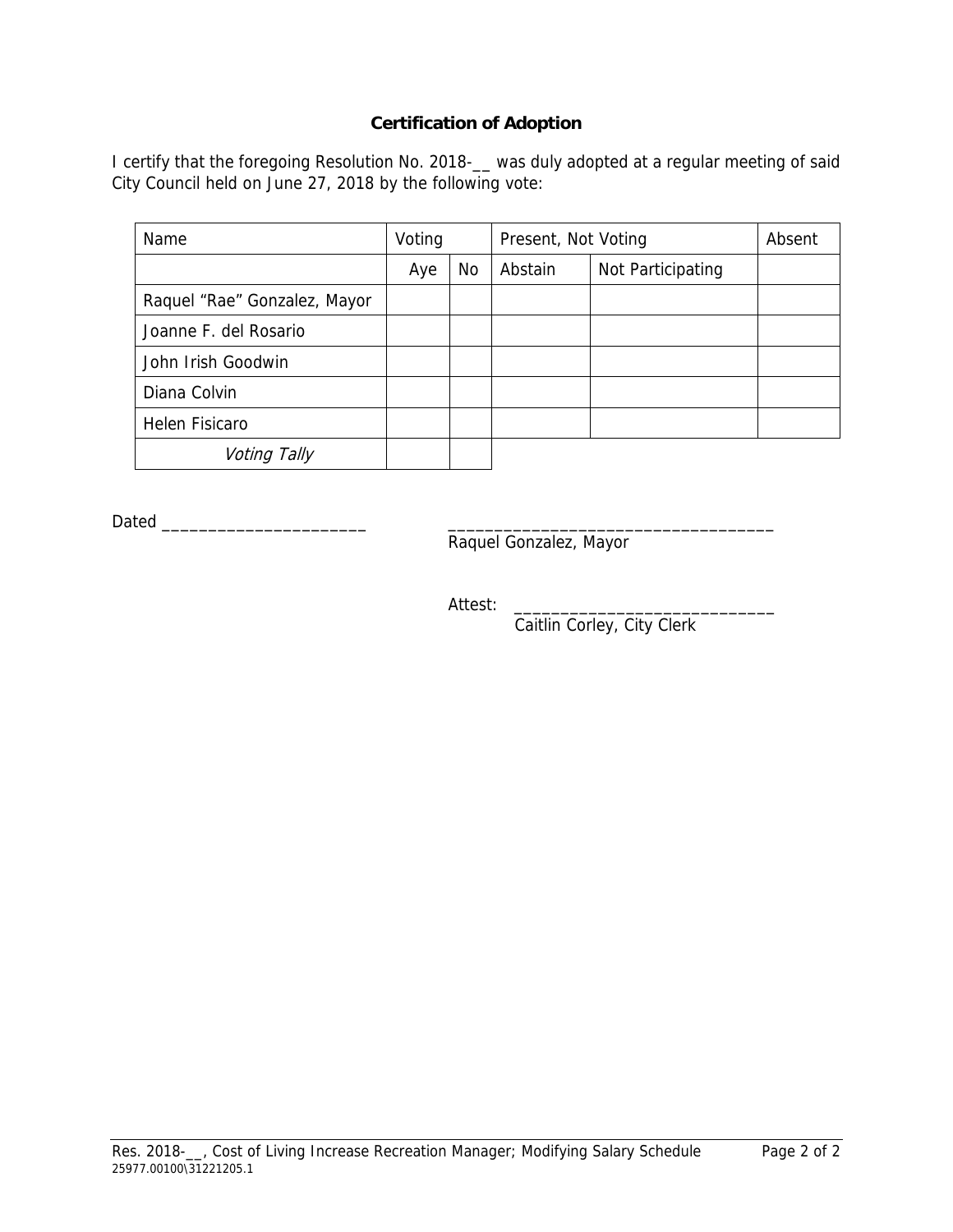### Certification of Adoption

I certify that the foregoing Resolution No. 2018-__ was duly adopted at a regular meeting of said City Council held on June 27, 2018 by the following vote:

| Name | Voting | | Present, Not Voting | | Absent |
|---|---|---|---|---|---|
| | Aye | No | Abstain | Not Participating | |
| Raquel “Rae” Gonzalez, Mayor | | | | | |
| Joanne F. del Rosario | | | | | |
| John Irish Goodwin | | | | | |
| Diana Colvin | | | | | |
| Helen Fisicaro | | | | | |
| *Voting Tally* | | | | | |

Dated ______________________

___________________________________
Raquel Gonzalez, Mayor

Attest: ____________________________
Caitlin Corley, City Clerk

Res. 2018-__, Cost of Living Increase Recreation Manager; Modifying Salary Schedule
25977.00100\31221205.1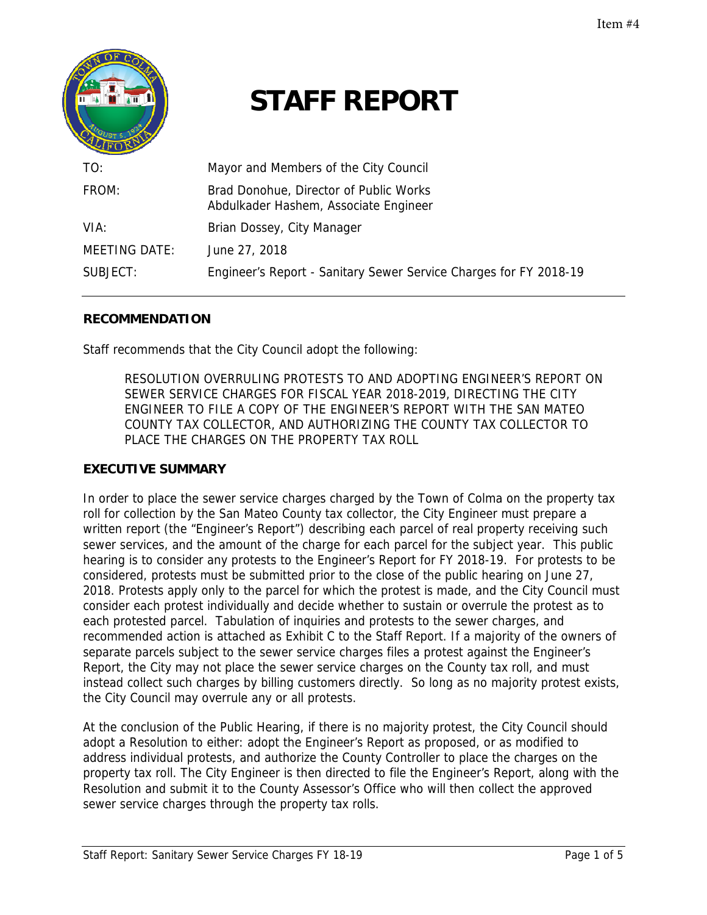Item #4

# STAFF REPORT

| | |
|---|---|
| TO: | Mayor and Members of the City Council |
| FROM: | Brad Donohue, Director of Public Works<br>Abdulkader Hashem, Associate Engineer |
| VIA: | Brian Dossey, City Manager |
| MEETING DATE: | June 27, 2018 |
| SUBJECT: | Engineer's Report - Sanitary Sewer Service Charges for FY 2018-19 |

## RECOMMENDATION

Staff recommends that the City Council adopt the following:

> RESOLUTION OVERRULING PROTESTS TO AND ADOPTING ENGINEER'S REPORT ON SEWER SERVICE CHARGES FOR FISCAL YEAR 2018-2019, DIRECTING THE CITY ENGINEER TO FILE A COPY OF THE ENGINEER'S REPORT WITH THE SAN MATEO COUNTY TAX COLLECTOR, AND AUTHORIZING THE COUNTY TAX COLLECTOR TO PLACE THE CHARGES ON THE PROPERTY TAX ROLL

## EXECUTIVE SUMMARY

In order to place the sewer service charges charged by the Town of Colma on the property tax roll for collection by the San Mateo County tax collector, the City Engineer must prepare a written report (the "Engineer's Report") describing each parcel of real property receiving such sewer services, and the amount of the charge for each parcel for the subject year. This public hearing is to consider any protests to the Engineer's Report for FY 2018-19. For protests to be considered, protests must be submitted prior to the close of the public hearing on June 27, 2018. Protests apply only to the parcel for which the protest is made, and the City Council must consider each protest individually and decide whether to sustain or overrule the protest as to each protested parcel. Tabulation of inquiries and protests to the sewer charges, and recommended action is attached as Exhibit C to the Staff Report. If a majority of the owners of separate parcels subject to the sewer service charges files a protest against the Engineer's Report, the City may not place the sewer service charges on the County tax roll, and must instead collect such charges by billing customers directly. So long as no majority protest exists, the City Council may overrule any or all protests.

At the conclusion of the Public Hearing, if there is no majority protest, the City Council should adopt a Resolution to either: adopt the Engineer's Report as proposed, or as modified to address individual protests, and authorize the County Controller to place the charges on the property tax roll. The City Engineer is then directed to file the Engineer's Report, along with the Resolution and submit it to the County Assessor's Office who will then collect the approved sewer service charges through the property tax rolls.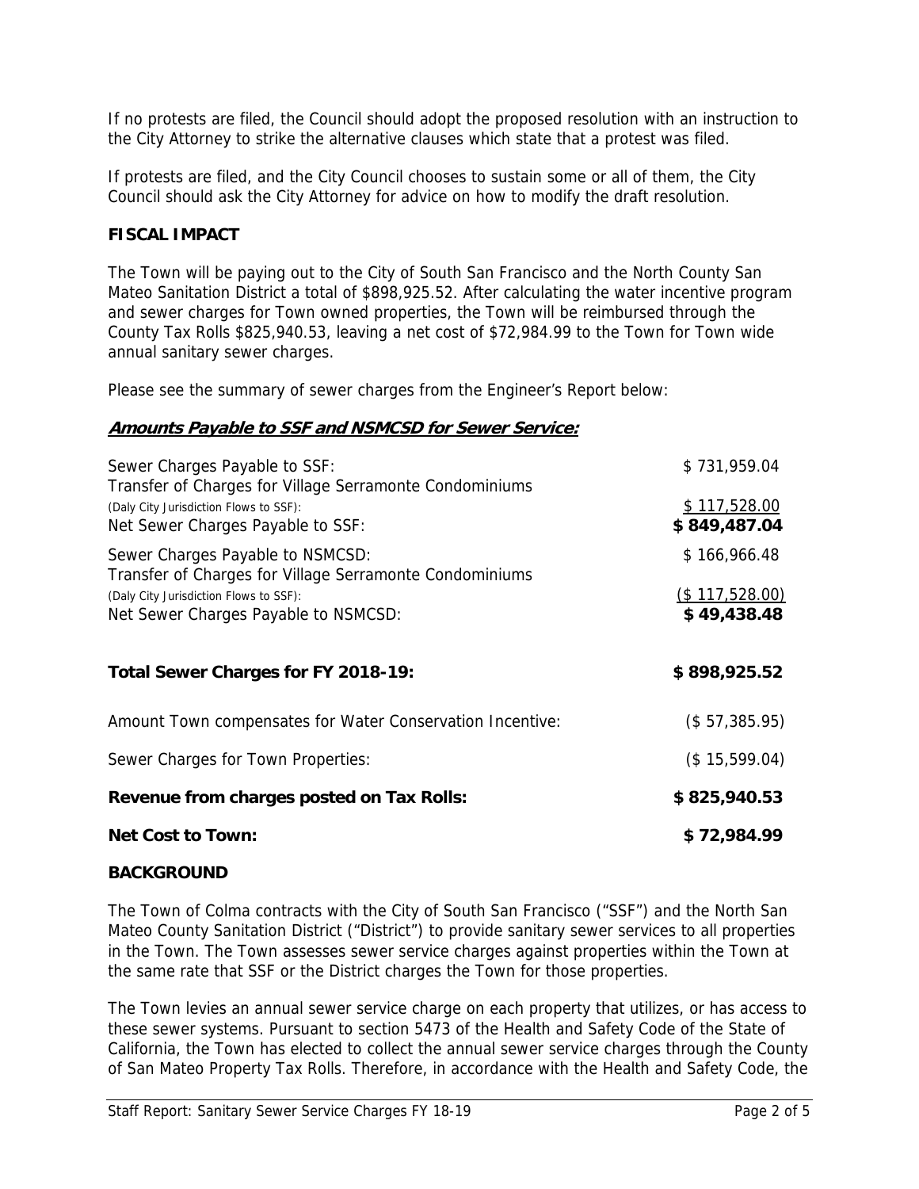If no protests are filed, the Council should adopt the proposed resolution with an instruction to the City Attorney to strike the alternative clauses which state that a protest was filed.

If protests are filed, and the City Council chooses to sustain some or all of them, the City Council should ask the City Attorney for advice on how to modify the draft resolution.

**FISCAL IMPACT**

The Town will be paying out to the City of South San Francisco and the North County San Mateo Sanitation District a total of $898,925.52. After calculating the water incentive program and sewer charges for Town owned properties, the Town will be reimbursed through the County Tax Rolls $825,940.53, leaving a net cost of $72,984.99 to the Town for Town wide annual sanitary sewer charges.

Please see the summary of sewer charges from the Engineer's Report below:

***Amounts Payable to SSF and NSMCSD for Sewer Service:***

| | |
|---|---|
| Sewer Charges Payable to SSF: | $ 731,959.04 |
| Transfer of Charges for Village Serramonte Condominiums (Daly City Jurisdiction Flows to SSF): | $ 117,528.00 |
| Net Sewer Charges Payable to SSF: | **$ 849,487.04** |
| Sewer Charges Payable to NSMCSD: | $ 166,966.48 |
| Transfer of Charges for Village Serramonte Condominiums (Daly City Jurisdiction Flows to SSF): | ($ 117,528.00) |
| Net Sewer Charges Payable to NSMCSD: | **$ 49,438.48** |
| **Total Sewer Charges for FY 2018-19:** | **$ 898,925.52** |
| Amount Town compensates for Water Conservation Incentive: | ($ 57,385.95) |
| Sewer Charges for Town Properties: | ($ 15,599.04) |
| **Revenue from charges posted on Tax Rolls:** | **$ 825,940.53** |
| **Net Cost to Town:** | **$ 72,984.99** |

**BACKGROUND**

The Town of Colma contracts with the City of South San Francisco ("SSF") and the North San Mateo County Sanitation District ("District") to provide sanitary sewer services to all properties in the Town. The Town assesses sewer service charges against properties within the Town at the same rate that SSF or the District charges the Town for those properties.

The Town levies an annual sewer service charge on each property that utilizes, or has access to these sewer systems. Pursuant to section 5473 of the Health and Safety Code of the State of California, the Town has elected to collect the annual sewer service charges through the County of San Mateo Property Tax Rolls. Therefore, in accordance with the Health and Safety Code, the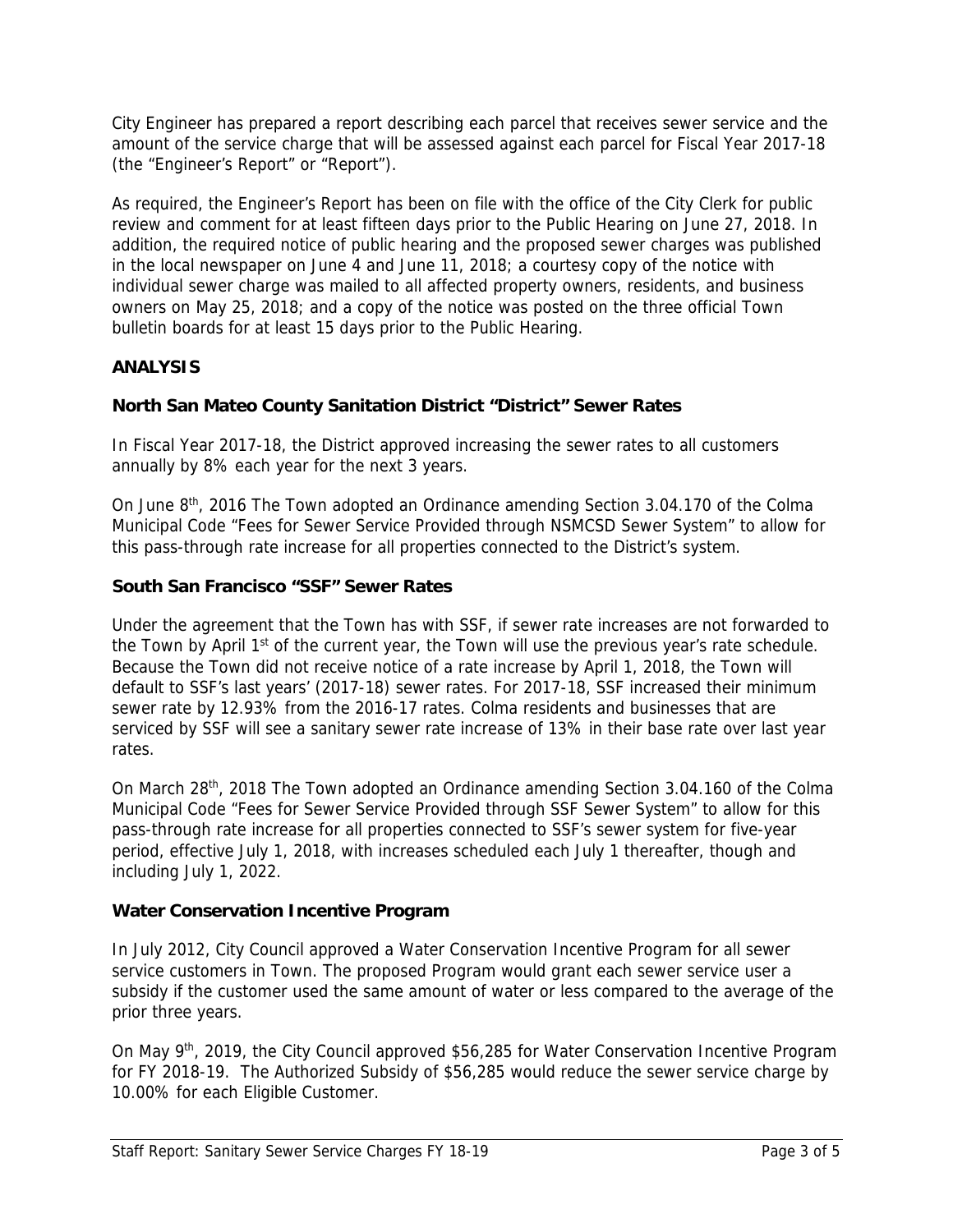City Engineer has prepared a report describing each parcel that receives sewer service and the amount of the service charge that will be assessed against each parcel for Fiscal Year 2017-18 (the "Engineer's Report" or "Report").

As required, the Engineer's Report has been on file with the office of the City Clerk for public review and comment for at least fifteen days prior to the Public Hearing on June 27, 2018. In addition, the required notice of public hearing and the proposed sewer charges was published in the local newspaper on June 4 and June 11, 2018; a courtesy copy of the notice with individual sewer charge was mailed to all affected property owners, residents, and business owners on May 25, 2018; and a copy of the notice was posted on the three official Town bulletin boards for at least 15 days prior to the Public Hearing.

## ANALYSIS

### North San Mateo County Sanitation District "District" Sewer Rates

In Fiscal Year 2017-18, the District approved increasing the sewer rates to all customers annually by 8% each year for the next 3 years.

On June 8th, 2016 The Town adopted an Ordinance amending Section 3.04.170 of the Colma Municipal Code "Fees for Sewer Service Provided through NSMCSD Sewer System" to allow for this pass-through rate increase for all properties connected to the District's system.

### South San Francisco "SSF" Sewer Rates

Under the agreement that the Town has with SSF, if sewer rate increases are not forwarded to the Town by April 1st of the current year, the Town will use the previous year's rate schedule. Because the Town did not receive notice of a rate increase by April 1, 2018, the Town will default to SSF's last years' (2017-18) sewer rates. For 2017-18, SSF increased their minimum sewer rate by 12.93% from the 2016-17 rates. Colma residents and businesses that are serviced by SSF will see a sanitary sewer rate increase of 13% in their base rate over last year rates.

On March 28th, 2018 The Town adopted an Ordinance amending Section 3.04.160 of the Colma Municipal Code "Fees for Sewer Service Provided through SSF Sewer System" to allow for this pass-through rate increase for all properties connected to SSF's sewer system for five-year period, effective July 1, 2018, with increases scheduled each July 1 thereafter, though and including July 1, 2022.

### Water Conservation Incentive Program

In July 2012, City Council approved a Water Conservation Incentive Program for all sewer service customers in Town. The proposed Program would grant each sewer service user a subsidy if the customer used the same amount of water or less compared to the average of the prior three years.

On May 9th, 2019, the City Council approved $56,285 for Water Conservation Incentive Program for FY 2018-19. The Authorized Subsidy of $56,285 would reduce the sewer service charge by 10.00% for each Eligible Customer.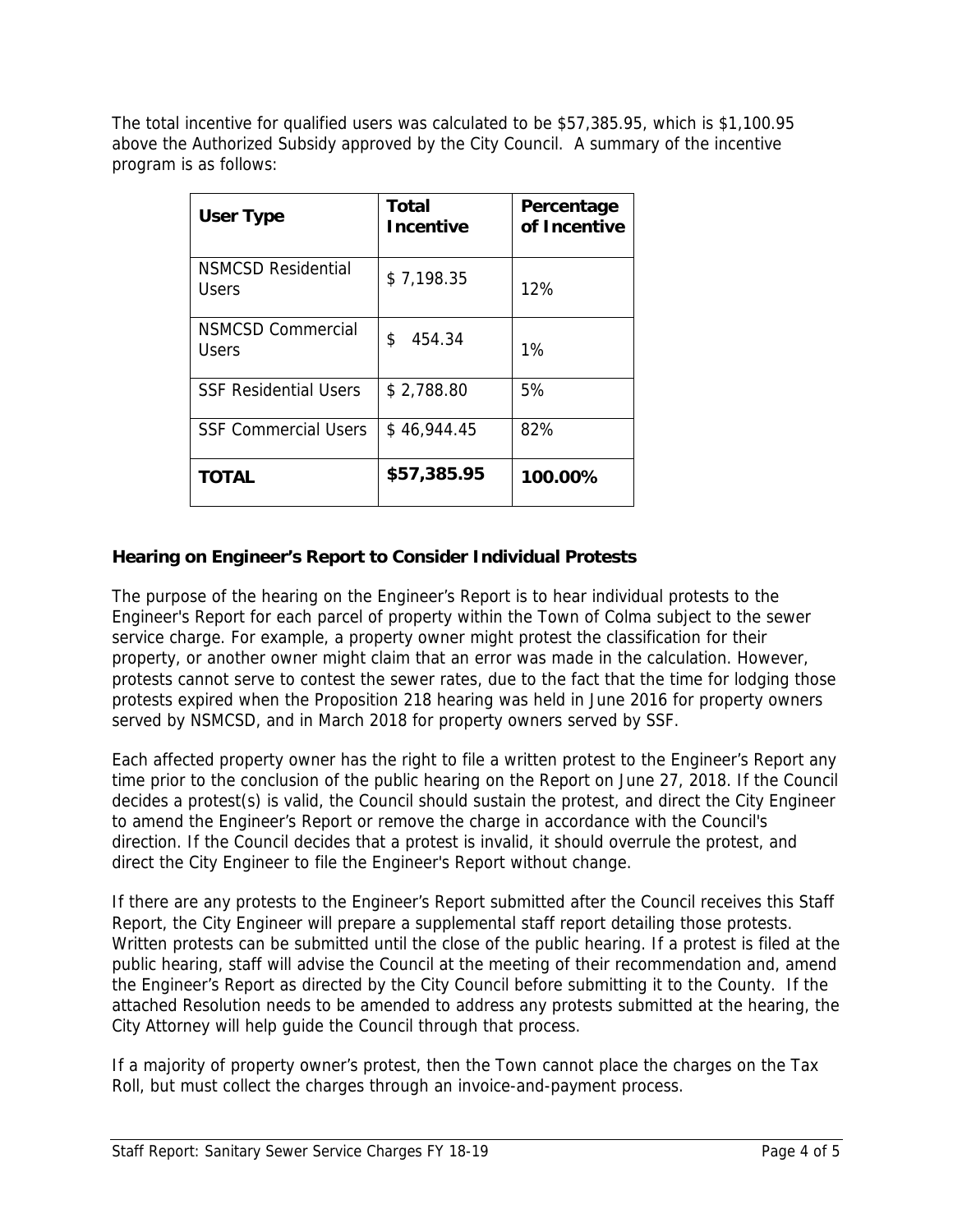The total incentive for qualified users was calculated to be $57,385.95, which is $1,100.95 above the Authorized Subsidy approved by the City Council. A summary of the incentive program is as follows:

| User Type | Total Incentive | Percentage of Incentive |
|---|---|---|
| NSMCSD Residential Users | $ 7,198.35 | 12% |
| NSMCSD Commercial Users | $ 454.34 | 1% |
| SSF Residential Users | $ 2,788.80 | 5% |
| SSF Commercial Users | $ 46,944.45 | 82% |
| **TOTAL** | **$57,385.95** | **100.00%** |

### Hearing on Engineer's Report to Consider Individual Protests

The purpose of the hearing on the Engineer's Report is to hear individual protests to the Engineer's Report for each parcel of property within the Town of Colma subject to the sewer service charge. For example, a property owner might protest the classification for their property, or another owner might claim that an error was made in the calculation. However, protests cannot serve to contest the sewer rates, due to the fact that the time for lodging those protests expired when the Proposition 218 hearing was held in June 2016 for property owners served by NSMCSD, and in March 2018 for property owners served by SSF.

Each affected property owner has the right to file a written protest to the Engineer's Report any time prior to the conclusion of the public hearing on the Report on June 27, 2018. If the Council decides a protest(s) is valid, the Council should sustain the protest, and direct the City Engineer to amend the Engineer's Report or remove the charge in accordance with the Council's direction. If the Council decides that a protest is invalid, it should overrule the protest, and direct the City Engineer to file the Engineer's Report without change.

If there are any protests to the Engineer's Report submitted after the Council receives this Staff Report, the City Engineer will prepare a supplemental staff report detailing those protests. Written protests can be submitted until the close of the public hearing. If a protest is filed at the public hearing, staff will advise the Council at the meeting of their recommendation and, amend the Engineer's Report as directed by the City Council before submitting it to the County. If the attached Resolution needs to be amended to address any protests submitted at the hearing, the City Attorney will help guide the Council through that process.

If a majority of property owner's protest, then the Town cannot place the charges on the Tax Roll, but must collect the charges through an invoice-and-payment process.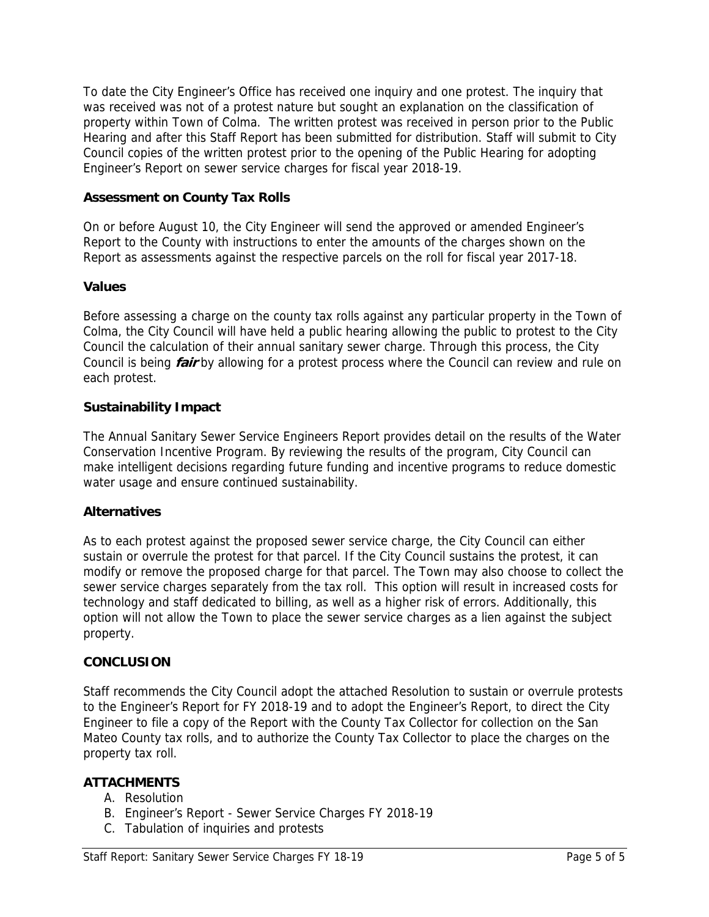To date the City Engineer's Office has received one inquiry and one protest. The inquiry that was received was not of a protest nature but sought an explanation on the classification of property within Town of Colma. The written protest was received in person prior to the Public Hearing and after this Staff Report has been submitted for distribution. Staff will submit to City Council copies of the written protest prior to the opening of the Public Hearing for adopting Engineer's Report on sewer service charges for fiscal year 2018-19.

### Assessment on County Tax Rolls

On or before August 10, the City Engineer will send the approved or amended Engineer's Report to the County with instructions to enter the amounts of the charges shown on the Report as assessments against the respective parcels on the roll for fiscal year 2017-18.

### Values

Before assessing a charge on the county tax rolls against any particular property in the Town of Colma, the City Council will have held a public hearing allowing the public to protest to the City Council the calculation of their annual sanitary sewer charge. Through this process, the City Council is being ***fair*** by allowing for a protest process where the Council can review and rule on each protest.

### Sustainability Impact

The Annual Sanitary Sewer Service Engineers Report provides detail on the results of the Water Conservation Incentive Program. By reviewing the results of the program, City Council can make intelligent decisions regarding future funding and incentive programs to reduce domestic water usage and ensure continued sustainability.

### Alternatives

As to each protest against the proposed sewer service charge, the City Council can either sustain or overrule the protest for that parcel. If the City Council sustains the protest, it can modify or remove the proposed charge for that parcel. The Town may also choose to collect the sewer service charges separately from the tax roll. This option will result in increased costs for technology and staff dedicated to billing, as well as a higher risk of errors. Additionally, this option will not allow the Town to place the sewer service charges as a lien against the subject property.

## CONCLUSION

Staff recommends the City Council adopt the attached Resolution to sustain or overrule protests to the Engineer's Report for FY 2018-19 and to adopt the Engineer's Report, to direct the City Engineer to file a copy of the Report with the County Tax Collector for collection on the San Mateo County tax rolls, and to authorize the County Tax Collector to place the charges on the property tax roll.

## ATTACHMENTS

A. Resolution
B. Engineer's Report - Sewer Service Charges FY 2018-19
C. Tabulation of inquiries and protests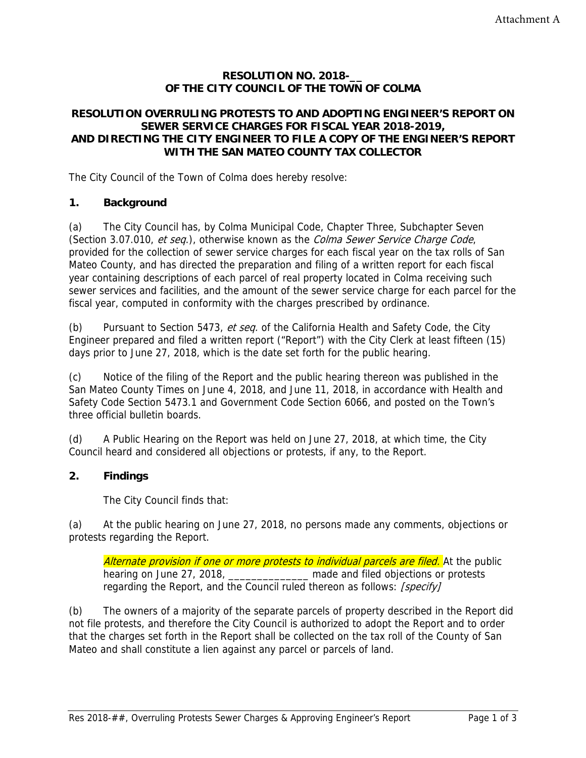Attachment A

**RESOLUTION NO. 2018-__**
**OF THE CITY COUNCIL OF THE TOWN OF COLMA**

**RESOLUTION OVERRULING PROTESTS TO AND ADOPTING ENGINEER'S REPORT ON SEWER SERVICE CHARGES FOR FISCAL YEAR 2018-2019, AND DIRECTING THE CITY ENGINEER TO FILE A COPY OF THE ENGINEER'S REPORT WITH THE SAN MATEO COUNTY TAX COLLECTOR**

The City Council of the Town of Colma does hereby resolve:

## 1. Background

(a) The City Council has, by Colma Municipal Code, Chapter Three, Subchapter Seven (Section 3.07.010, *et seq*.), otherwise known as the *Colma Sewer Service Charge Code*, provided for the collection of sewer service charges for each fiscal year on the tax rolls of San Mateo County, and has directed the preparation and filing of a written report for each fiscal year containing descriptions of each parcel of real property located in Colma receiving such sewer services and facilities, and the amount of the sewer service charge for each parcel for the fiscal year, computed in conformity with the charges prescribed by ordinance.

(b) Pursuant to Section 5473, *et seq.* of the California Health and Safety Code, the City Engineer prepared and filed a written report ("Report") with the City Clerk at least fifteen (15) days prior to June 27, 2018, which is the date set forth for the public hearing.

(c) Notice of the filing of the Report and the public hearing thereon was published in the San Mateo County Times on June 4, 2018, and June 11, 2018, in accordance with Health and Safety Code Section 5473.1 and Government Code Section 6066, and posted on the Town's three official bulletin boards.

(d) A Public Hearing on the Report was held on June 27, 2018, at which time, the City Council heard and considered all objections or protests, if any, to the Report.

## 2. Findings

The City Council finds that:

(a) At the public hearing on June 27, 2018, no persons made any comments, objections or protests regarding the Report.

> *Alternate provision if one or more protests to individual parcels are filed.* At the public hearing on June 27, 2018, ______________ made and filed objections or protests regarding the Report, and the Council ruled thereon as follows: *[specify]*

(b) The owners of a majority of the separate parcels of property described in the Report did not file protests, and therefore the City Council is authorized to adopt the Report and to order that the charges set forth in the Report shall be collected on the tax roll of the County of San Mateo and shall constitute a lien against any parcel or parcels of land.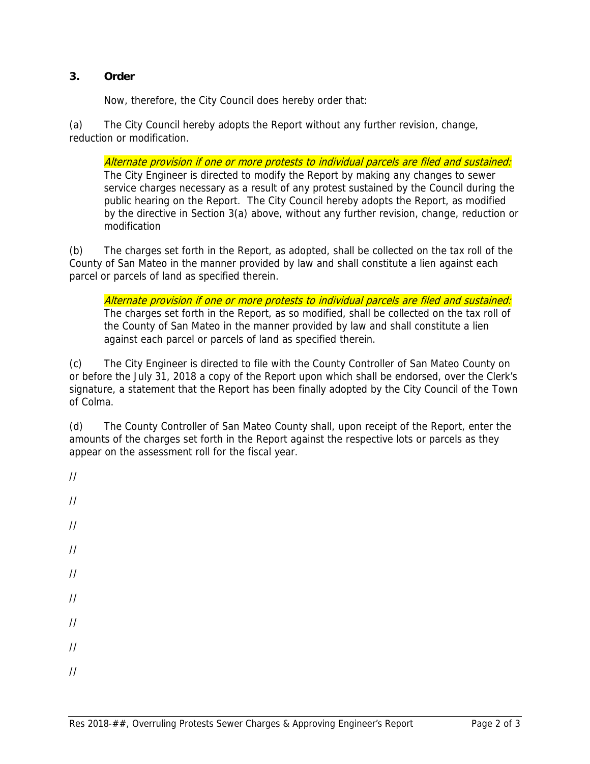### 3. Order

Now, therefore, the City Council does hereby order that:

(a) The City Council hereby adopts the Report without any further revision, change, reduction or modification.

> *Alternate provision if one or more protests to individual parcels are filed and sustained:* The City Engineer is directed to modify the Report by making any changes to sewer service charges necessary as a result of any protest sustained by the Council during the public hearing on the Report. The City Council hereby adopts the Report, as modified by the directive in Section 3(a) above, without any further revision, change, reduction or modification

(b) The charges set forth in the Report, as adopted, shall be collected on the tax roll of the County of San Mateo in the manner provided by law and shall constitute a lien against each parcel or parcels of land as specified therein.

> *Alternate provision if one or more protests to individual parcels are filed and sustained:* The charges set forth in the Report, as so modified, shall be collected on the tax roll of the County of San Mateo in the manner provided by law and shall constitute a lien against each parcel or parcels of land as specified therein.

(c) The City Engineer is directed to file with the County Controller of San Mateo County on or before the July 31, 2018 a copy of the Report upon which shall be endorsed, over the Clerk's signature, a statement that the Report has been finally adopted by the City Council of the Town of Colma.

(d) The County Controller of San Mateo County shall, upon receipt of the Report, enter the amounts of the charges set forth in the Report against the respective lots or parcels as they appear on the assessment roll for the fiscal year.

//

//

//

//

//

//

//

//

//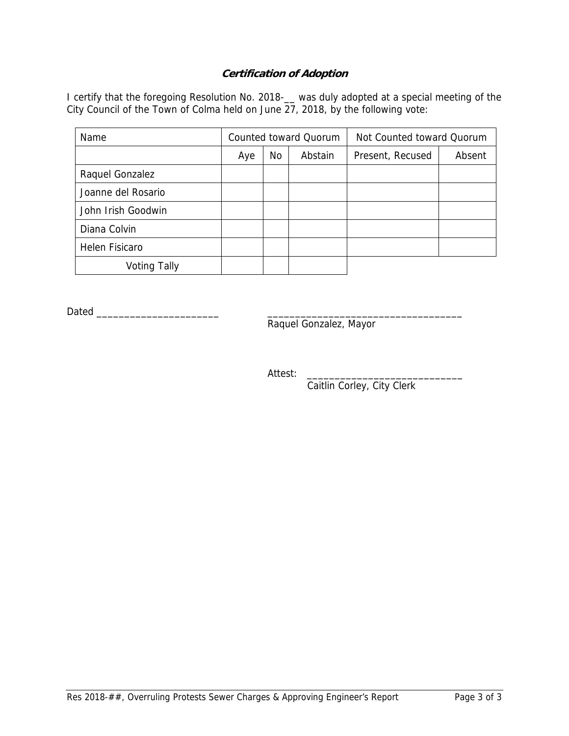### ***Certification of Adoption***

I certify that the foregoing Resolution No. 2018-__ was duly adopted at a special meeting of the City Council of the Town of Colma held on June 27, 2018, by the following vote:

| Name | Counted toward Quorum | | | Not Counted toward Quorum | |
|---|---|---|---|---|---|
| | Aye | No | Abstain | Present, Recused | Absent |
| Raquel Gonzalez | | | | | |
| Joanne del Rosario | | | | | |
| John Irish Goodwin | | | | | |
| Diana Colvin | | | | | |
| Helen Fisicaro | | | | | |
| Voting Tally | | | | | |

Dated ______________________

__________________________________
Raquel Gonzalez, Mayor

Attest: ___________________________
Caitlin Corley, City Clerk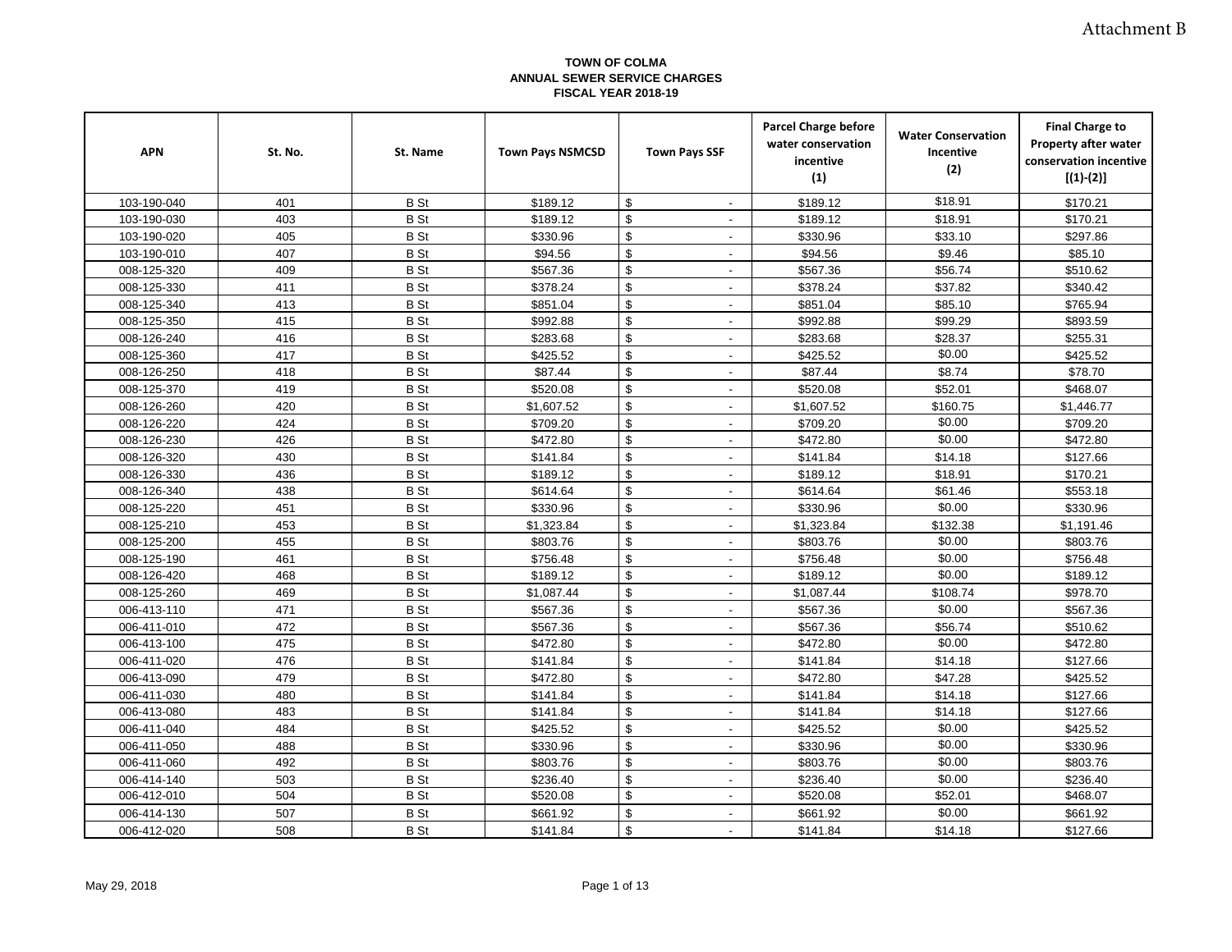Attachment B

**TOWN OF COLMA**
**ANNUAL SEWER SERVICE CHARGES**
**FISCAL YEAR 2018-19**

| APN | St. No. | St. Name | Town Pays NSMCSD | Town Pays SSF | Parcel Charge before water conservation incentive (1) | Water Conservation Incentive (2) | Final Charge to Property after water conservation incentive [(1)-(2)] |
|---|---|---|---|---|---|---|---|
| 103-190-040 | 401 | B St | $189.12 | $ - | $189.12 | $18.91 | $170.21 |
| 103-190-030 | 403 | B St | $189.12 | $ - | $189.12 | $18.91 | $170.21 |
| 103-190-020 | 405 | B St | $330.96 | $ - | $330.96 | $33.10 | $297.86 |
| 103-190-010 | 407 | B St | $94.56 | $ - | $94.56 | $9.46 | $85.10 |
| 008-125-320 | 409 | B St | $567.36 | $ - | $567.36 | $56.74 | $510.62 |
| 008-125-330 | 411 | B St | $378.24 | $ - | $378.24 | $37.82 | $340.42 |
| 008-125-340 | 413 | B St | $851.04 | $ - | $851.04 | $85.10 | $765.94 |
| 008-125-350 | 415 | B St | $992.88 | $ - | $992.88 | $99.29 | $893.59 |
| 008-126-240 | 416 | B St | $283.68 | $ - | $283.68 | $28.37 | $255.31 |
| 008-125-360 | 417 | B St | $425.52 | $ - | $425.52 | $0.00 | $425.52 |
| 008-126-250 | 418 | B St | $87.44 | $ - | $87.44 | $8.74 | $78.70 |
| 008-125-370 | 419 | B St | $520.08 | $ - | $520.08 | $52.01 | $468.07 |
| 008-126-260 | 420 | B St | $1,607.52 | $ - | $1,607.52 | $160.75 | $1,446.77 |
| 008-126-220 | 424 | B St | $709.20 | $ - | $709.20 | $0.00 | $709.20 |
| 008-126-230 | 426 | B St | $472.80 | $ - | $472.80 | $0.00 | $472.80 |
| 008-126-320 | 430 | B St | $141.84 | $ - | $141.84 | $14.18 | $127.66 |
| 008-126-330 | 436 | B St | $189.12 | $ - | $189.12 | $18.91 | $170.21 |
| 008-126-340 | 438 | B St | $614.64 | $ - | $614.64 | $61.46 | $553.18 |
| 008-125-220 | 451 | B St | $330.96 | $ - | $330.96 | $0.00 | $330.96 |
| 008-125-210 | 453 | B St | $1,323.84 | $ - | $1,323.84 | $132.38 | $1,191.46 |
| 008-125-200 | 455 | B St | $803.76 | $ - | $803.76 | $0.00 | $803.76 |
| 008-125-190 | 461 | B St | $756.48 | $ - | $756.48 | $0.00 | $756.48 |
| 008-126-420 | 468 | B St | $189.12 | $ - | $189.12 | $0.00 | $189.12 |
| 008-125-260 | 469 | B St | $1,087.44 | $ - | $1,087.44 | $108.74 | $978.70 |
| 006-413-110 | 471 | B St | $567.36 | $ - | $567.36 | $0.00 | $567.36 |
| 006-411-010 | 472 | B St | $567.36 | $ - | $567.36 | $56.74 | $510.62 |
| 006-413-100 | 475 | B St | $472.80 | $ - | $472.80 | $0.00 | $472.80 |
| 006-411-020 | 476 | B St | $141.84 | $ - | $141.84 | $14.18 | $127.66 |
| 006-413-090 | 479 | B St | $472.80 | $ - | $472.80 | $47.28 | $425.52 |
| 006-411-030 | 480 | B St | $141.84 | $ - | $141.84 | $14.18 | $127.66 |
| 006-413-080 | 483 | B St | $141.84 | $ - | $141.84 | $14.18 | $127.66 |
| 006-411-040 | 484 | B St | $425.52 | $ - | $425.52 | $0.00 | $425.52 |
| 006-411-050 | 488 | B St | $330.96 | $ - | $330.96 | $0.00 | $330.96 |
| 006-411-060 | 492 | B St | $803.76 | $ - | $803.76 | $0.00 | $803.76 |
| 006-414-140 | 503 | B St | $236.40 | $ - | $236.40 | $0.00 | $236.40 |
| 006-412-010 | 504 | B St | $520.08 | $ - | $520.08 | $52.01 | $468.07 |
| 006-414-130 | 507 | B St | $661.92 | $ - | $661.92 | $0.00 | $661.92 |
| 006-412-020 | 508 | B St | $141.84 | $ - | $141.84 | $14.18 | $127.66 |

May 29, 2018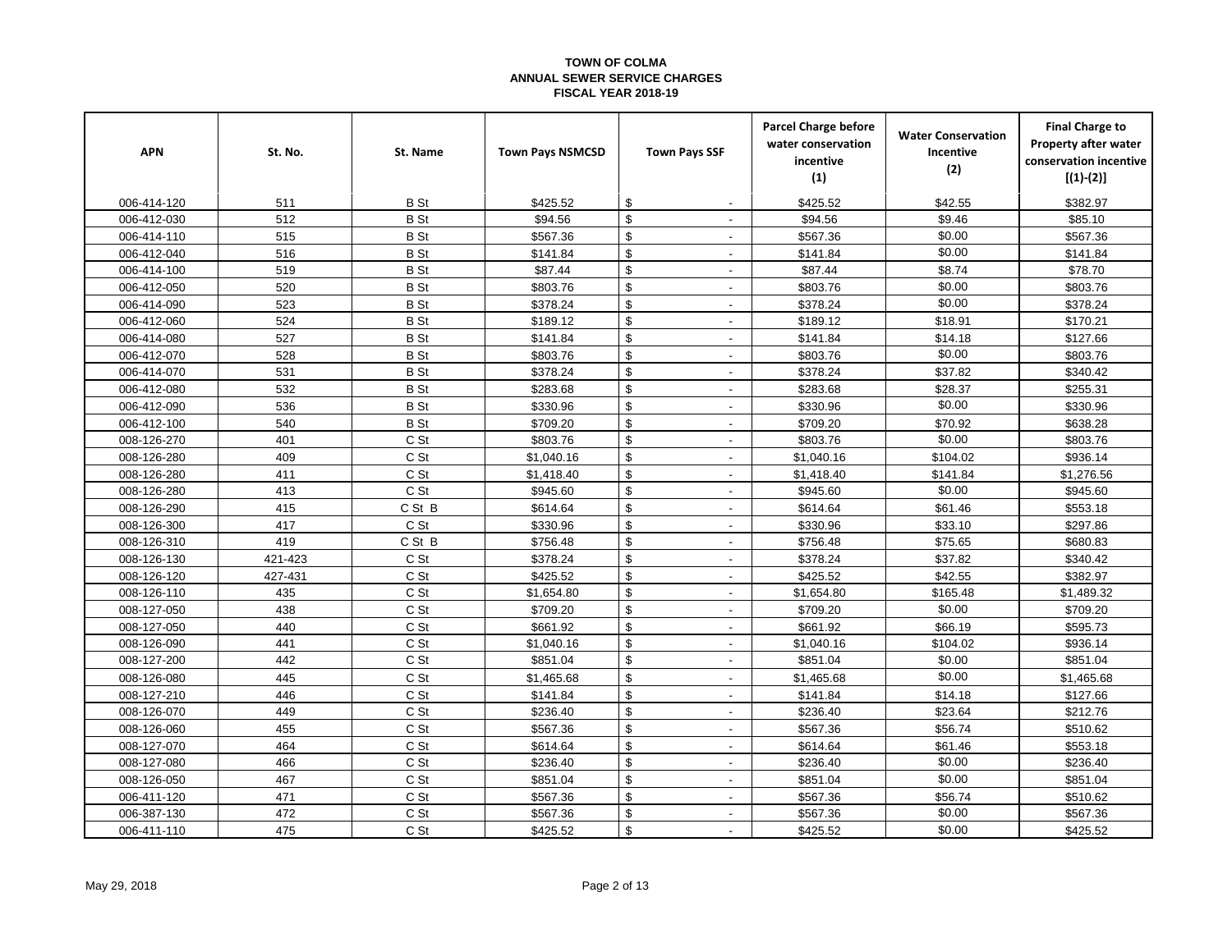**TOWN OF COLMA**
**ANNUAL SEWER SERVICE CHARGES**
**FISCAL YEAR 2018-19**

| APN | St. No. | St. Name | Town Pays NSMCSD | Town Pays SSF | Parcel Charge before water conservation incentive (1) | Water Conservation Incentive (2) | Final Charge to Property after water conservation incentive [(1)-(2)] |
|---|---|---|---|---|---|---|---|
| 006-414-120 | 511 | B St | $425.52 | $ - | $425.52 | $42.55 | $382.97 |
| 006-412-030 | 512 | B St | $94.56 | $ - | $94.56 | $9.46 | $85.10 |
| 006-414-110 | 515 | B St | $567.36 | $ - | $567.36 | $0.00 | $567.36 |
| 006-412-040 | 516 | B St | $141.84 | $ - | $141.84 | $0.00 | $141.84 |
| 006-414-100 | 519 | B St | $87.44 | $ - | $87.44 | $8.74 | $78.70 |
| 006-412-050 | 520 | B St | $803.76 | $ - | $803.76 | $0.00 | $803.76 |
| 006-414-090 | 523 | B St | $378.24 | $ - | $378.24 | $0.00 | $378.24 |
| 006-412-060 | 524 | B St | $189.12 | $ - | $189.12 | $18.91 | $170.21 |
| 006-414-080 | 527 | B St | $141.84 | $ - | $141.84 | $14.18 | $127.66 |
| 006-412-070 | 528 | B St | $803.76 | $ - | $803.76 | $0.00 | $803.76 |
| 006-414-070 | 531 | B St | $378.24 | $ - | $378.24 | $37.82 | $340.42 |
| 006-412-080 | 532 | B St | $283.68 | $ - | $283.68 | $28.37 | $255.31 |
| 006-412-090 | 536 | B St | $330.96 | $ - | $330.96 | $0.00 | $330.96 |
| 006-412-100 | 540 | B St | $709.20 | $ - | $709.20 | $70.92 | $638.28 |
| 008-126-270 | 401 | C St | $803.76 | $ - | $803.76 | $0.00 | $803.76 |
| 008-126-280 | 409 | C St | $1,040.16 | $ - | $1,040.16 | $104.02 | $936.14 |
| 008-126-280 | 411 | C St | $1,418.40 | $ - | $1,418.40 | $141.84 | $1,276.56 |
| 008-126-280 | 413 | C St | $945.60 | $ - | $945.60 | $0.00 | $945.60 |
| 008-126-290 | 415 | C St B | $614.64 | $ - | $614.64 | $61.46 | $553.18 |
| 008-126-300 | 417 | C St | $330.96 | $ - | $330.96 | $33.10 | $297.86 |
| 008-126-310 | 419 | C St B | $756.48 | $ - | $756.48 | $75.65 | $680.83 |
| 008-126-130 | 421-423 | C St | $378.24 | $ - | $378.24 | $37.82 | $340.42 |
| 008-126-120 | 427-431 | C St | $425.52 | $ - | $425.52 | $42.55 | $382.97 |
| 008-126-110 | 435 | C St | $1,654.80 | $ - | $1,654.80 | $165.48 | $1,489.32 |
| 008-127-050 | 438 | C St | $709.20 | $ - | $709.20 | $0.00 | $709.20 |
| 008-127-050 | 440 | C St | $661.92 | $ - | $661.92 | $66.19 | $595.73 |
| 008-126-090 | 441 | C St | $1,040.16 | $ - | $1,040.16 | $104.02 | $936.14 |
| 008-127-200 | 442 | C St | $851.04 | $ - | $851.04 | $0.00 | $851.04 |
| 008-126-080 | 445 | C St | $1,465.68 | $ - | $1,465.68 | $0.00 | $1,465.68 |
| 008-127-210 | 446 | C St | $141.84 | $ - | $141.84 | $14.18 | $127.66 |
| 008-126-070 | 449 | C St | $236.40 | $ - | $236.40 | $23.64 | $212.76 |
| 008-126-060 | 455 | C St | $567.36 | $ - | $567.36 | $56.74 | $510.62 |
| 008-127-070 | 464 | C St | $614.64 | $ - | $614.64 | $61.46 | $553.18 |
| 008-127-080 | 466 | C St | $236.40 | $ - | $236.40 | $0.00 | $236.40 |
| 008-126-050 | 467 | C St | $851.04 | $ - | $851.04 | $0.00 | $851.04 |
| 006-411-120 | 471 | C St | $567.36 | $ - | $567.36 | $56.74 | $510.62 |
| 006-387-130 | 472 | C St | $567.36 | $ - | $567.36 | $0.00 | $567.36 |
| 006-411-110 | 475 | C St | $425.52 | $ - | $425.52 | $0.00 | $425.52 |

May 29, 2018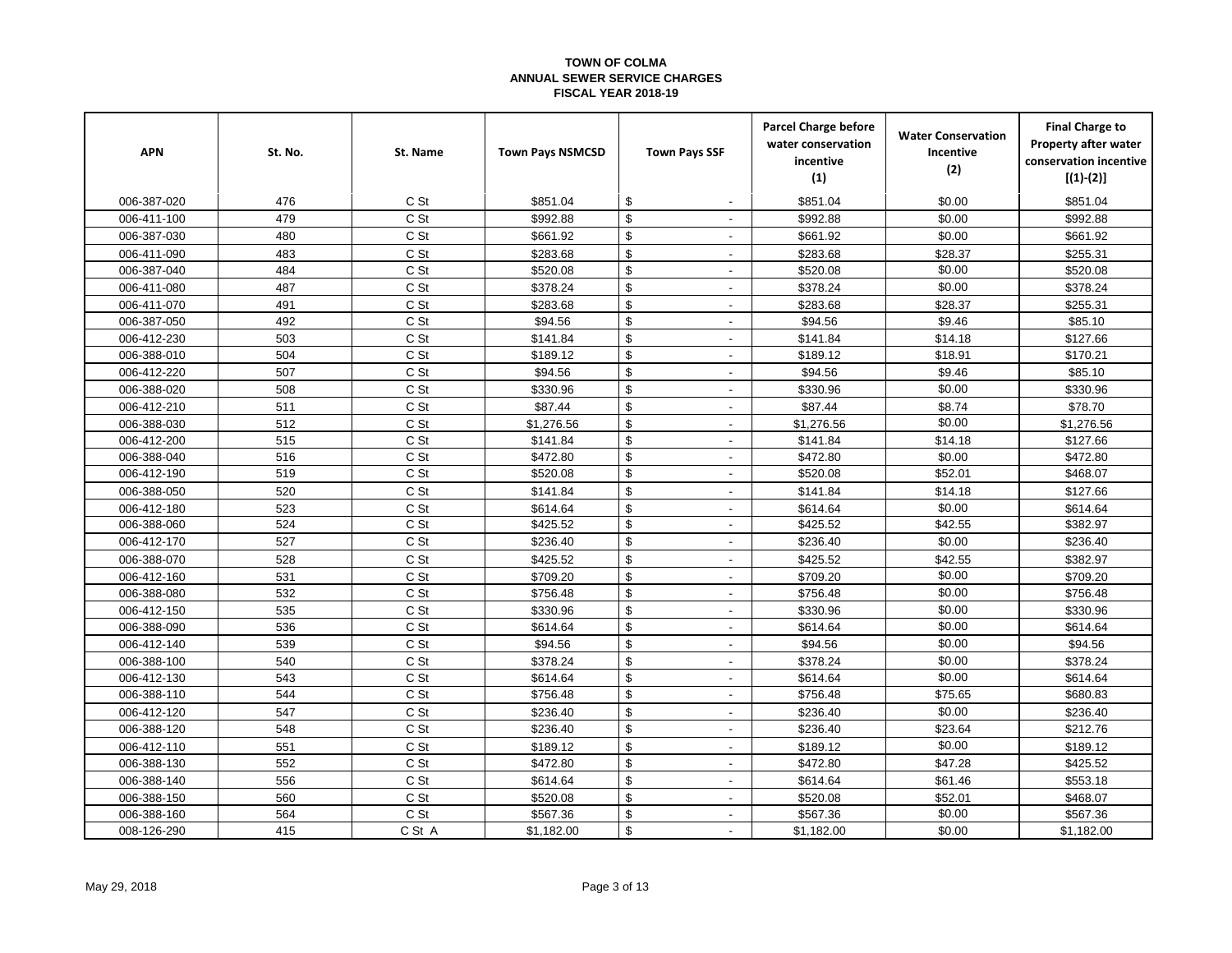**TOWN OF COLMA**
**ANNUAL SEWER SERVICE CHARGES**
**FISCAL YEAR 2018-19**

| APN | St. No. | St. Name | Town Pays NSMCSD | Town Pays SSF | Parcel Charge before water conservation incentive (1) | Water Conservation Incentive (2) | Final Charge to Property after water conservation incentive [(1)-(2)] |
|---|---|---|---|---|---|---|---|
| 006-387-020 | 476 | C St | $851.04 | $ - | $851.04 | $0.00 | $851.04 |
| 006-411-100 | 479 | C St | $992.88 | $ - | $992.88 | $0.00 | $992.88 |
| 006-387-030 | 480 | C St | $661.92 | $ - | $661.92 | $0.00 | $661.92 |
| 006-411-090 | 483 | C St | $283.68 | $ - | $283.68 | $28.37 | $255.31 |
| 006-387-040 | 484 | C St | $520.08 | $ - | $520.08 | $0.00 | $520.08 |
| 006-411-080 | 487 | C St | $378.24 | $ - | $378.24 | $0.00 | $378.24 |
| 006-411-070 | 491 | C St | $283.68 | $ - | $283.68 | $28.37 | $255.31 |
| 006-387-050 | 492 | C St | $94.56 | $ - | $94.56 | $9.46 | $85.10 |
| 006-412-230 | 503 | C St | $141.84 | $ - | $141.84 | $14.18 | $127.66 |
| 006-388-010 | 504 | C St | $189.12 | $ - | $189.12 | $18.91 | $170.21 |
| 006-412-220 | 507 | C St | $94.56 | $ - | $94.56 | $9.46 | $85.10 |
| 006-388-020 | 508 | C St | $330.96 | $ - | $330.96 | $0.00 | $330.96 |
| 006-412-210 | 511 | C St | $87.44 | $ - | $87.44 | $8.74 | $78.70 |
| 006-388-030 | 512 | C St | $1,276.56 | $ - | $1,276.56 | $0.00 | $1,276.56 |
| 006-412-200 | 515 | C St | $141.84 | $ - | $141.84 | $14.18 | $127.66 |
| 006-388-040 | 516 | C St | $472.80 | $ - | $472.80 | $0.00 | $472.80 |
| 006-412-190 | 519 | C St | $520.08 | $ - | $520.08 | $52.01 | $468.07 |
| 006-388-050 | 520 | C St | $141.84 | $ - | $141.84 | $14.18 | $127.66 |
| 006-412-180 | 523 | C St | $614.64 | $ - | $614.64 | $0.00 | $614.64 |
| 006-388-060 | 524 | C St | $425.52 | $ - | $425.52 | $42.55 | $382.97 |
| 006-412-170 | 527 | C St | $236.40 | $ - | $236.40 | $0.00 | $236.40 |
| 006-388-070 | 528 | C St | $425.52 | $ - | $425.52 | $42.55 | $382.97 |
| 006-412-160 | 531 | C St | $709.20 | $ - | $709.20 | $0.00 | $709.20 |
| 006-388-080 | 532 | C St | $756.48 | $ - | $756.48 | $0.00 | $756.48 |
| 006-412-150 | 535 | C St | $330.96 | $ - | $330.96 | $0.00 | $330.96 |
| 006-388-090 | 536 | C St | $614.64 | $ - | $614.64 | $0.00 | $614.64 |
| 006-412-140 | 539 | C St | $94.56 | $ - | $94.56 | $0.00 | $94.56 |
| 006-388-100 | 540 | C St | $378.24 | $ - | $378.24 | $0.00 | $378.24 |
| 006-412-130 | 543 | C St | $614.64 | $ - | $614.64 | $0.00 | $614.64 |
| 006-388-110 | 544 | C St | $756.48 | $ - | $756.48 | $75.65 | $680.83 |
| 006-412-120 | 547 | C St | $236.40 | $ - | $236.40 | $0.00 | $236.40 |
| 006-388-120 | 548 | C St | $236.40 | $ - | $236.40 | $23.64 | $212.76 |
| 006-412-110 | 551 | C St | $189.12 | $ - | $189.12 | $0.00 | $189.12 |
| 006-388-130 | 552 | C St | $472.80 | $ - | $472.80 | $47.28 | $425.52 |
| 006-388-140 | 556 | C St | $614.64 | $ - | $614.64 | $61.46 | $553.18 |
| 006-388-150 | 560 | C St | $520.08 | $ - | $520.08 | $52.01 | $468.07 |
| 006-388-160 | 564 | C St | $567.36 | $ - | $567.36 | $0.00 | $567.36 |
| 008-126-290 | 415 | C St A | $1,182.00 | $ - | $1,182.00 | $0.00 | $1,182.00 |

May 29, 2018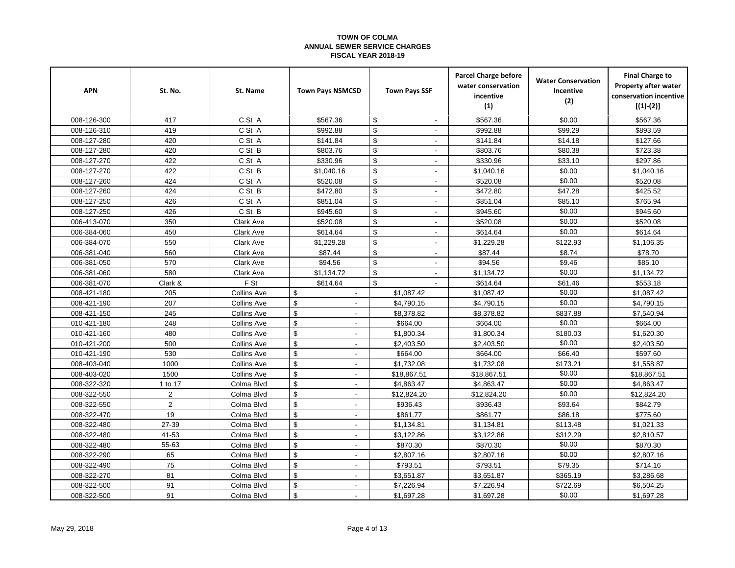**TOWN OF COLMA**
**ANNUAL SEWER SERVICE CHARGES**
**FISCAL YEAR 2018-19**

| APN | St. No. | St. Name | Town Pays NSMCSD | Town Pays SSF | Parcel Charge before water conservation incentive (1) | Water Conservation Incentive (2) | Final Charge to Property after water conservation incentive [(1)-(2)] |
|---|---|---|---|---|---|---|---|
| 008-126-300 | 417 | C St A | $567.36 | $ - | $567.36 | $0.00 | $567.36 |
| 008-126-310 | 419 | C St A | $992.88 | $ - | $992.88 | $99.29 | $893.59 |
| 008-127-280 | 420 | C St A | $141.84 | $ - | $141.84 | $14.18 | $127.66 |
| 008-127-280 | 420 | C St B | $803.76 | $ - | $803.76 | $80.38 | $723.38 |
| 008-127-270 | 422 | C St A | $330.96 | $ - | $330.96 | $33.10 | $297.86 |
| 008-127-270 | 422 | C St B | $1,040.16 | $ - | $1,040.16 | $0.00 | $1,040.16 |
| 008-127-260 | 424 | C St A | $520.08 | $ - | $520.08 | $0.00 | $520.08 |
| 008-127-260 | 424 | C St B | $472.80 | $ - | $472.80 | $47.28 | $425.52 |
| 008-127-250 | 426 | C St A | $851.04 | $ - | $851.04 | $85.10 | $765.94 |
| 008-127-250 | 426 | C St B | $945.60 | $ - | $945.60 | $0.00 | $945.60 |
| 006-413-070 | 350 | Clark Ave | $520.08 | $ - | $520.08 | $0.00 | $520.08 |
| 006-384-060 | 450 | Clark Ave | $614.64 | $ - | $614.64 | $0.00 | $614.64 |
| 006-384-070 | 550 | Clark Ave | $1,229.28 | $ - | $1,229.28 | $122.93 | $1,106.35 |
| 006-381-040 | 560 | Clark Ave | $87.44 | $ - | $87.44 | $8.74 | $78.70 |
| 006-381-050 | 570 | Clark Ave | $94.56 | $ - | $94.56 | $9.46 | $85.10 |
| 006-381-060 | 580 | Clark Ave | $1,134.72 | $ - | $1,134.72 | $0.00 | $1,134.72 |
| 006-381-070 | Clark & | F St | $614.64 | $ - | $614.64 | $61.46 | $553.18 |
| 008-421-180 | 205 | Collins Ave | $ - | $1,087.42 | $1,087.42 | $0.00 | $1,087.42 |
| 008-421-190 | 207 | Collins Ave | $ - | $4,790.15 | $4,790.15 | $0.00 | $4,790.15 |
| 008-421-150 | 245 | Collins Ave | $ - | $8,378.82 | $8,378.82 | $837.88 | $7,540.94 |
| 010-421-180 | 248 | Collins Ave | $ - | $664.00 | $664.00 | $0.00 | $664.00 |
| 010-421-160 | 480 | Collins Ave | $ - | $1,800.34 | $1,800.34 | $180.03 | $1,620.30 |
| 010-421-200 | 500 | Collins Ave | $ - | $2,403.50 | $2,403.50 | $0.00 | $2,403.50 |
| 010-421-190 | 530 | Collins Ave | $ - | $664.00 | $664.00 | $66.40 | $597.60 |
| 008-403-040 | 1000 | Collins Ave | $ - | $1,732.08 | $1,732.08 | $173.21 | $1,558.87 |
| 008-403-020 | 1500 | Collins Ave | $ - | $18,867.51 | $18,867.51 | $0.00 | $18,867.51 |
| 008-322-320 | 1 to 17 | Colma Blvd | $ - | $4,863.47 | $4,863.47 | $0.00 | $4,863.47 |
| 008-322-550 | 2 | Colma Blvd | $ - | $12,824.20 | $12,824.20 | $0.00 | $12,824.20 |
| 008-322-550 | 2 | Colma Blvd | $ - | $936.43 | $936.43 | $93.64 | $842.79 |
| 008-322-470 | 19 | Colma Blvd | $ - | $861.77 | $861.77 | $86.18 | $775.60 |
| 008-322-480 | 27-39 | Colma Blvd | $ - | $1,134.81 | $1,134.81 | $113.48 | $1,021.33 |
| 008-322-480 | 41-53 | Colma Blvd | $ - | $3,122.86 | $3,122.86 | $312.29 | $2,810.57 |
| 008-322-480 | 55-63 | Colma Blvd | $ - | $870.30 | $870.30 | $0.00 | $870.30 |
| 008-322-290 | 65 | Colma Blvd | $ - | $2,807.16 | $2,807.16 | $0.00 | $2,807.16 |
| 008-322-490 | 75 | Colma Blvd | $ - | $793.51 | $793.51 | $79.35 | $714.16 |
| 008-322-270 | 81 | Colma Blvd | $ - | $3,651.87 | $3,651.87 | $365.19 | $3,286.68 |
| 008-322-500 | 91 | Colma Blvd | $ - | $7,226.94 | $7,226.94 | $722.69 | $6,504.25 |
| 008-322-500 | 91 | Colma Blvd | $ - | $1,697.28 | $1,697.28 | $0.00 | $1,697.28 |

May 29, 2018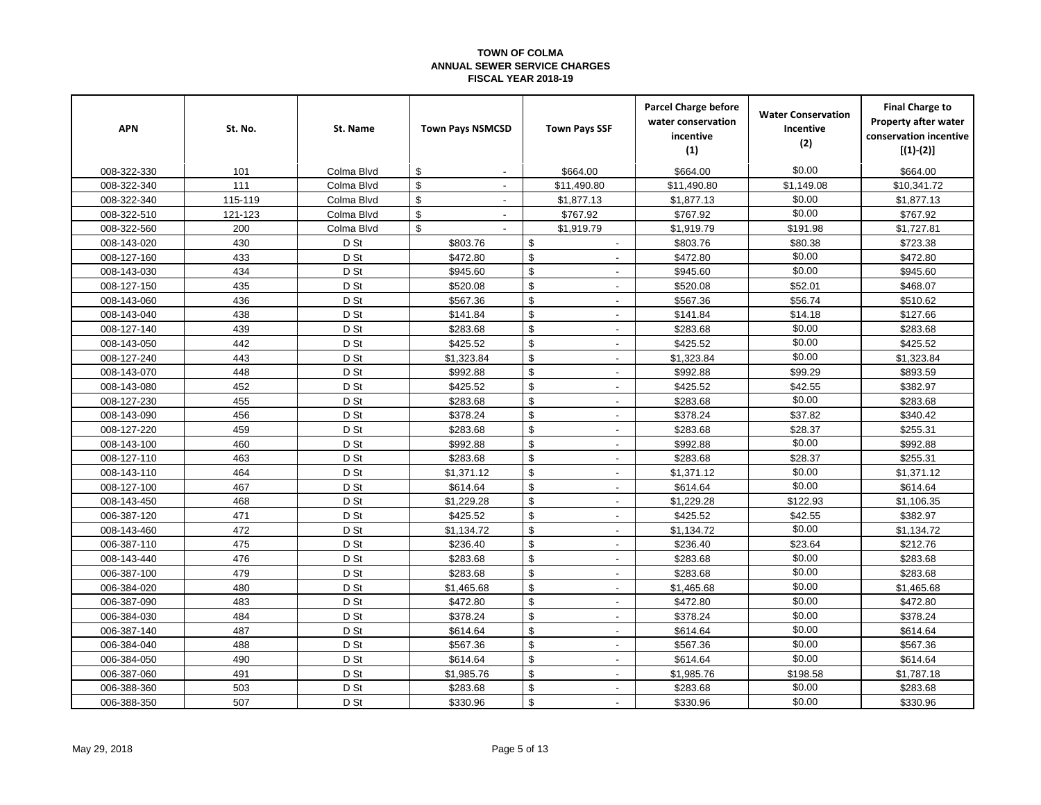**TOWN OF COLMA**
**ANNUAL SEWER SERVICE CHARGES**
**FISCAL YEAR 2018-19**

| APN | St. No. | St. Name | Town Pays NSMCSD | Town Pays SSF | Parcel Charge before water conservation incentive (1) | Water Conservation Incentive (2) | Final Charge to Property after water conservation incentive [(1)-(2)] |
|---|---|---|---|---|---|---|---|
| 008-322-330 | 101 | Colma Blvd | $ - | $664.00 | $664.00 | $0.00 | $664.00 |
| 008-322-340 | 111 | Colma Blvd | $ - | $11,490.80 | $11,490.80 | $1,149.08 | $10,341.72 |
| 008-322-340 | 115-119 | Colma Blvd | $ - | $1,877.13 | $1,877.13 | $0.00 | $1,877.13 |
| 008-322-510 | 121-123 | Colma Blvd | $ - | $767.92 | $767.92 | $0.00 | $767.92 |
| 008-322-560 | 200 | Colma Blvd | $ - | $1,919.79 | $1,919.79 | $191.98 | $1,727.81 |
| 008-143-020 | 430 | D St | $803.76 | $ - | $803.76 | $80.38 | $723.38 |
| 008-127-160 | 433 | D St | $472.80 | $ - | $472.80 | $0.00 | $472.80 |
| 008-143-030 | 434 | D St | $945.60 | $ - | $945.60 | $0.00 | $945.60 |
| 008-127-150 | 435 | D St | $520.08 | $ - | $520.08 | $52.01 | $468.07 |
| 008-143-060 | 436 | D St | $567.36 | $ - | $567.36 | $56.74 | $510.62 |
| 008-143-040 | 438 | D St | $141.84 | $ - | $141.84 | $14.18 | $127.66 |
| 008-127-140 | 439 | D St | $283.68 | $ - | $283.68 | $0.00 | $283.68 |
| 008-143-050 | 442 | D St | $425.52 | $ - | $425.52 | $0.00 | $425.52 |
| 008-127-240 | 443 | D St | $1,323.84 | $ - | $1,323.84 | $0.00 | $1,323.84 |
| 008-143-070 | 448 | D St | $992.88 | $ - | $992.88 | $99.29 | $893.59 |
| 008-143-080 | 452 | D St | $425.52 | $ - | $425.52 | $42.55 | $382.97 |
| 008-127-230 | 455 | D St | $283.68 | $ - | $283.68 | $0.00 | $283.68 |
| 008-143-090 | 456 | D St | $378.24 | $ - | $378.24 | $37.82 | $340.42 |
| 008-127-220 | 459 | D St | $283.68 | $ - | $283.68 | $28.37 | $255.31 |
| 008-143-100 | 460 | D St | $992.88 | $ - | $992.88 | $0.00 | $992.88 |
| 008-127-110 | 463 | D St | $283.68 | $ - | $283.68 | $28.37 | $255.31 |
| 008-143-110 | 464 | D St | $1,371.12 | $ - | $1,371.12 | $0.00 | $1,371.12 |
| 008-127-100 | 467 | D St | $614.64 | $ - | $614.64 | $0.00 | $614.64 |
| 008-143-450 | 468 | D St | $1,229.28 | $ - | $1,229.28 | $122.93 | $1,106.35 |
| 006-387-120 | 471 | D St | $425.52 | $ - | $425.52 | $42.55 | $382.97 |
| 008-143-460 | 472 | D St | $1,134.72 | $ - | $1,134.72 | $0.00 | $1,134.72 |
| 006-387-110 | 475 | D St | $236.40 | $ - | $236.40 | $23.64 | $212.76 |
| 008-143-440 | 476 | D St | $283.68 | $ - | $283.68 | $0.00 | $283.68 |
| 006-387-100 | 479 | D St | $283.68 | $ - | $283.68 | $0.00 | $283.68 |
| 006-384-020 | 480 | D St | $1,465.68 | $ - | $1,465.68 | $0.00 | $1,465.68 |
| 006-387-090 | 483 | D St | $472.80 | $ - | $472.80 | $0.00 | $472.80 |
| 006-384-030 | 484 | D St | $378.24 | $ - | $378.24 | $0.00 | $378.24 |
| 006-387-140 | 487 | D St | $614.64 | $ - | $614.64 | $0.00 | $614.64 |
| 006-384-040 | 488 | D St | $567.36 | $ - | $567.36 | $0.00 | $567.36 |
| 006-384-050 | 490 | D St | $614.64 | $ - | $614.64 | $0.00 | $614.64 |
| 006-387-060 | 491 | D St | $1,985.76 | $ - | $1,985.76 | $198.58 | $1,787.18 |
| 006-388-360 | 503 | D St | $283.68 | $ - | $283.68 | $0.00 | $283.68 |
| 006-388-350 | 507 | D St | $330.96 | $ - | $330.96 | $0.00 | $330.96 |

May 29, 2018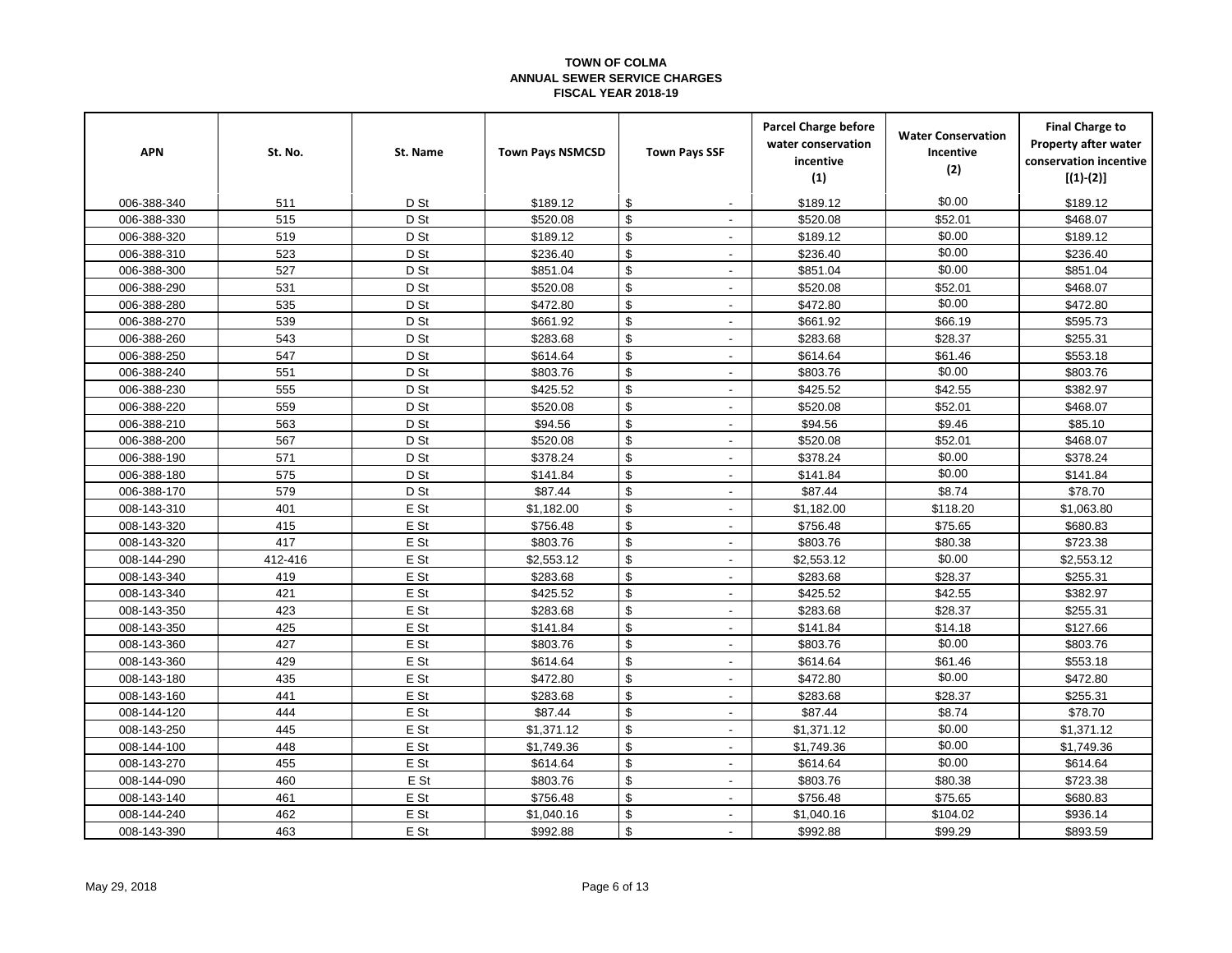**TOWN OF COLMA**
**ANNUAL SEWER SERVICE CHARGES**
**FISCAL YEAR 2018-19**

| APN | St. No. | St. Name | Town Pays NSMCSD | Town Pays SSF | Parcel Charge before water conservation incentive (1) | Water Conservation Incentive (2) | Final Charge to Property after water conservation incentive [(1)-(2)] |
|---|---|---|---|---|---|---|---|
| 006-388-340 | 511 | D St | $189.12 | $ - | $189.12 | $0.00 | $189.12 |
| 006-388-330 | 515 | D St | $520.08 | $ - | $520.08 | $52.01 | $468.07 |
| 006-388-320 | 519 | D St | $189.12 | $ - | $189.12 | $0.00 | $189.12 |
| 006-388-310 | 523 | D St | $236.40 | $ - | $236.40 | $0.00 | $236.40 |
| 006-388-300 | 527 | D St | $851.04 | $ - | $851.04 | $0.00 | $851.04 |
| 006-388-290 | 531 | D St | $520.08 | $ - | $520.08 | $52.01 | $468.07 |
| 006-388-280 | 535 | D St | $472.80 | $ - | $472.80 | $0.00 | $472.80 |
| 006-388-270 | 539 | D St | $661.92 | $ - | $661.92 | $66.19 | $595.73 |
| 006-388-260 | 543 | D St | $283.68 | $ - | $283.68 | $28.37 | $255.31 |
| 006-388-250 | 547 | D St | $614.64 | $ - | $614.64 | $61.46 | $553.18 |
| 006-388-240 | 551 | D St | $803.76 | $ - | $803.76 | $0.00 | $803.76 |
| 006-388-230 | 555 | D St | $425.52 | $ - | $425.52 | $42.55 | $382.97 |
| 006-388-220 | 559 | D St | $520.08 | $ - | $520.08 | $52.01 | $468.07 |
| 006-388-210 | 563 | D St | $94.56 | $ - | $94.56 | $9.46 | $85.10 |
| 006-388-200 | 567 | D St | $520.08 | $ - | $520.08 | $52.01 | $468.07 |
| 006-388-190 | 571 | D St | $378.24 | $ - | $378.24 | $0.00 | $378.24 |
| 006-388-180 | 575 | D St | $141.84 | $ - | $141.84 | $0.00 | $141.84 |
| 006-388-170 | 579 | D St | $87.44 | $ - | $87.44 | $8.74 | $78.70 |
| 008-143-310 | 401 | E St | $1,182.00 | $ - | $1,182.00 | $118.20 | $1,063.80 |
| 008-143-320 | 415 | E St | $756.48 | $ - | $756.48 | $75.65 | $680.83 |
| 008-143-320 | 417 | E St | $803.76 | $ - | $803.76 | $80.38 | $723.38 |
| 008-144-290 | 412-416 | E St | $2,553.12 | $ - | $2,553.12 | $0.00 | $2,553.12 |
| 008-143-340 | 419 | E St | $283.68 | $ - | $283.68 | $28.37 | $255.31 |
| 008-143-340 | 421 | E St | $425.52 | $ - | $425.52 | $42.55 | $382.97 |
| 008-143-350 | 423 | E St | $283.68 | $ - | $283.68 | $28.37 | $255.31 |
| 008-143-350 | 425 | E St | $141.84 | $ - | $141.84 | $14.18 | $127.66 |
| 008-143-360 | 427 | E St | $803.76 | $ - | $803.76 | $0.00 | $803.76 |
| 008-143-360 | 429 | E St | $614.64 | $ - | $614.64 | $61.46 | $553.18 |
| 008-143-180 | 435 | E St | $472.80 | $ - | $472.80 | $0.00 | $472.80 |
| 008-143-160 | 441 | E St | $283.68 | $ - | $283.68 | $28.37 | $255.31 |
| 008-144-120 | 444 | E St | $87.44 | $ - | $87.44 | $8.74 | $78.70 |
| 008-143-250 | 445 | E St | $1,371.12 | $ - | $1,371.12 | $0.00 | $1,371.12 |
| 008-144-100 | 448 | E St | $1,749.36 | $ - | $1,749.36 | $0.00 | $1,749.36 |
| 008-143-270 | 455 | E St | $614.64 | $ - | $614.64 | $0.00 | $614.64 |
| 008-144-090 | 460 | E St | $803.76 | $ - | $803.76 | $80.38 | $723.38 |
| 008-143-140 | 461 | E St | $756.48 | $ - | $756.48 | $75.65 | $680.83 |
| 008-144-240 | 462 | E St | $1,040.16 | $ - | $1,040.16 | $104.02 | $936.14 |
| 008-143-390 | 463 | E St | $992.88 | $ - | $992.88 | $99.29 | $893.59 |

May 29, 2018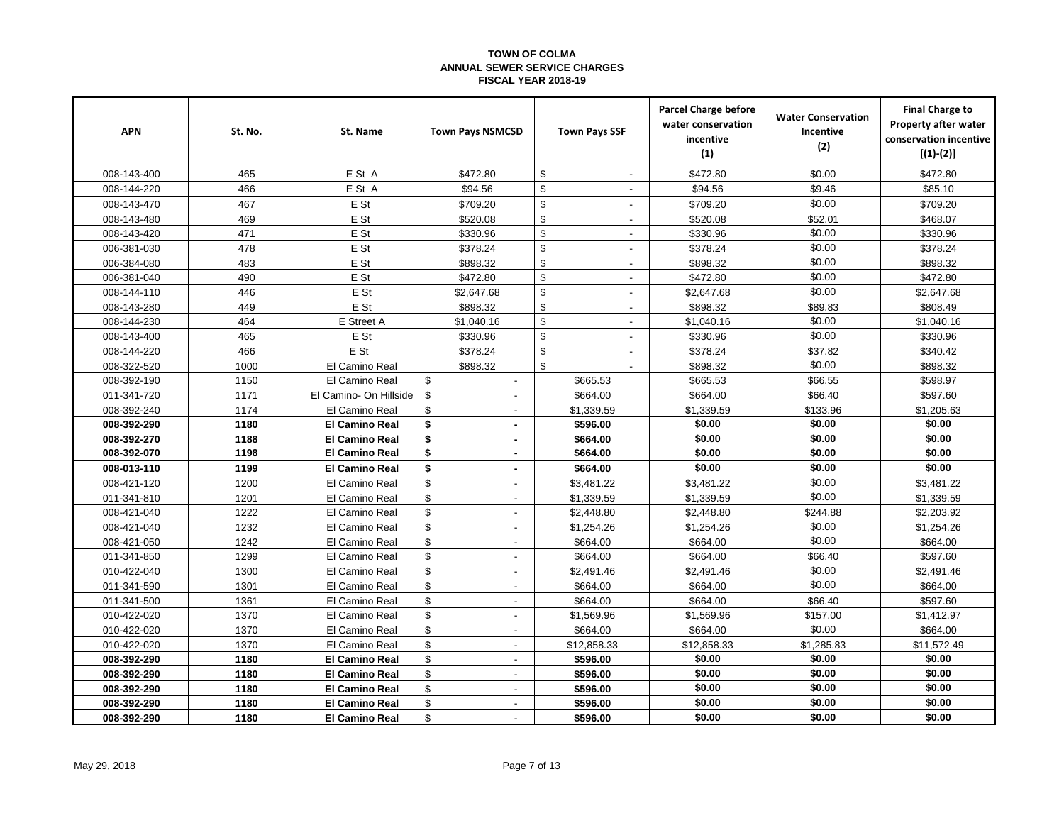**TOWN OF COLMA**
**ANNUAL SEWER SERVICE CHARGES**
**FISCAL YEAR 2018-19**

| APN | St. No. | St. Name | Town Pays NSMCSD | Town Pays SSF | Parcel Charge before water conservation incentive (1) | Water Conservation Incentive (2) | Final Charge to Property after water conservation incentive [(1)-(2)] |
|---|---|---|---|---|---|---|---|
| 008-143-400 | 465 | E St A | $472.80 | $ - | $472.80 | $0.00 | $472.80 |
| 008-144-220 | 466 | E St A | $94.56 | $ - | $94.56 | $9.46 | $85.10 |
| 008-143-470 | 467 | E St | $709.20 | $ - | $709.20 | $0.00 | $709.20 |
| 008-143-480 | 469 | E St | $520.08 | $ - | $520.08 | $52.01 | $468.07 |
| 008-143-420 | 471 | E St | $330.96 | $ - | $330.96 | $0.00 | $330.96 |
| 006-381-030 | 478 | E St | $378.24 | $ - | $378.24 | $0.00 | $378.24 |
| 006-384-080 | 483 | E St | $898.32 | $ - | $898.32 | $0.00 | $898.32 |
| 006-381-040 | 490 | E St | $472.80 | $ - | $472.80 | $0.00 | $472.80 |
| 008-144-110 | 446 | E St | $2,647.68 | $ - | $2,647.68 | $0.00 | $2,647.68 |
| 008-143-280 | 449 | E St | $898.32 | $ - | $898.32 | $89.83 | $808.49 |
| 008-144-230 | 464 | E Street A | $1,040.16 | $ - | $1,040.16 | $0.00 | $1,040.16 |
| 008-143-400 | 465 | E St | $330.96 | $ - | $330.96 | $0.00 | $330.96 |
| 008-144-220 | 466 | E St | $378.24 | $ - | $378.24 | $37.82 | $340.42 |
| 008-322-520 | 1000 | El Camino Real | $898.32 | $ - | $898.32 | $0.00 | $898.32 |
| 008-392-190 | 1150 | El Camino Real | $ - | $665.53 | $665.53 | $66.55 | $598.97 |
| 011-341-720 | 1171 | El Camino- On Hillside | $ - | $664.00 | $664.00 | $66.40 | $597.60 |
| 008-392-240 | 1174 | El Camino Real | $ - | $1,339.59 | $1,339.59 | $133.96 | $1,205.63 |
| **008-392-290** | **1180** | **El Camino Real** | **$ -** | **$596.00** | **$0.00** | **$0.00** | **$0.00** |
| **008-392-270** | **1188** | **El Camino Real** | **$ -** | **$664.00** | **$0.00** | **$0.00** | **$0.00** |
| **008-392-070** | **1198** | **El Camino Real** | **$ -** | **$664.00** | **$0.00** | **$0.00** | **$0.00** |
| **008-013-110** | **1199** | **El Camino Real** | **$ -** | **$664.00** | **$0.00** | **$0.00** | **$0.00** |
| 008-421-120 | 1200 | El Camino Real | $ - | $3,481.22 | $3,481.22 | $0.00 | $3,481.22 |
| 011-341-810 | 1201 | El Camino Real | $ - | $1,339.59 | $1,339.59 | $0.00 | $1,339.59 |
| 008-421-040 | 1222 | El Camino Real | $ - | $2,448.80 | $2,448.80 | $244.88 | $2,203.92 |
| 008-421-040 | 1232 | El Camino Real | $ - | $1,254.26 | $1,254.26 | $0.00 | $1,254.26 |
| 008-421-050 | 1242 | El Camino Real | $ - | $664.00 | $664.00 | $0.00 | $664.00 |
| 011-341-850 | 1299 | El Camino Real | $ - | $664.00 | $664.00 | $66.40 | $597.60 |
| 010-422-040 | 1300 | El Camino Real | $ - | $2,491.46 | $2,491.46 | $0.00 | $2,491.46 |
| 011-341-590 | 1301 | El Camino Real | $ - | $664.00 | $664.00 | $0.00 | $664.00 |
| 011-341-500 | 1361 | El Camino Real | $ - | $664.00 | $664.00 | $66.40 | $597.60 |
| 010-422-020 | 1370 | El Camino Real | $ - | $1,569.96 | $1,569.96 | $157.00 | $1,412.97 |
| 010-422-020 | 1370 | El Camino Real | $ - | $664.00 | $664.00 | $0.00 | $664.00 |
| 010-422-020 | 1370 | El Camino Real | $ - | $12,858.33 | $12,858.33 | $1,285.83 | $11,572.49 |
| **008-392-290** | **1180** | **El Camino Real** | $ - | **$596.00** | **$0.00** | **$0.00** | **$0.00** |
| **008-392-290** | **1180** | **El Camino Real** | $ - | **$596.00** | **$0.00** | **$0.00** | **$0.00** |
| **008-392-290** | **1180** | **El Camino Real** | $ - | **$596.00** | **$0.00** | **$0.00** | **$0.00** |
| **008-392-290** | **1180** | **El Camino Real** | $ - | **$596.00** | **$0.00** | **$0.00** | **$0.00** |
| **008-392-290** | **1180** | **El Camino Real** | $ - | **$596.00** | **$0.00** | **$0.00** | **$0.00** |

May 29, 2018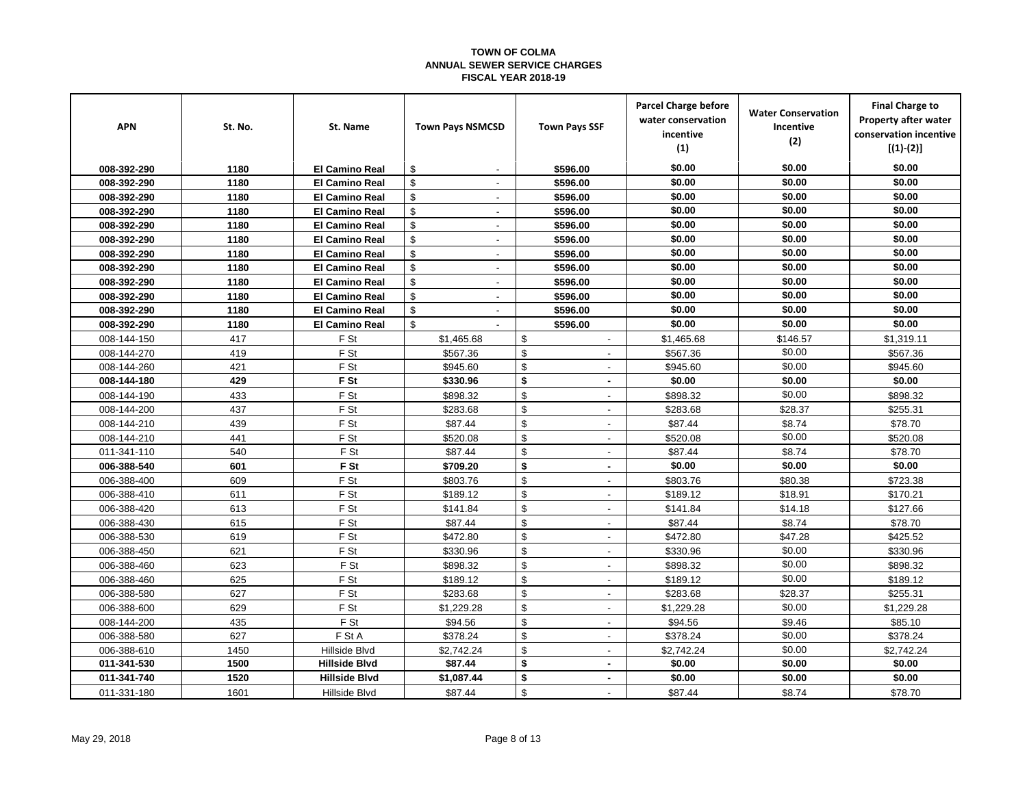**TOWN OF COLMA**
**ANNUAL SEWER SERVICE CHARGES**
**FISCAL YEAR 2018-19**

| APN | St. No. | St. Name | Town Pays NSMCSD | Town Pays SSF | Parcel Charge before water conservation incentive (1) | Water Conservation Incentive (2) | Final Charge to Property after water conservation incentive [(1)-(2)] |
|---|---|---|---|---|---|---|---|
| **008-392-290** | **1180** | **El Camino Real** | $ - | **$596.00** | **$0.00** | **$0.00** | **$0.00** |
| **008-392-290** | **1180** | **El Camino Real** | $ - | **$596.00** | **$0.00** | **$0.00** | **$0.00** |
| **008-392-290** | **1180** | **El Camino Real** | $ - | **$596.00** | **$0.00** | **$0.00** | **$0.00** |
| **008-392-290** | **1180** | **El Camino Real** | $ - | **$596.00** | **$0.00** | **$0.00** | **$0.00** |
| **008-392-290** | **1180** | **El Camino Real** | $ - | **$596.00** | **$0.00** | **$0.00** | **$0.00** |
| **008-392-290** | **1180** | **El Camino Real** | $ - | **$596.00** | **$0.00** | **$0.00** | **$0.00** |
| **008-392-290** | **1180** | **El Camino Real** | $ - | **$596.00** | **$0.00** | **$0.00** | **$0.00** |
| **008-392-290** | **1180** | **El Camino Real** | $ - | **$596.00** | **$0.00** | **$0.00** | **$0.00** |
| **008-392-290** | **1180** | **El Camino Real** | $ - | **$596.00** | **$0.00** | **$0.00** | **$0.00** |
| **008-392-290** | **1180** | **El Camino Real** | $ - | **$596.00** | **$0.00** | **$0.00** | **$0.00** |
| **008-392-290** | **1180** | **El Camino Real** | $ - | **$596.00** | **$0.00** | **$0.00** | **$0.00** |
| **008-392-290** | **1180** | **El Camino Real** | $ - | **$596.00** | **$0.00** | **$0.00** | **$0.00** |
| 008-144-150 | 417 | F St | $1,465.68 | $ - | $1,465.68 | $146.57 | $1,319.11 |
| 008-144-270 | 419 | F St | $567.36 | $ - | $567.36 | $0.00 | $567.36 |
| 008-144-260 | 421 | F St | $945.60 | $ - | $945.60 | $0.00 | $945.60 |
| **008-144-180** | **429** | **F St** | **$330.96** | **$ -** | **$0.00** | **$0.00** | **$0.00** |
| 008-144-190 | 433 | F St | $898.32 | $ - | $898.32 | $0.00 | $898.32 |
| 008-144-200 | 437 | F St | $283.68 | $ - | $283.68 | $28.37 | $255.31 |
| 008-144-210 | 439 | F St | $87.44 | $ - | $87.44 | $8.74 | $78.70 |
| 008-144-210 | 441 | F St | $520.08 | $ - | $520.08 | $0.00 | $520.08 |
| 011-341-110 | 540 | F St | $87.44 | $ - | $87.44 | $8.74 | $78.70 |
| **006-388-540** | **601** | **F St** | **$709.20** | **$ -** | **$0.00** | **$0.00** | **$0.00** |
| 006-388-400 | 609 | F St | $803.76 | $ - | $803.76 | $80.38 | $723.38 |
| 006-388-410 | 611 | F St | $189.12 | $ - | $189.12 | $18.91 | $170.21 |
| 006-388-420 | 613 | F St | $141.84 | $ - | $141.84 | $14.18 | $127.66 |
| 006-388-430 | 615 | F St | $87.44 | $ - | $87.44 | $8.74 | $78.70 |
| 006-388-530 | 619 | F St | $472.80 | $ - | $472.80 | $47.28 | $425.52 |
| 006-388-450 | 621 | F St | $330.96 | $ - | $330.96 | $0.00 | $330.96 |
| 006-388-460 | 623 | F St | $898.32 | $ - | $898.32 | $0.00 | $898.32 |
| 006-388-460 | 625 | F St | $189.12 | $ - | $189.12 | $0.00 | $189.12 |
| 006-388-580 | 627 | F St | $283.68 | $ - | $283.68 | $28.37 | $255.31 |
| 006-388-600 | 629 | F St | $1,229.28 | $ - | $1,229.28 | $0.00 | $1,229.28 |
| 008-144-200 | 435 | F St | $94.56 | $ - | $94.56 | $9.46 | $85.10 |
| 006-388-580 | 627 | F St A | $378.24 | $ - | $378.24 | $0.00 | $378.24 |
| 006-388-610 | 1450 | Hillside Blvd | $2,742.24 | $ - | $2,742.24 | $0.00 | $2,742.24 |
| **011-341-530** | **1500** | **Hillside Blvd** | **$87.44** | **$ -** | **$0.00** | **$0.00** | **$0.00** |
| **011-341-740** | **1520** | **Hillside Blvd** | **$1,087.44** | **$ -** | **$0.00** | **$0.00** | **$0.00** |
| 011-331-180 | 1601 | Hillside Blvd | $87.44 | $ - | $87.44 | $8.74 | $78.70 |

May 29, 2018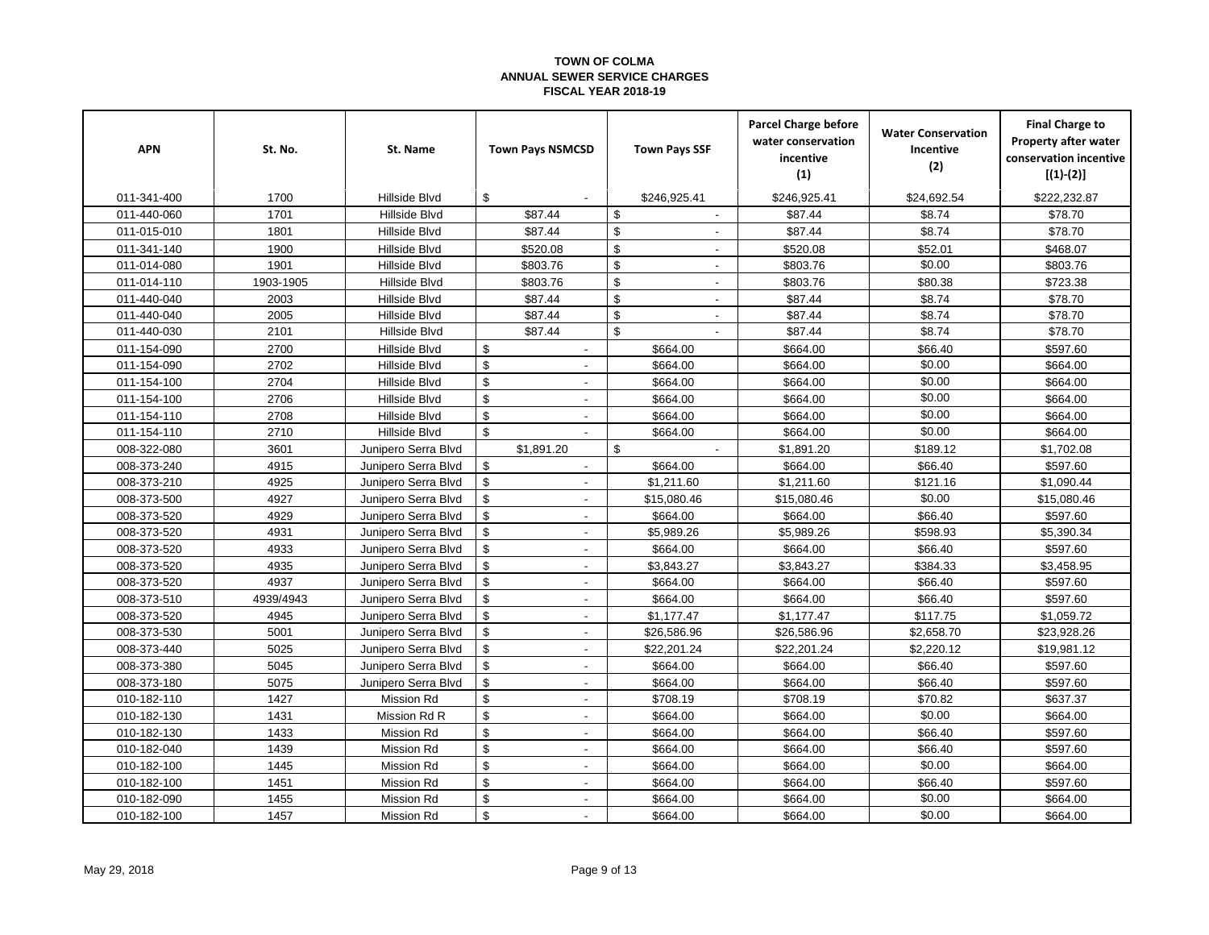**TOWN OF COLMA**
**ANNUAL SEWER SERVICE CHARGES**
**FISCAL YEAR 2018-19**

| APN | St. No. | St. Name | Town Pays NSMCSD | Town Pays SSF | Parcel Charge before water conservation incentive (1) | Water Conservation Incentive (2) | Final Charge to Property after water conservation incentive [(1)-(2)] |
|---|---|---|---|---|---|---|---|
| 011-341-400 | 1700 | Hillside Blvd | $ - | $246,925.41 | $246,925.41 | $24,692.54 | $222,232.87 |
| 011-440-060 | 1701 | Hillside Blvd | $87.44 | $ - | $87.44 | $8.74 | $78.70 |
| 011-015-010 | 1801 | Hillside Blvd | $87.44 | $ - | $87.44 | $8.74 | $78.70 |
| 011-341-140 | 1900 | Hillside Blvd | $520.08 | $ - | $520.08 | $52.01 | $468.07 |
| 011-014-080 | 1901 | Hillside Blvd | $803.76 | $ - | $803.76 | $0.00 | $803.76 |
| 011-014-110 | 1903-1905 | Hillside Blvd | $803.76 | $ - | $803.76 | $80.38 | $723.38 |
| 011-440-040 | 2003 | Hillside Blvd | $87.44 | $ - | $87.44 | $8.74 | $78.70 |
| 011-440-040 | 2005 | Hillside Blvd | $87.44 | $ - | $87.44 | $8.74 | $78.70 |
| 011-440-030 | 2101 | Hillside Blvd | $87.44 | $ - | $87.44 | $8.74 | $78.70 |
| 011-154-090 | 2700 | Hillside Blvd | $ - | $664.00 | $664.00 | $66.40 | $597.60 |
| 011-154-090 | 2702 | Hillside Blvd | $ - | $664.00 | $664.00 | $0.00 | $664.00 |
| 011-154-100 | 2704 | Hillside Blvd | $ - | $664.00 | $664.00 | $0.00 | $664.00 |
| 011-154-100 | 2706 | Hillside Blvd | $ - | $664.00 | $664.00 | $0.00 | $664.00 |
| 011-154-110 | 2708 | Hillside Blvd | $ - | $664.00 | $664.00 | $0.00 | $664.00 |
| 011-154-110 | 2710 | Hillside Blvd | $ - | $664.00 | $664.00 | $0.00 | $664.00 |
| 008-322-080 | 3601 | Junipero Serra Blvd | $1,891.20 | $ - | $1,891.20 | $189.12 | $1,702.08 |
| 008-373-240 | 4915 | Junipero Serra Blvd | $ - | $664.00 | $664.00 | $66.40 | $597.60 |
| 008-373-210 | 4925 | Junipero Serra Blvd | $ - | $1,211.60 | $1,211.60 | $121.16 | $1,090.44 |
| 008-373-500 | 4927 | Junipero Serra Blvd | $ - | $15,080.46 | $15,080.46 | $0.00 | $15,080.46 |
| 008-373-520 | 4929 | Junipero Serra Blvd | $ - | $664.00 | $664.00 | $66.40 | $597.60 |
| 008-373-520 | 4931 | Junipero Serra Blvd | $ - | $5,989.26 | $5,989.26 | $598.93 | $5,390.34 |
| 008-373-520 | 4933 | Junipero Serra Blvd | $ - | $664.00 | $664.00 | $66.40 | $597.60 |
| 008-373-520 | 4935 | Junipero Serra Blvd | $ - | $3,843.27 | $3,843.27 | $384.33 | $3,458.95 |
| 008-373-520 | 4937 | Junipero Serra Blvd | $ - | $664.00 | $664.00 | $66.40 | $597.60 |
| 008-373-510 | 4939/4943 | Junipero Serra Blvd | $ - | $664.00 | $664.00 | $66.40 | $597.60 |
| 008-373-520 | 4945 | Junipero Serra Blvd | $ - | $1,177.47 | $1,177.47 | $117.75 | $1,059.72 |
| 008-373-530 | 5001 | Junipero Serra Blvd | $ - | $26,586.96 | $26,586.96 | $2,658.70 | $23,928.26 |
| 008-373-440 | 5025 | Junipero Serra Blvd | $ - | $22,201.24 | $22,201.24 | $2,220.12 | $19,981.12 |
| 008-373-380 | 5045 | Junipero Serra Blvd | $ - | $664.00 | $664.00 | $66.40 | $597.60 |
| 008-373-180 | 5075 | Junipero Serra Blvd | $ - | $664.00 | $664.00 | $66.40 | $597.60 |
| 010-182-110 | 1427 | Mission Rd | $ - | $708.19 | $708.19 | $70.82 | $637.37 |
| 010-182-130 | 1431 | Mission Rd R | $ - | $664.00 | $664.00 | $0.00 | $664.00 |
| 010-182-130 | 1433 | Mission Rd | $ - | $664.00 | $664.00 | $66.40 | $597.60 |
| 010-182-040 | 1439 | Mission Rd | $ - | $664.00 | $664.00 | $66.40 | $597.60 |
| 010-182-100 | 1445 | Mission Rd | $ - | $664.00 | $664.00 | $0.00 | $664.00 |
| 010-182-100 | 1451 | Mission Rd | $ - | $664.00 | $664.00 | $66.40 | $597.60 |
| 010-182-090 | 1455 | Mission Rd | $ - | $664.00 | $664.00 | $0.00 | $664.00 |
| 010-182-100 | 1457 | Mission Rd | $ - | $664.00 | $664.00 | $0.00 | $664.00 |

May 29, 2018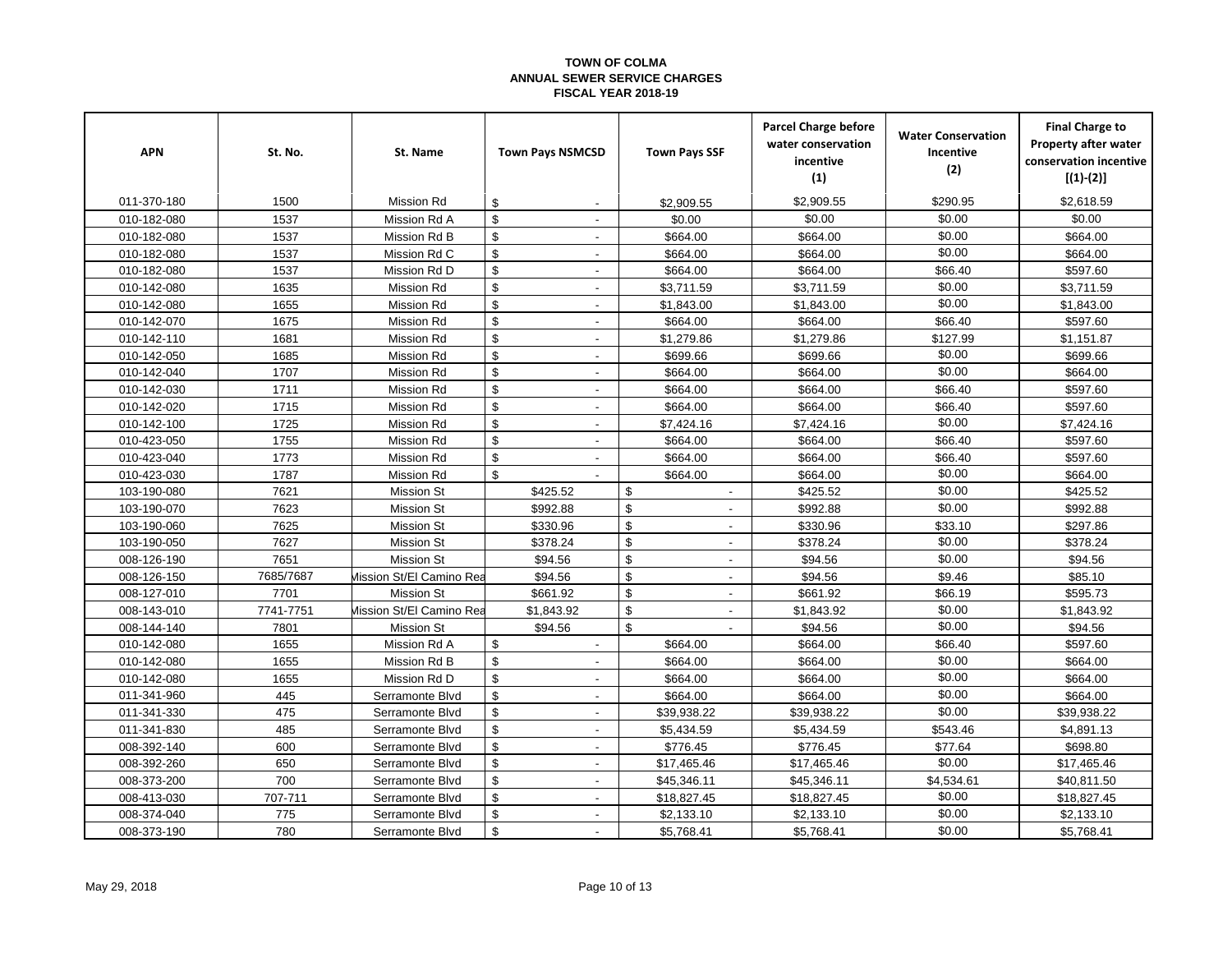**TOWN OF COLMA**
**ANNUAL SEWER SERVICE CHARGES**
**FISCAL YEAR 2018-19**

| APN | St. No. | St. Name | Town Pays NSMCSD | Town Pays SSF | Parcel Charge before water conservation incentive (1) | Water Conservation Incentive (2) | Final Charge to Property after water conservation incentive [(1)-(2)] |
|---|---|---|---|---|---|---|---|
| 011-370-180 | 1500 | Mission Rd | $ - | $2,909.55 | $2,909.55 | $290.95 | $2,618.59 |
| 010-182-080 | 1537 | Mission Rd A | $ - | $0.00 | $0.00 | $0.00 | $0.00 |
| 010-182-080 | 1537 | Mission Rd B | $ - | $664.00 | $664.00 | $0.00 | $664.00 |
| 010-182-080 | 1537 | Mission Rd C | $ - | $664.00 | $664.00 | $0.00 | $664.00 |
| 010-182-080 | 1537 | Mission Rd D | $ - | $664.00 | $664.00 | $66.40 | $597.60 |
| 010-142-080 | 1635 | Mission Rd | $ - | $3,711.59 | $3,711.59 | $0.00 | $3,711.59 |
| 010-142-080 | 1655 | Mission Rd | $ - | $1,843.00 | $1,843.00 | $0.00 | $1,843.00 |
| 010-142-070 | 1675 | Mission Rd | $ - | $664.00 | $664.00 | $66.40 | $597.60 |
| 010-142-110 | 1681 | Mission Rd | $ - | $1,279.86 | $1,279.86 | $127.99 | $1,151.87 |
| 010-142-050 | 1685 | Mission Rd | $ - | $699.66 | $699.66 | $0.00 | $699.66 |
| 010-142-040 | 1707 | Mission Rd | $ - | $664.00 | $664.00 | $0.00 | $664.00 |
| 010-142-030 | 1711 | Mission Rd | $ - | $664.00 | $664.00 | $66.40 | $597.60 |
| 010-142-020 | 1715 | Mission Rd | $ - | $664.00 | $664.00 | $66.40 | $597.60 |
| 010-142-100 | 1725 | Mission Rd | $ - | $7,424.16 | $7,424.16 | $0.00 | $7,424.16 |
| 010-423-050 | 1755 | Mission Rd | $ - | $664.00 | $664.00 | $66.40 | $597.60 |
| 010-423-040 | 1773 | Mission Rd | $ - | $664.00 | $664.00 | $66.40 | $597.60 |
| 010-423-030 | 1787 | Mission Rd | $ - | $664.00 | $664.00 | $0.00 | $664.00 |
| 103-190-080 | 7621 | Mission St | $425.52 | $ - | $425.52 | $0.00 | $425.52 |
| 103-190-070 | 7623 | Mission St | $992.88 | $ - | $992.88 | $0.00 | $992.88 |
| 103-190-060 | 7625 | Mission St | $330.96 | $ - | $330.96 | $33.10 | $297.86 |
| 103-190-050 | 7627 | Mission St | $378.24 | $ - | $378.24 | $0.00 | $378.24 |
| 008-126-190 | 7651 | Mission St | $94.56 | $ - | $94.56 | $0.00 | $94.56 |
| 008-126-150 | 7685/7687 | Mission St/El Camino Rea | $94.56 | $ - | $94.56 | $9.46 | $85.10 |
| 008-127-010 | 7701 | Mission St | $661.92 | $ - | $661.92 | $66.19 | $595.73 |
| 008-143-010 | 7741-7751 | Mission St/El Camino Rea | $1,843.92 | $ - | $1,843.92 | $0.00 | $1,843.92 |
| 008-144-140 | 7801 | Mission St | $94.56 | $ - | $94.56 | $0.00 | $94.56 |
| 010-142-080 | 1655 | Mission Rd A | $ - | $664.00 | $664.00 | $66.40 | $597.60 |
| 010-142-080 | 1655 | Mission Rd B | $ - | $664.00 | $664.00 | $0.00 | $664.00 |
| 010-142-080 | 1655 | Mission Rd D | $ - | $664.00 | $664.00 | $0.00 | $664.00 |
| 011-341-960 | 445 | Serramonte Blvd | $ - | $664.00 | $664.00 | $0.00 | $664.00 |
| 011-341-330 | 475 | Serramonte Blvd | $ - | $39,938.22 | $39,938.22 | $0.00 | $39,938.22 |
| 011-341-830 | 485 | Serramonte Blvd | $ - | $5,434.59 | $5,434.59 | $543.46 | $4,891.13 |
| 008-392-140 | 600 | Serramonte Blvd | $ - | $776.45 | $776.45 | $77.64 | $698.80 |
| 008-392-260 | 650 | Serramonte Blvd | $ - | $17,465.46 | $17,465.46 | $0.00 | $17,465.46 |
| 008-373-200 | 700 | Serramonte Blvd | $ - | $45,346.11 | $45,346.11 | $4,534.61 | $40,811.50 |
| 008-413-030 | 707-711 | Serramonte Blvd | $ - | $18,827.45 | $18,827.45 | $0.00 | $18,827.45 |
| 008-374-040 | 775 | Serramonte Blvd | $ - | $2,133.10 | $2,133.10 | $0.00 | $2,133.10 |
| 008-373-190 | 780 | Serramonte Blvd | $ - | $5,768.41 | $5,768.41 | $0.00 | $5,768.41 |

May 29, 2018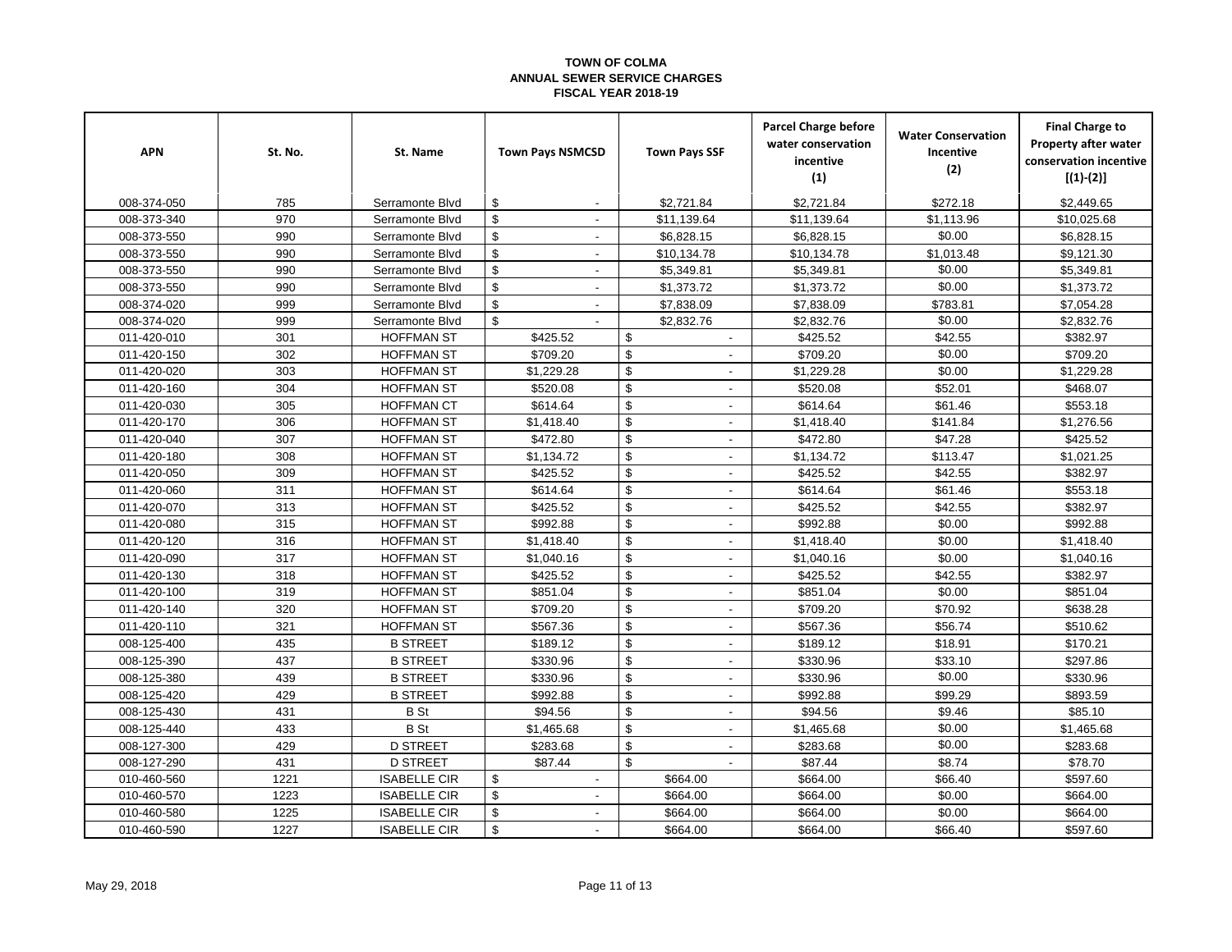**TOWN OF COLMA**
**ANNUAL SEWER SERVICE CHARGES**
**FISCAL YEAR 2018-19**

| APN | St. No. | St. Name | Town Pays NSMCSD | Town Pays SSF | Parcel Charge before water conservation incentive (1) | Water Conservation Incentive (2) | Final Charge to Property after water conservation incentive [(1)-(2)] |
|---|---|---|---|---|---|---|---|
| 008-374-050 | 785 | Serramonte Blvd | $ - | $2,721.84 | $2,721.84 | $272.18 | $2,449.65 |
| 008-373-340 | 970 | Serramonte Blvd | $ - | $11,139.64 | $11,139.64 | $1,113.96 | $10,025.68 |
| 008-373-550 | 990 | Serramonte Blvd | $ - | $6,828.15 | $6,828.15 | $0.00 | $6,828.15 |
| 008-373-550 | 990 | Serramonte Blvd | $ - | $10,134.78 | $10,134.78 | $1,013.48 | $9,121.30 |
| 008-373-550 | 990 | Serramonte Blvd | $ - | $5,349.81 | $5,349.81 | $0.00 | $5,349.81 |
| 008-373-550 | 990 | Serramonte Blvd | $ - | $1,373.72 | $1,373.72 | $0.00 | $1,373.72 |
| 008-374-020 | 999 | Serramonte Blvd | $ - | $7,838.09 | $7,838.09 | $783.81 | $7,054.28 |
| 008-374-020 | 999 | Serramonte Blvd | $ - | $2,832.76 | $2,832.76 | $0.00 | $2,832.76 |
| 011-420-010 | 301 | HOFFMAN ST | $425.52 | $ - | $425.52 | $42.55 | $382.97 |
| 011-420-150 | 302 | HOFFMAN ST | $709.20 | $ - | $709.20 | $0.00 | $709.20 |
| 011-420-020 | 303 | HOFFMAN ST | $1,229.28 | $ - | $1,229.28 | $0.00 | $1,229.28 |
| 011-420-160 | 304 | HOFFMAN ST | $520.08 | $ - | $520.08 | $52.01 | $468.07 |
| 011-420-030 | 305 | HOFFMAN CT | $614.64 | $ - | $614.64 | $61.46 | $553.18 |
| 011-420-170 | 306 | HOFFMAN ST | $1,418.40 | $ - | $1,418.40 | $141.84 | $1,276.56 |
| 011-420-040 | 307 | HOFFMAN ST | $472.80 | $ - | $472.80 | $47.28 | $425.52 |
| 011-420-180 | 308 | HOFFMAN ST | $1,134.72 | $ - | $1,134.72 | $113.47 | $1,021.25 |
| 011-420-050 | 309 | HOFFMAN ST | $425.52 | $ - | $425.52 | $42.55 | $382.97 |
| 011-420-060 | 311 | HOFFMAN ST | $614.64 | $ - | $614.64 | $61.46 | $553.18 |
| 011-420-070 | 313 | HOFFMAN ST | $425.52 | $ - | $425.52 | $42.55 | $382.97 |
| 011-420-080 | 315 | HOFFMAN ST | $992.88 | $ - | $992.88 | $0.00 | $992.88 |
| 011-420-120 | 316 | HOFFMAN ST | $1,418.40 | $ - | $1,418.40 | $0.00 | $1,418.40 |
| 011-420-090 | 317 | HOFFMAN ST | $1,040.16 | $ - | $1,040.16 | $0.00 | $1,040.16 |
| 011-420-130 | 318 | HOFFMAN ST | $425.52 | $ - | $425.52 | $42.55 | $382.97 |
| 011-420-100 | 319 | HOFFMAN ST | $851.04 | $ - | $851.04 | $0.00 | $851.04 |
| 011-420-140 | 320 | HOFFMAN ST | $709.20 | $ - | $709.20 | $70.92 | $638.28 |
| 011-420-110 | 321 | HOFFMAN ST | $567.36 | $ - | $567.36 | $56.74 | $510.62 |
| 008-125-400 | 435 | B STREET | $189.12 | $ - | $189.12 | $18.91 | $170.21 |
| 008-125-390 | 437 | B STREET | $330.96 | $ - | $330.96 | $33.10 | $297.86 |
| 008-125-380 | 439 | B STREET | $330.96 | $ - | $330.96 | $0.00 | $330.96 |
| 008-125-420 | 429 | B STREET | $992.88 | $ - | $992.88 | $99.29 | $893.59 |
| 008-125-430 | 431 | B St | $94.56 | $ - | $94.56 | $9.46 | $85.10 |
| 008-125-440 | 433 | B St | $1,465.68 | $ - | $1,465.68 | $0.00 | $1,465.68 |
| 008-127-300 | 429 | D STREET | $283.68 | $ - | $283.68 | $0.00 | $283.68 |
| 008-127-290 | 431 | D STREET | $87.44 | $ - | $87.44 | $8.74 | $78.70 |
| 010-460-560 | 1221 | ISABELLE CIR | $ - | $664.00 | $664.00 | $66.40 | $597.60 |
| 010-460-570 | 1223 | ISABELLE CIR | $ - | $664.00 | $664.00 | $0.00 | $664.00 |
| 010-460-580 | 1225 | ISABELLE CIR | $ - | $664.00 | $664.00 | $0.00 | $664.00 |
| 010-460-590 | 1227 | ISABELLE CIR | $ - | $664.00 | $664.00 | $66.40 | $597.60 |

May 29, 2018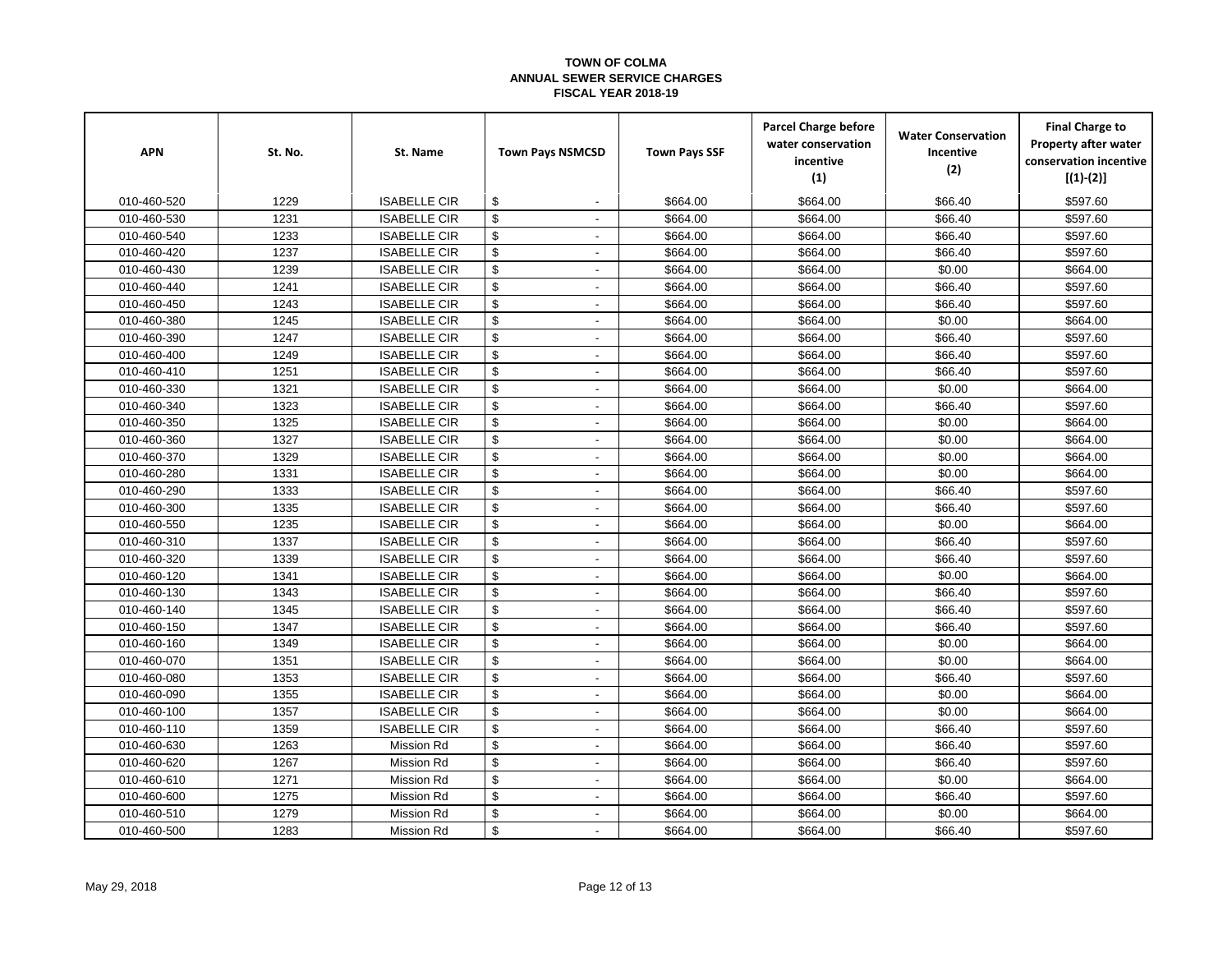**TOWN OF COLMA**
**ANNUAL SEWER SERVICE CHARGES**
**FISCAL YEAR 2018-19**

| APN | St. No. | St. Name | Town Pays NSMCSD | Town Pays SSF | Parcel Charge before water conservation incentive (1) | Water Conservation Incentive (2) | Final Charge to Property after water conservation incentive [(1)-(2)] |
|---|---|---|---|---|---|---|---|
| 010-460-520 | 1229 | ISABELLE CIR | $ - | $664.00 | $664.00 | $66.40 | $597.60 |
| 010-460-530 | 1231 | ISABELLE CIR | $ - | $664.00 | $664.00 | $66.40 | $597.60 |
| 010-460-540 | 1233 | ISABELLE CIR | $ - | $664.00 | $664.00 | $66.40 | $597.60 |
| 010-460-420 | 1237 | ISABELLE CIR | $ - | $664.00 | $664.00 | $66.40 | $597.60 |
| 010-460-430 | 1239 | ISABELLE CIR | $ - | $664.00 | $664.00 | $0.00 | $664.00 |
| 010-460-440 | 1241 | ISABELLE CIR | $ - | $664.00 | $664.00 | $66.40 | $597.60 |
| 010-460-450 | 1243 | ISABELLE CIR | $ - | $664.00 | $664.00 | $66.40 | $597.60 |
| 010-460-380 | 1245 | ISABELLE CIR | $ - | $664.00 | $664.00 | $0.00 | $664.00 |
| 010-460-390 | 1247 | ISABELLE CIR | $ - | $664.00 | $664.00 | $66.40 | $597.60 |
| 010-460-400 | 1249 | ISABELLE CIR | $ - | $664.00 | $664.00 | $66.40 | $597.60 |
| 010-460-410 | 1251 | ISABELLE CIR | $ - | $664.00 | $664.00 | $66.40 | $597.60 |
| 010-460-330 | 1321 | ISABELLE CIR | $ - | $664.00 | $664.00 | $0.00 | $664.00 |
| 010-460-340 | 1323 | ISABELLE CIR | $ - | $664.00 | $664.00 | $66.40 | $597.60 |
| 010-460-350 | 1325 | ISABELLE CIR | $ - | $664.00 | $664.00 | $0.00 | $664.00 |
| 010-460-360 | 1327 | ISABELLE CIR | $ - | $664.00 | $664.00 | $0.00 | $664.00 |
| 010-460-370 | 1329 | ISABELLE CIR | $ - | $664.00 | $664.00 | $0.00 | $664.00 |
| 010-460-280 | 1331 | ISABELLE CIR | $ - | $664.00 | $664.00 | $0.00 | $664.00 |
| 010-460-290 | 1333 | ISABELLE CIR | $ - | $664.00 | $664.00 | $66.40 | $597.60 |
| 010-460-300 | 1335 | ISABELLE CIR | $ - | $664.00 | $664.00 | $66.40 | $597.60 |
| 010-460-550 | 1235 | ISABELLE CIR | $ - | $664.00 | $664.00 | $0.00 | $664.00 |
| 010-460-310 | 1337 | ISABELLE CIR | $ - | $664.00 | $664.00 | $66.40 | $597.60 |
| 010-460-320 | 1339 | ISABELLE CIR | $ - | $664.00 | $664.00 | $66.40 | $597.60 |
| 010-460-120 | 1341 | ISABELLE CIR | $ - | $664.00 | $664.00 | $0.00 | $664.00 |
| 010-460-130 | 1343 | ISABELLE CIR | $ - | $664.00 | $664.00 | $66.40 | $597.60 |
| 010-460-140 | 1345 | ISABELLE CIR | $ - | $664.00 | $664.00 | $66.40 | $597.60 |
| 010-460-150 | 1347 | ISABELLE CIR | $ - | $664.00 | $664.00 | $66.40 | $597.60 |
| 010-460-160 | 1349 | ISABELLE CIR | $ - | $664.00 | $664.00 | $0.00 | $664.00 |
| 010-460-070 | 1351 | ISABELLE CIR | $ - | $664.00 | $664.00 | $0.00 | $664.00 |
| 010-460-080 | 1353 | ISABELLE CIR | $ - | $664.00 | $664.00 | $66.40 | $597.60 |
| 010-460-090 | 1355 | ISABELLE CIR | $ - | $664.00 | $664.00 | $0.00 | $664.00 |
| 010-460-100 | 1357 | ISABELLE CIR | $ - | $664.00 | $664.00 | $0.00 | $664.00 |
| 010-460-110 | 1359 | ISABELLE CIR | $ - | $664.00 | $664.00 | $66.40 | $597.60 |
| 010-460-630 | 1263 | Mission Rd | $ - | $664.00 | $664.00 | $66.40 | $597.60 |
| 010-460-620 | 1267 | Mission Rd | $ - | $664.00 | $664.00 | $66.40 | $597.60 |
| 010-460-610 | 1271 | Mission Rd | $ - | $664.00 | $664.00 | $0.00 | $664.00 |
| 010-460-600 | 1275 | Mission Rd | $ - | $664.00 | $664.00 | $66.40 | $597.60 |
| 010-460-510 | 1279 | Mission Rd | $ - | $664.00 | $664.00 | $0.00 | $664.00 |
| 010-460-500 | 1283 | Mission Rd | $ - | $664.00 | $664.00 | $66.40 | $597.60 |

May 29, 2018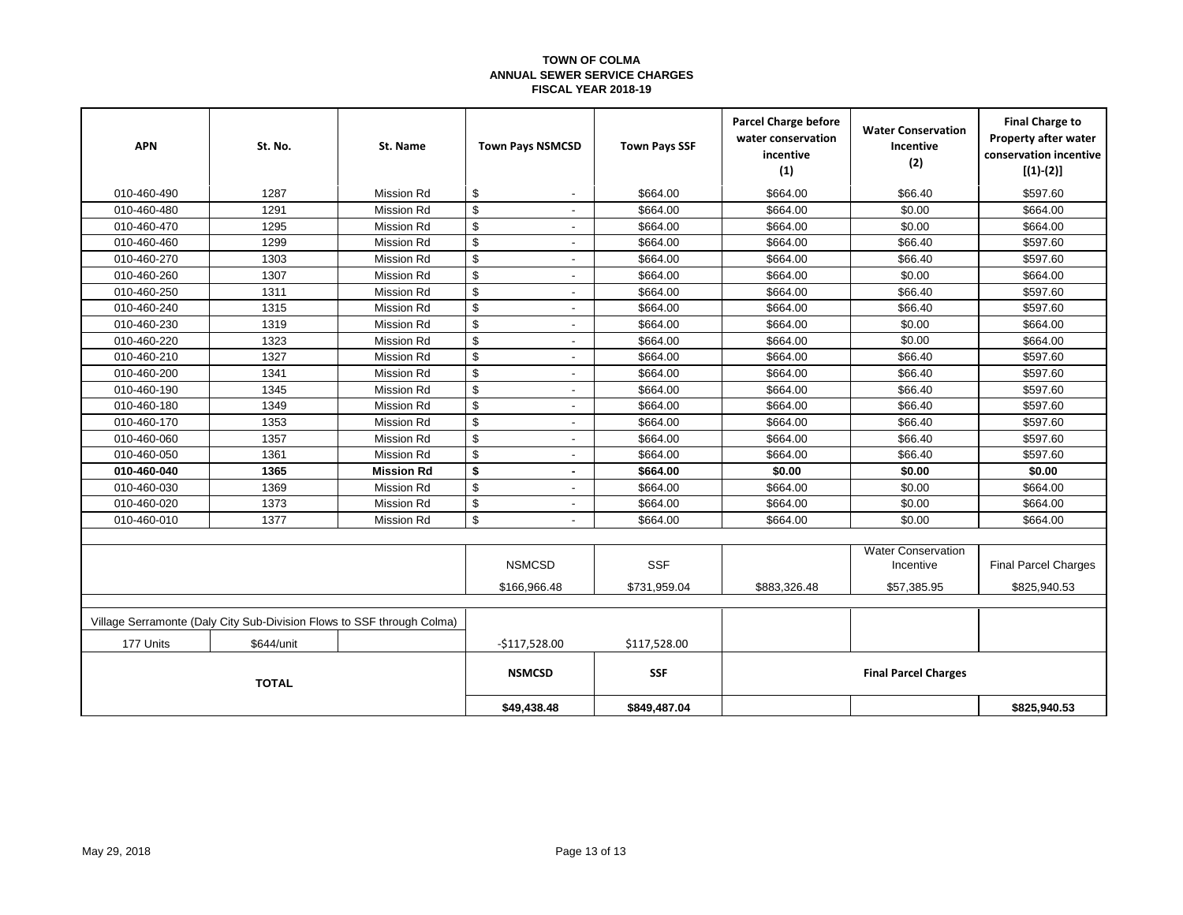**TOWN OF COLMA**
**ANNUAL SEWER SERVICE CHARGES**
**FISCAL YEAR 2018-19**

| APN | St. No. | St. Name | Town Pays NSMCSD | Town Pays SSF | Parcel Charge before water conservation incentive (1) | Water Conservation Incentive (2) | Final Charge to Property after water conservation incentive [(1)-(2)] |
|---|---|---|---|---|---|---|---|
| 010-460-490 | 1287 | Mission Rd | $ - | $664.00 | $664.00 | $66.40 | $597.60 |
| 010-460-480 | 1291 | Mission Rd | $ - | $664.00 | $664.00 | $0.00 | $664.00 |
| 010-460-470 | 1295 | Mission Rd | $ - | $664.00 | $664.00 | $0.00 | $664.00 |
| 010-460-460 | 1299 | Mission Rd | $ - | $664.00 | $664.00 | $66.40 | $597.60 |
| 010-460-270 | 1303 | Mission Rd | $ - | $664.00 | $664.00 | $66.40 | $597.60 |
| 010-460-260 | 1307 | Mission Rd | $ - | $664.00 | $664.00 | $0.00 | $664.00 |
| 010-460-250 | 1311 | Mission Rd | $ - | $664.00 | $664.00 | $66.40 | $597.60 |
| 010-460-240 | 1315 | Mission Rd | $ - | $664.00 | $664.00 | $66.40 | $597.60 |
| 010-460-230 | 1319 | Mission Rd | $ - | $664.00 | $664.00 | $0.00 | $664.00 |
| 010-460-220 | 1323 | Mission Rd | $ - | $664.00 | $664.00 | $0.00 | $664.00 |
| 010-460-210 | 1327 | Mission Rd | $ - | $664.00 | $664.00 | $66.40 | $597.60 |
| 010-460-200 | 1341 | Mission Rd | $ - | $664.00 | $664.00 | $66.40 | $597.60 |
| 010-460-190 | 1345 | Mission Rd | $ - | $664.00 | $664.00 | $66.40 | $597.60 |
| 010-460-180 | 1349 | Mission Rd | $ - | $664.00 | $664.00 | $66.40 | $597.60 |
| 010-460-170 | 1353 | Mission Rd | $ - | $664.00 | $664.00 | $66.40 | $597.60 |
| 010-460-060 | 1357 | Mission Rd | $ - | $664.00 | $664.00 | $66.40 | $597.60 |
| 010-460-050 | 1361 | Mission Rd | $ - | $664.00 | $664.00 | $66.40 | $597.60 |
| **010-460-040** | **1365** | **Mission Rd** | **$ -** | **$664.00** | **$0.00** | **$0.00** | **$0.00** |
| 010-460-030 | 1369 | Mission Rd | $ - | $664.00 | $664.00 | $0.00 | $664.00 |
| 010-460-020 | 1373 | Mission Rd | $ - | $664.00 | $664.00 | $0.00 | $664.00 |
| 010-460-010 | 1377 | Mission Rd | $ - | $664.00 | $664.00 | $0.00 | $664.00 |
| | | | | | | | |
| | | | NSMCSD | SSF | | Water Conservation Incentive | Final Parcel Charges |
| | | | $166,966.48 | $731,959.04 | $883,326.48 | $57,385.95 | $825,940.53 |
| | | | | | | | |
| Village Serramonte (Daly City Sub-Division Flows to SSF through Colma) | | | | | | | |
| 177 Units | $644/unit | | -$117,528.00 | $117,528.00 | | | |
| **TOTAL** | | | **NSMCSD** | **SSF** | **Final Parcel Charges** | | |
| | | | **$49,438.48** | **$849,487.04** | | | **$825,940.53** |

May 29, 2018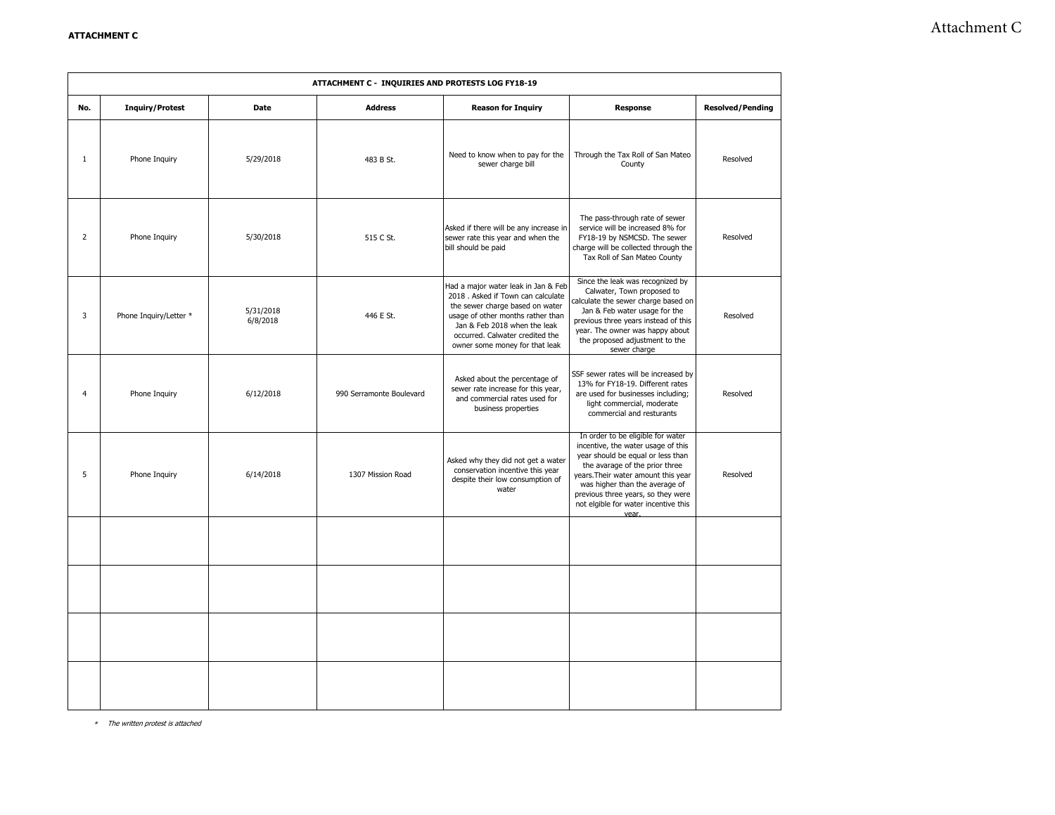**ATTACHMENT C**

Attachment C

| ATTACHMENT C - INQUIRIES AND PROTESTS LOG FY18-19 | | | | | | |
|---|---|---|---|---|---|---|
| **No.** | **Inquiry/Protest** | **Date** | **Address** | **Reason for Inquiry** | **Response** | **Resolved/Pending** |
| 1 | Phone Inquiry | 5/29/2018 | 483 B St. | Need to know when to pay for the sewer charge bill | Through the Tax Roll of San Mateo County | Resolved |
| 2 | Phone Inquiry | 5/30/2018 | 515 C St. | Asked if there will be any increase in sewer rate this year and when the bill should be paid | The pass-through rate of sewer service will be increased 8% for FY18-19 by NSMCSD. The sewer charge will be collected through the Tax Roll of San Mateo County | Resolved |
| 3 | Phone Inquiry/Letter * | 5/31/2018 6/8/2018 | 446 E St. | Had a major water leak in Jan & Feb 2018 . Asked if Town can calculate the sewer charge based on water usage of other months rather than Jan & Feb 2018 when the leak occurred. Calwater credited the owner some money for that leak | Since the leak was recognized by Calwater, Town proposed to calculate the sewer charge based on Jan & Feb water usage for the previous three years instead of this year. The owner was happy about the proposed adjustment to the sewer charge | Resolved |
| 4 | Phone Inquiry | 6/12/2018 | 990 Serramonte Boulevard | Asked about the percentage of sewer rate increase for this year, and commercial rates used for business properties | SSF sewer rates will be increased by 13% for FY18-19. Different rates are used for businesses including; light commercial, moderate commercial and resturants | Resolved |
| 5 | Phone Inquiry | 6/14/2018 | 1307 Mission Road | Asked why they did not get a water conservation incentive this year despite their low consumption of water | In order to be eligible for water incentive, the water usage of this year should be equal or less than the avarage of the prior three years.Their water amount this year was higher than the average of previous three years, so they were not elgible for water incentive this year. | Resolved |
| | | | | | | |
| | | | | | | |
| | | | | | | |
| | | | | | | |

* *The written protest is attached*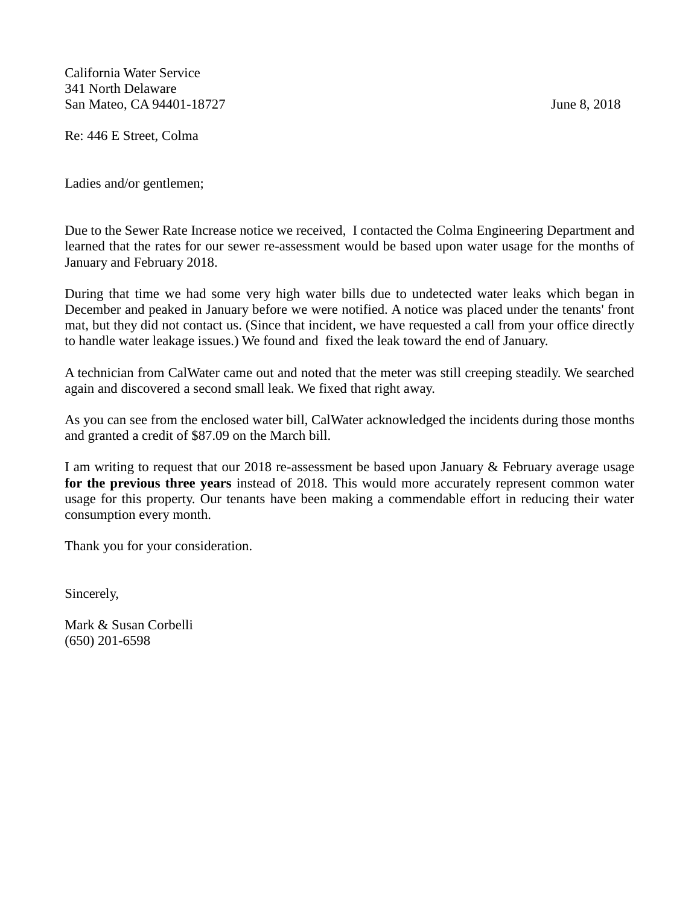California Water Service
341 North Delaware
San Mateo, CA 94401-18727

June 8, 2018

Re: 446 E Street, Colma

Ladies and/or gentlemen;

Due to the Sewer Rate Increase notice we received, I contacted the Colma Engineering Department and learned that the rates for our sewer re-assessment would be based upon water usage for the months of January and February 2018.

During that time we had some very high water bills due to undetected water leaks which began in December and peaked in January before we were notified. A notice was placed under the tenants' front mat, but they did not contact us. (Since that incident, we have requested a call from your office directly to handle water leakage issues.) We found and fixed the leak toward the end of January.

A technician from CalWater came out and noted that the meter was still creeping steadily. We searched again and discovered a second small leak. We fixed that right away.

As you can see from the enclosed water bill, CalWater acknowledged the incidents during those months and granted a credit of $87.09 on the March bill.

I am writing to request that our 2018 re-assessment be based upon January & February average usage **for the previous three years** instead of 2018. This would more accurately represent common water usage for this property. Our tenants have been making a commendable effort in reducing their water consumption every month.

Thank you for your consideration.

Sincerely,

Mark & Susan Corbelli
(650) 201-6598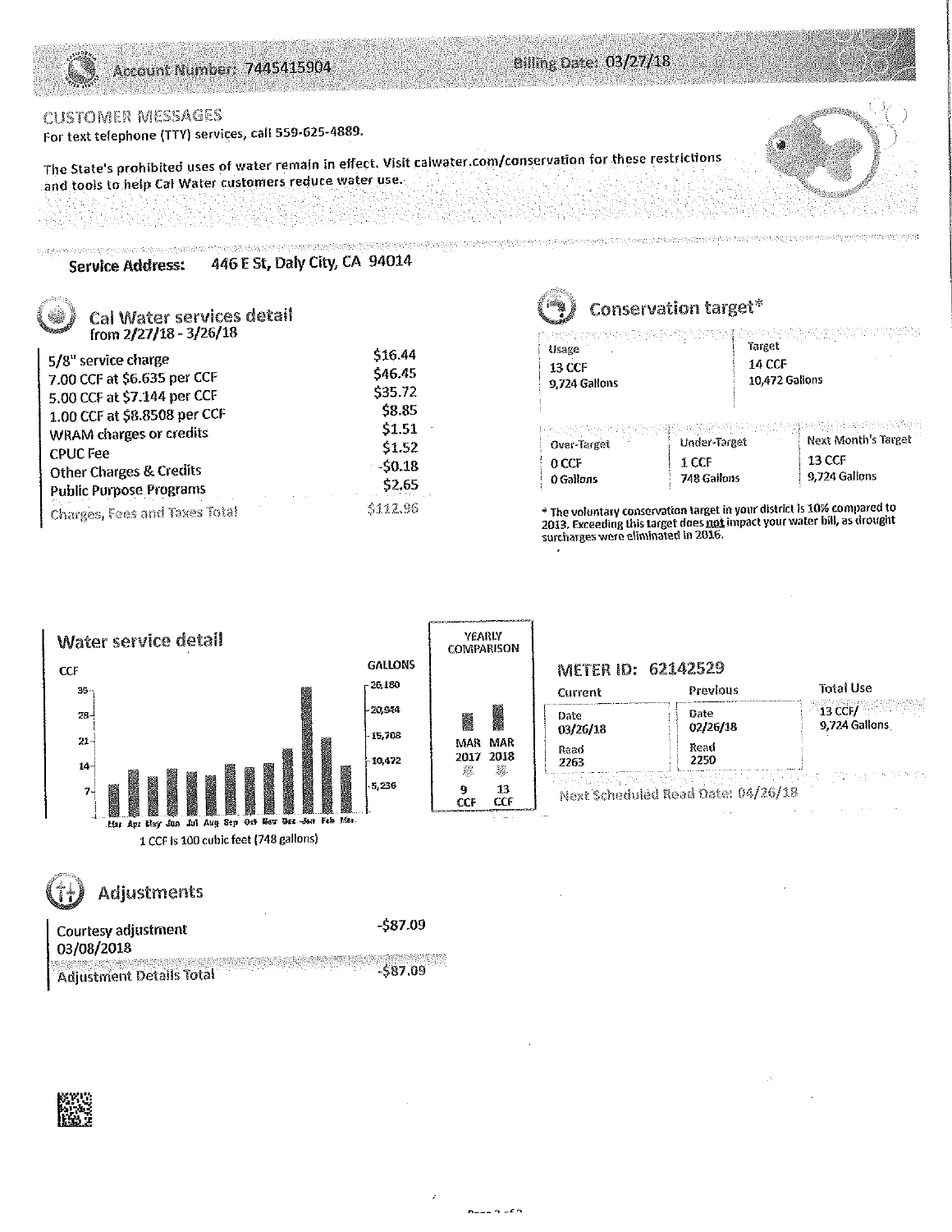Account Number: 7445415904 Billing Date: 03/27/18

## CUSTOMER MESSAGES

For text telephone (TTY) services, call 559-625-4889.

The State's prohibited uses of water remain in effect. Visit calwater.com/conservation for these restrictions and tools to help Cal Water customers reduce water use.

**Service Address:** 446 E St, Daly City, CA 94014

## Cal Water services detail

from 2/27/18 - 3/26/18

| | |
|---|---|
| 5/8" service charge | $16.44 |
| 7.00 CCF at $6.635 per CCF | $46.45 |
| 5.00 CCF at $7.144 per CCF | $35.72 |
| 1.00 CCF at $8.8508 per CCF | $8.85 |
| WRAM charges or credits | $1.51 |
| CPUC Fee | $1.52 |
| Other Charges & Credits | -$0.18 |
| Public Purpose Programs | $2.65 |
| Charges, Fees and Taxes Total | $112.96 |

## Conservation target*

| Usage | Target |
|---|---|
| 13 CCF<br>9,724 Gallons | 14 CCF<br>10,472 Gallons |

| Over-Target | Under-Target | Next Month's Target |
|---|---|---|
| 0 CCF<br>0 Gallons | 1 CCF<br>748 Gallons | 13 CCF<br>9,724 Gallons |

* The voluntary conservation target in your district is 10% compared to 2013. Exceeding this target does **not** impact your water bill, as drought surcharges were eliminated in 2016.

## Water service detail

CCF: 35, 28, 21, 14, 7 — GALLONS: 26,180, 20,944, 15,708, 10,472, 5,236

Mar Apr May Jun Jul Aug Sep Oct Nov Dec Jan Feb Mar

1 CCF is 100 cubic feet (748 gallons)

**YEARLY COMPARISON**

| MAR 2017 | MAR 2018 |
|---|---|
| 9 CCF | 13 CCF |

## METER ID: 62142529

| Current | Previous | Total Use |
|---|---|---|
| Date 03/26/18<br>Read 2263 | Date 02/26/18<br>Read 2250 | 13 CCF/<br>9,724 Gallons |

Next Scheduled Read Date: 04/26/18

## Adjustments

| | |
|---|---|
| Courtesy adjustment<br>03/08/2018 | -$87.09 |
| Adjustment Details Total | -$87.09 |